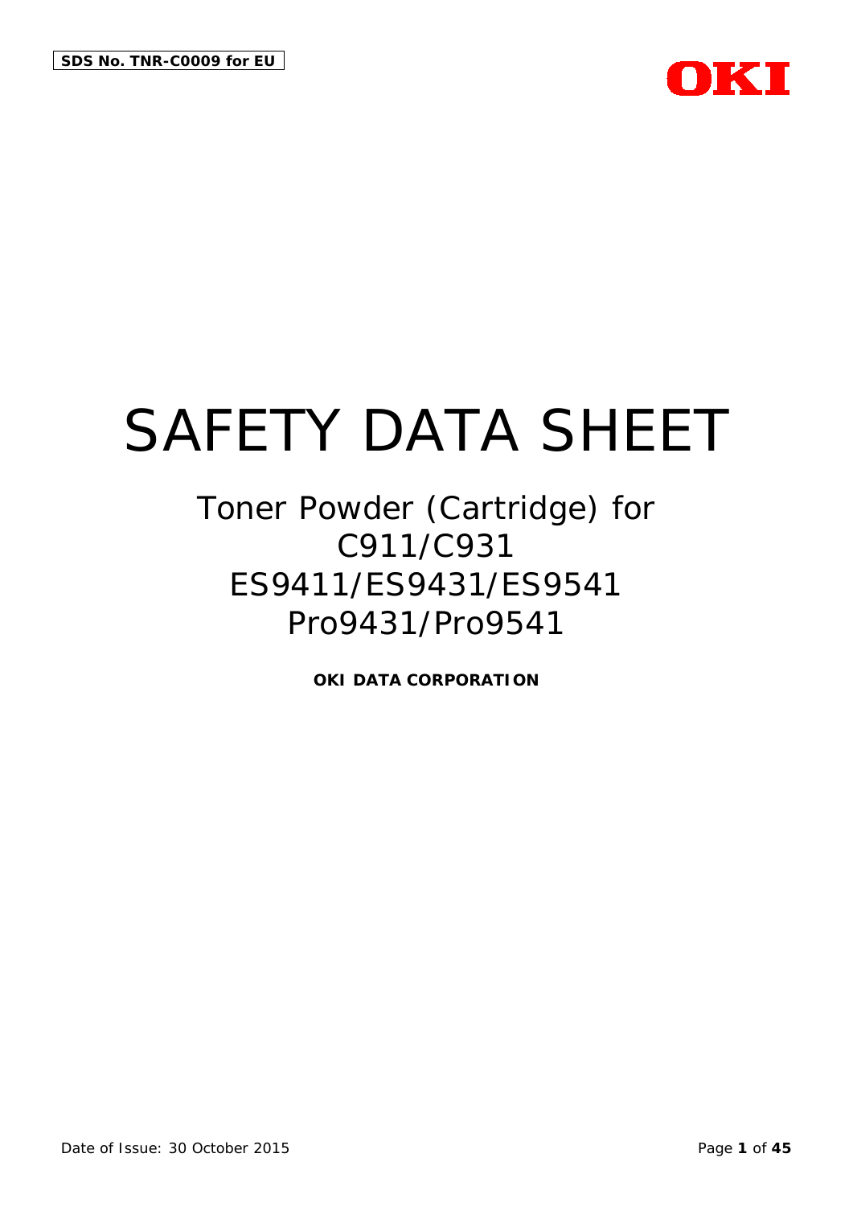SDS No. TNR-C0009 for EU

OKI

# SAFETY DATA SHEET

## Toner Powder (Cartridge) for C911/C931 ES9411/ES9431/ES9541 Pro9431/Pro9541

**OKI DATA CORPORATION**

Date of Issue: 30 October 2015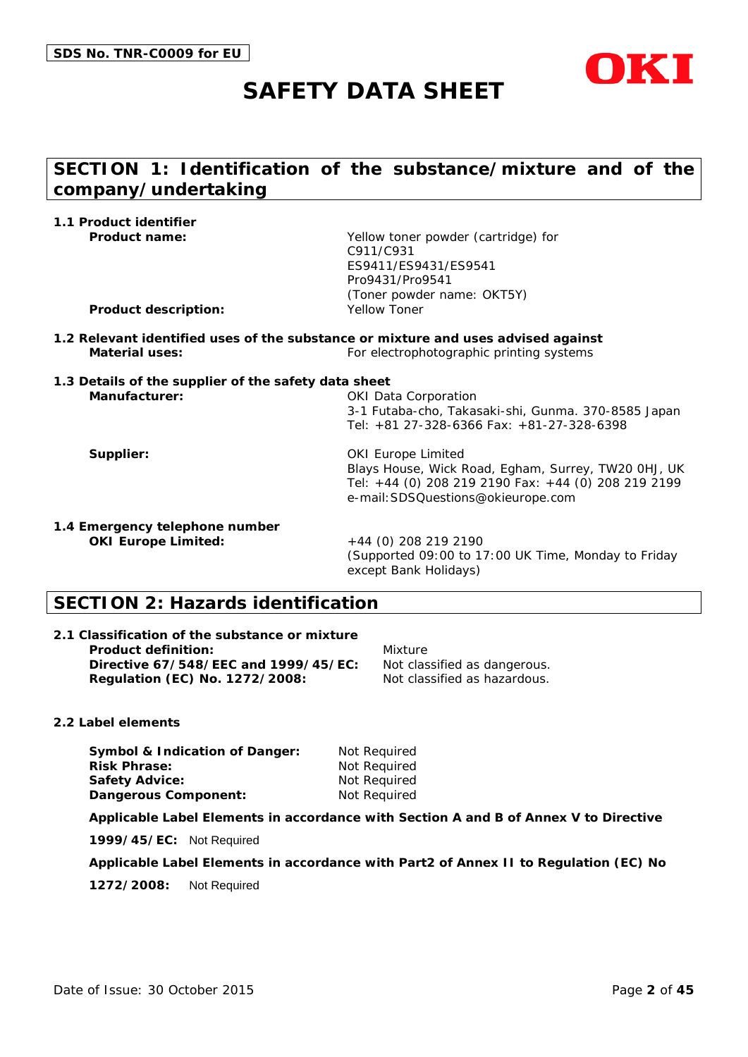SDS No. TNR-C0009 for EU

# SAFETY DATA SHEET

OKI

## SECTION 1: Identification of the substance/mixture and of the company/undertaking

### 1.1 Product identifier

**Product name:** Yellow toner powder (cartridge) for C911/C931 ES9411/ES9431/ES9541 Pro9431/Pro9541 (Toner powder name: OKT5Y)

**Product description:** Yellow Toner

### 1.2 Relevant identified uses of the substance or mixture and uses advised against

**Material uses:** For electrophotographic printing systems

### 1.3 Details of the supplier of the safety data sheet

**Manufacturer:** OKI Data Corporation
3-1 Futaba-cho, Takasaki-shi, Gunma. 370-8585 Japan
Tel: +81 27-328-6366 Fax: +81-27-328-6398

**Supplier:** OKI Europe Limited
Blays House, Wick Road, Egham, Surrey, TW20 0HJ, UK
Tel: +44 (0) 208 219 2190 Fax: +44 (0) 208 219 2199
e-mail:SDSQuestions@okieurope.com

### 1.4 Emergency telephone number

**OKI Europe Limited:** +44 (0) 208 219 2190
(Supported 09:00 to 17:00 UK Time, Monday to Friday except Bank Holidays)

## SECTION 2: Hazards identification

### 2.1 Classification of the substance or mixture

**Product definition:** Mixture

**Directive 67/548/EEC and 1999/45/EC:** Not classified as dangerous.

**Regulation (EC) No. 1272/2008:** Not classified as hazardous.

### 2.2 Label elements

**Symbol & Indication of Danger:** Not Required

**Risk Phrase:** Not Required

**Safety Advice:** Not Required

**Dangerous Component:** Not Required

**Applicable Label Elements in accordance with Section A and B of Annex V to Directive 1999/45/EC:** Not Required

**Applicable Label Elements in accordance with Part2 of Annex II to Regulation (EC) No 1272/2008:** Not Required

Date of Issue: 30 October 2015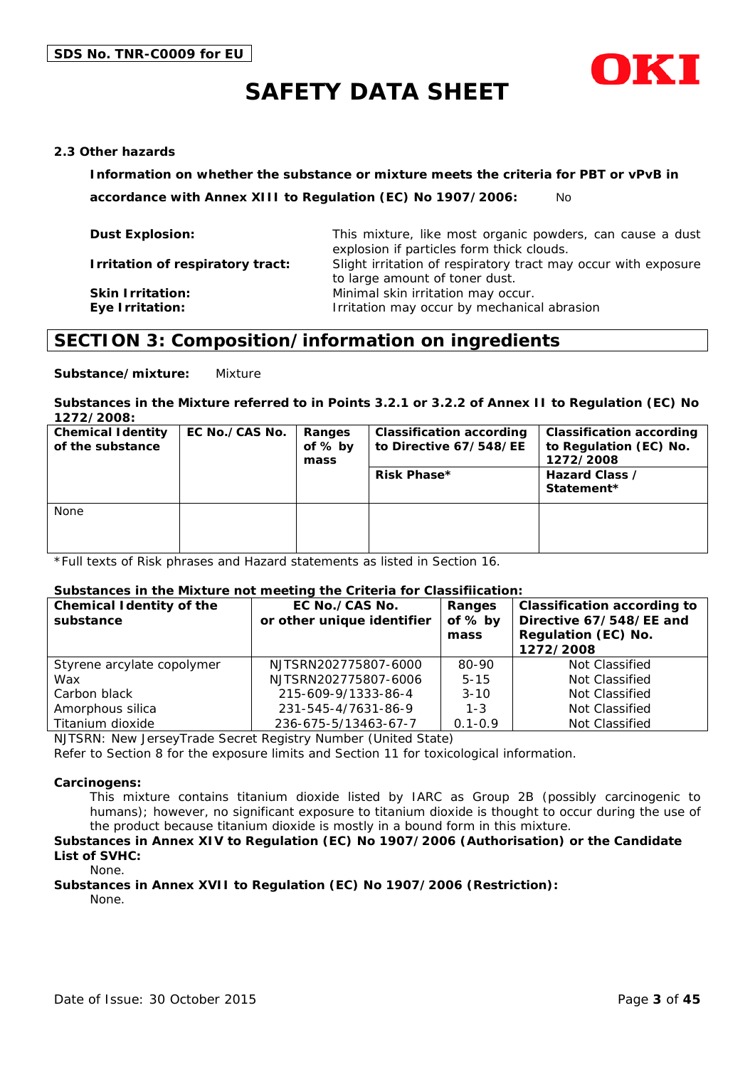**2.3 Other hazards**

**Information on whether the substance or mixture meets the criteria for PBT or vPvB in accordance with Annex XIII to Regulation (EC) No 1907/2006:** No

**Dust Explosion:** This mixture, like most organic powders, can cause a dust explosion if particles form thick clouds.

**Irritation of respiratory tract:** Slight irritation of respiratory tract may occur with exposure to large amount of toner dust.

**Skin Irritation:** Minimal skin irritation may occur.

**Eye Irritation:** Irritation may occur by mechanical abrasion

## SECTION 3: Composition/information on ingredients

**Substance/mixture:** Mixture

**Substances in the Mixture referred to in Points 3.2.1 or 3.2.2 of Annex II to Regulation (EC) No 1272/2008:**

| Chemical Identity of the substance | EC No./CAS No. | Ranges of % by mass | Classification according to Directive 67/548/EE | Classification according to Regulation (EC) No. 1272/2008 |
|---|---|---|---|---|
| | | | Risk Phase* | Hazard Class / Statement* |
| None | | | | |

*Full texts of Risk phrases and Hazard statements as listed in Section 16.

**Substances in the Mixture not meeting the Criteria for Classifiication:**

| Chemical Identity of the substance | EC No./CAS No. or other unique identifier | Ranges of % by mass | Classification according to Directive 67/548/EE and Regulation (EC) No. 1272/2008 |
|---|---|---|---|
| Styrene acrylate copolymer | NJTSRN202775807-6000 | 80-90 | Not Classified |
| Wax | NJTSRN202775807-6006 | 5-15 | Not Classified |
| Carbon black | 215-609-9/1333-86-4 | 3-10 | Not Classified |
| Amorphous silica | 231-545-4/7631-86-9 | 1-3 | Not Classified |
| Titanium dioxide | 236-675-5/13463-67-7 | 0.1-0.9 | Not Classified |

NJTSRN: New JerseyTrade Secret Registry Number (United State)

Refer to Section 8 for the exposure limits and Section 11 for toxicological information.

**Carcinogens:**

This mixture contains titanium dioxide listed by IARC as Group 2B (possibly carcinogenic to humans); however, no significant exposure to titanium dioxide is thought to occur during the use of the product because titanium dioxide is mostly in a bound form in this mixture.

**Substances in Annex XIV to Regulation (EC) No 1907/2006 (Authorisation) or the Candidate List of SVHC:**

None.

**Substances in Annex XVII to Regulation (EC) No 1907/2006 (Restriction):**

None.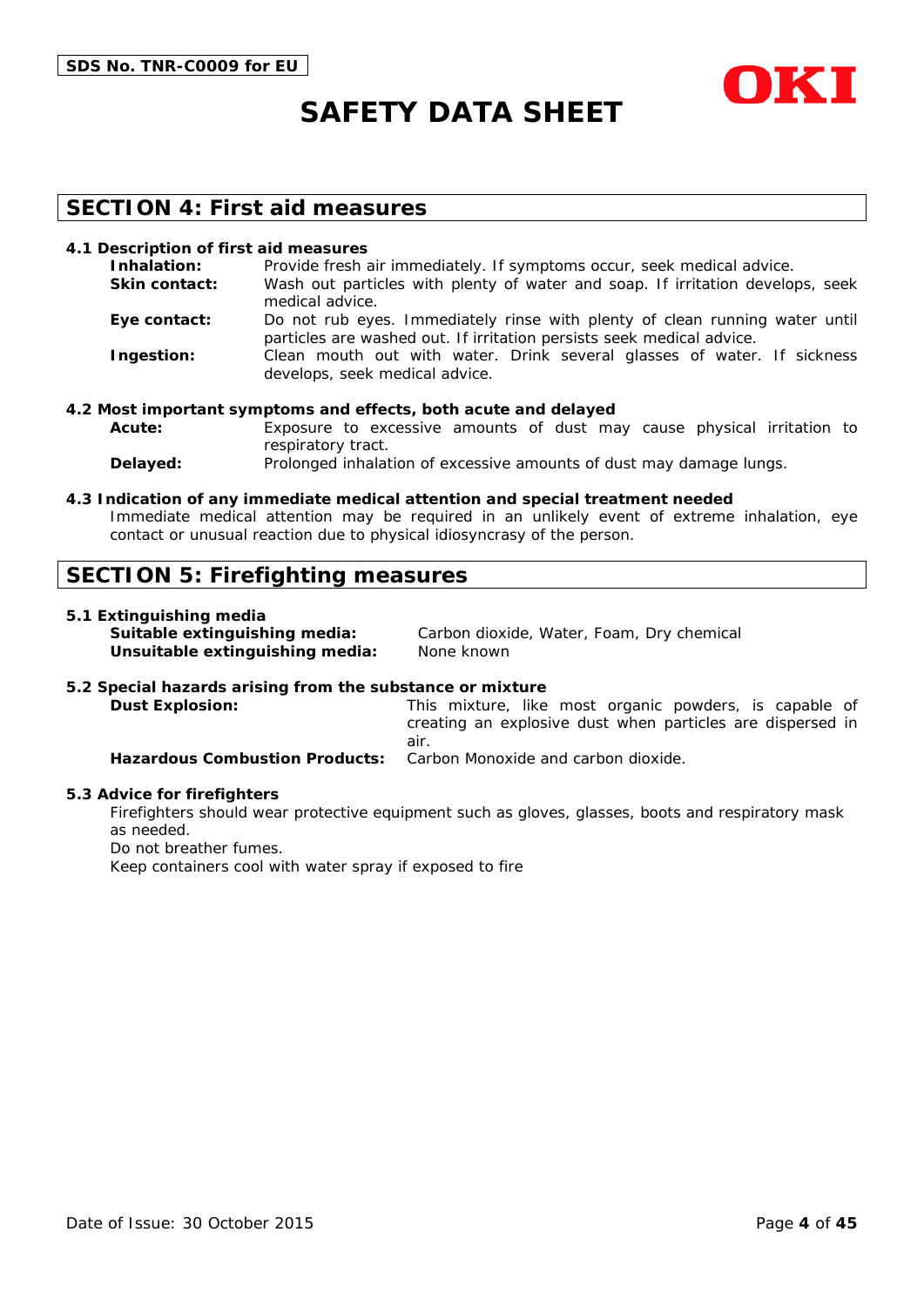## SECTION 4: First aid measures

### 4.1 Description of first aid measures

**Inhalation:** Provide fresh air immediately. If symptoms occur, seek medical advice.

**Skin contact:** Wash out particles with plenty of water and soap. If irritation develops, seek medical advice.

**Eye contact:** Do not rub eyes. Immediately rinse with plenty of clean running water until particles are washed out. If irritation persists seek medical advice.

**Ingestion:** Clean mouth out with water. Drink several glasses of water. If sickness develops, seek medical advice.

### 4.2 Most important symptoms and effects, both acute and delayed

**Acute:** Exposure to excessive amounts of dust may cause physical irritation to respiratory tract.

**Delayed:** Prolonged inhalation of excessive amounts of dust may damage lungs.

### 4.3 Indication of any immediate medical attention and special treatment needed

Immediate medical attention may be required in an unlikely event of extreme inhalation, eye contact or unusual reaction due to physical idiosyncrasy of the person.

## SECTION 5: Firefighting measures

### 5.1 Extinguishing media

**Suitable extinguishing media:** Carbon dioxide, Water, Foam, Dry chemical

**Unsuitable extinguishing media:** None known

### 5.2 Special hazards arising from the substance or mixture

**Dust Explosion:** This mixture, like most organic powders, is capable of creating an explosive dust when particles are dispersed in air.

**Hazardous Combustion Products:** Carbon Monoxide and carbon dioxide.

### 5.3 Advice for firefighters

Firefighters should wear protective equipment such as gloves, glasses, boots and respiratory mask as needed.

Do not breather fumes.

Keep containers cool with water spray if exposed to fire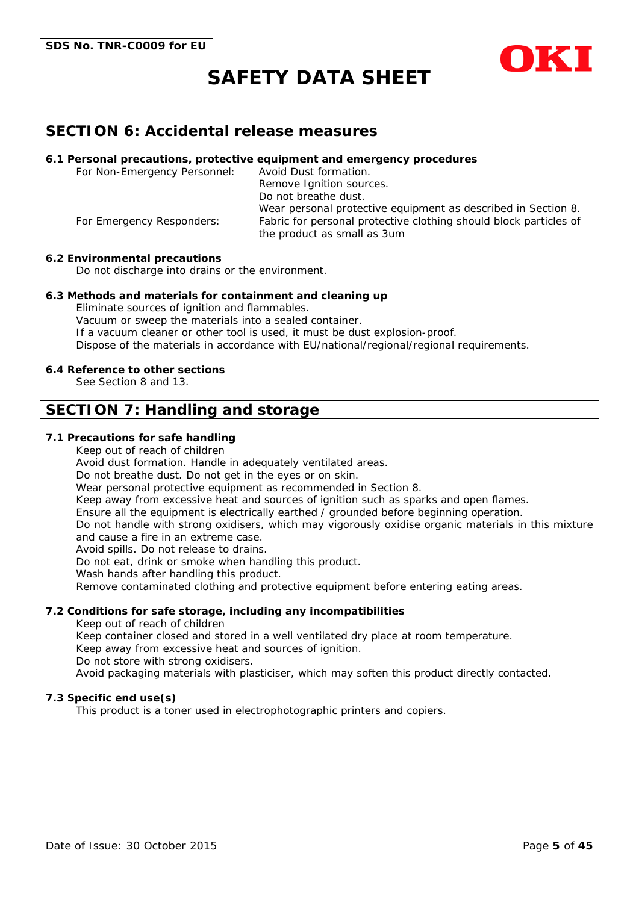## SECTION 6: Accidental release measures

### 6.1 Personal precautions, protective equipment and emergency procedures

For Non-Emergency Personnel:
- Avoid Dust formation.
- Remove Ignition sources.
- Do not breathe dust.
- Wear personal protective equipment as described in Section 8.

For Emergency Responders:
- Fabric for personal protective clothing should block particles of the product as small as 3um

### 6.2 Environmental precautions

Do not discharge into drains or the environment.

### 6.3 Methods and materials for containment and cleaning up

Eliminate sources of ignition and flammables.
Vacuum or sweep the materials into a sealed container.
If a vacuum cleaner or other tool is used, it must be dust explosion-proof.
Dispose of the materials in accordance with EU/national/regional/regional requirements.

### 6.4 Reference to other sections

See Section 8 and 13.

## SECTION 7: Handling and storage

### 7.1 Precautions for safe handling

Keep out of reach of children
Avoid dust formation. Handle in adequately ventilated areas.
Do not breathe dust. Do not get in the eyes or on skin.
Wear personal protective equipment as recommended in Section 8.
Keep away from excessive heat and sources of ignition such as sparks and open flames.
Ensure all the equipment is electrically earthed / grounded before beginning operation.
Do not handle with strong oxidisers, which may vigorously oxidise organic materials in this mixture and cause a fire in an extreme case.
Avoid spills. Do not release to drains.
Do not eat, drink or smoke when handling this product.
Wash hands after handling this product.
Remove contaminated clothing and protective equipment before entering eating areas.

### 7.2 Conditions for safe storage, including any incompatibilities

Keep out of reach of children
Keep container closed and stored in a well ventilated dry place at room temperature.
Keep away from excessive heat and sources of ignition.
Do not store with strong oxidisers.
Avoid packaging materials with plasticiser, which may soften this product directly contacted.

### 7.3 Specific end use(s)

This product is a toner used in electrophotographic printers and copiers.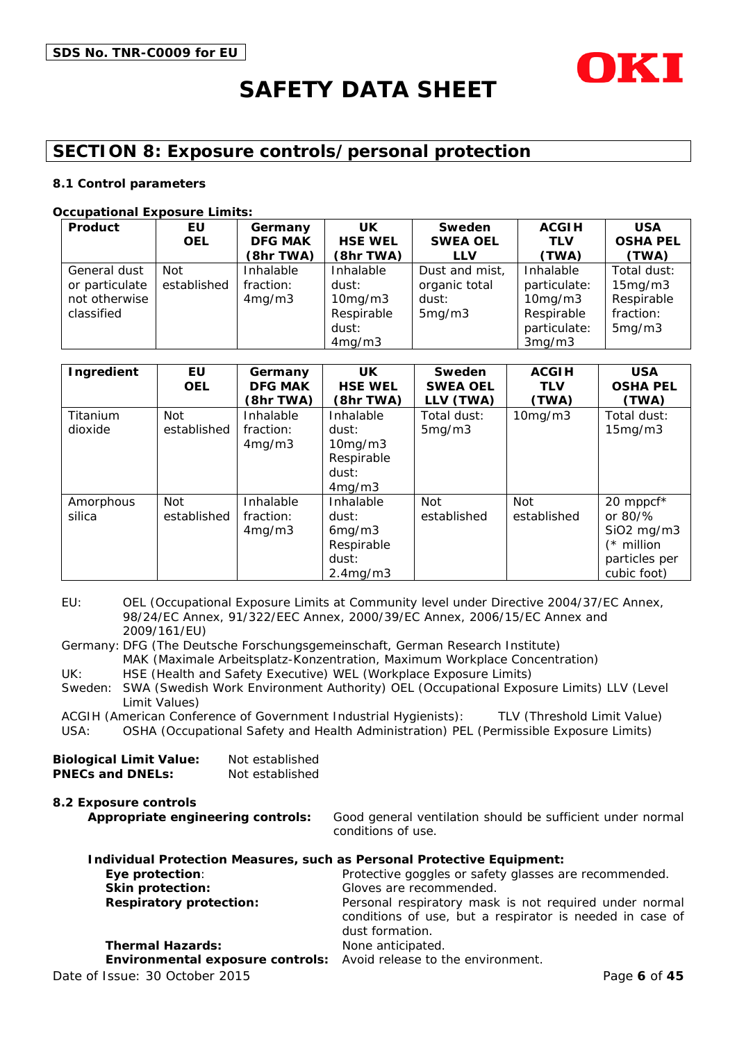SDS No. TNR-C0009 for EU

# SAFETY DATA SHEET

## SECTION 8: Exposure controls/personal protection

### 8.1 Control parameters

**Occupational Exposure Limits:**

| Product | EU OEL | Germany DFG MAK (8hr TWA) | UK HSE WEL (8hr TWA) | Sweden SWEA OEL LLV | ACGIH TLV (TWA) | USA OSHA PEL (TWA) |
|---|---|---|---|---|---|---|
| General dust or particulate not otherwise classified | Not established | Inhalable fraction: 4mg/m3 | Inhalable dust: 10mg/m3 Respirable dust: 4mg/m3 | Dust and mist, organic total dust: 5mg/m3 | Inhalable particulate: 10mg/m3 Respirable particulate: 3mg/m3 | Total dust: 15mg/m3 Respirable fraction: 5mg/m3 |

| Ingredient | EU OEL | Germany DFG MAK (8hr TWA) | UK HSE WEL (8hr TWA) | Sweden SWEA OEL LLV (TWA) | ACGIH TLV (TWA) | USA OSHA PEL (TWA) |
|---|---|---|---|---|---|---|
| Titanium dioxide | Not established | Inhalable fraction: 4mg/m3 | Inhalable dust: 10mg/m3 Respirable dust: 4mg/m3 | Total dust: 5mg/m3 | 10mg/m3 | Total dust: 15mg/m3 |
| Amorphous silica | Not established | Inhalable fraction: 4mg/m3 | Inhalable dust: 6mg/m3 Respirable dust: 2.4mg/m3 | Not established | Not established | 20 mppcf* or 80/% SiO2 mg/m3 (* million particles per cubic foot) |

EU: OEL (Occupational Exposure Limits at Community level under Directive 2004/37/EC Annex, 98/24/EC Annex, 91/322/EEC Annex, 2000/39/EC Annex, 2006/15/EC Annex and 2009/161/EU)

Germany: DFG (The Deutsche Forschungsgemeinschaft, German Research Institute) MAK (Maximale Arbeitsplatz-Konzentration, Maximum Workplace Concentration)

UK: HSE (Health and Safety Executive) WEL (Workplace Exposure Limits)

Sweden: SWA (Swedish Work Environment Authority) OEL (Occupational Exposure Limits) LLV (Level Limit Values)

ACGIH (American Conference of Government Industrial Hygienists): TLV (Threshold Limit Value)

USA: OSHA (Occupational Safety and Health Administration) PEL (Permissible Exposure Limits)

**Biological Limit Value:** Not established

**PNECs and DNELs:** Not established

### 8.2 Exposure controls

**Appropriate engineering controls:** Good general ventilation should be sufficient under normal conditions of use.

**Individual Protection Measures, such as Personal Protective Equipment:**

**Eye protection**: Protective goggles or safety glasses are recommended.

**Skin protection:** Gloves are recommended.

**Respiratory protection:** Personal respiratory mask is not required under normal conditions of use, but a respirator is needed in case of dust formation.

**Thermal Hazards:** None anticipated.

**Environmental exposure controls:** Avoid release to the environment.

Date of Issue: 30 October 2015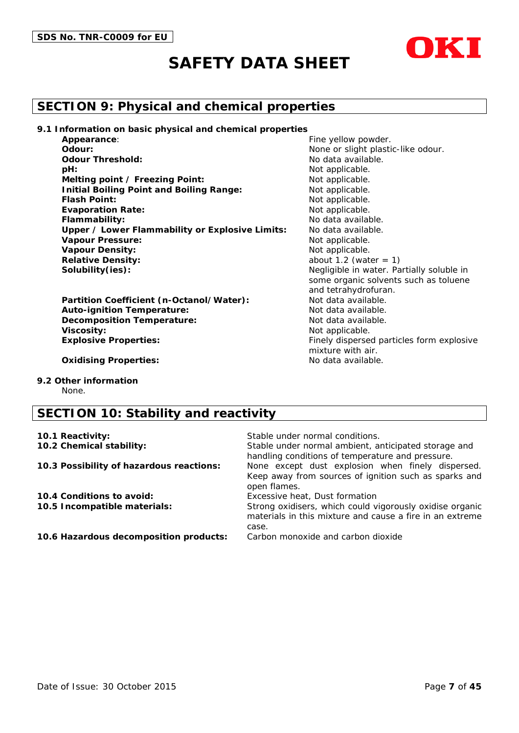# SECTION 9: Physical and chemical properties

**9.1 Information on basic physical and chemical properties**

| Property | Value |
|---|---|
| **Appearance**: | Fine yellow powder. |
| **Odour:** | None or slight plastic-like odour. |
| **Odour Threshold:** | No data available. |
| **pH:** | Not applicable. |
| **Melting point / Freezing Point:** | Not applicable. |
| **Initial Boiling Point and Boiling Range:** | Not applicable. |
| **Flash Point:** | Not applicable. |
| **Evaporation Rate:** | Not applicable. |
| **Flammability:** | No data available. |
| **Upper / Lower Flammability or Explosive Limits:** | No data available. |
| **Vapour Pressure:** | Not applicable. |
| **Vapour Density:** | Not applicable. |
| **Relative Density:** | about 1.2 (water = 1) |
| **Solubility(ies):** | Negligible in water. Partially soluble in some organic solvents such as toluene and tetrahydrofuran. |
| **Partition Coefficient (n-Octanol/Water):** | Not data available. |
| **Auto-ignition Temperature:** | Not data available. |
| **Decomposition Temperature:** | Not data available. |
| **Viscosity:** | Not applicable. |
| **Explosive Properties:** | Finely dispersed particles form explosive mixture with air. |
| **Oxidising Properties:** | No data available. |

**9.2 Other information**

None.

# SECTION 10: Stability and reactivity

| Item | Information |
|---|---|
| **10.1 Reactivity:** | Stable under normal conditions. |
| **10.2 Chemical stability:** | Stable under normal ambient, anticipated storage and handling conditions of temperature and pressure. |
| **10.3 Possibility of hazardous reactions:** | None except dust explosion when finely dispersed. Keep away from sources of ignition such as sparks and open flames. |
| **10.4 Conditions to avoid:** | Excessive heat, Dust formation |
| **10.5 Incompatible materials:** | Strong oxidisers, which could vigorously oxidise organic materials in this mixture and cause a fire in an extreme case. |
| **10.6 Hazardous decomposition products:** | Carbon monoxide and carbon dioxide |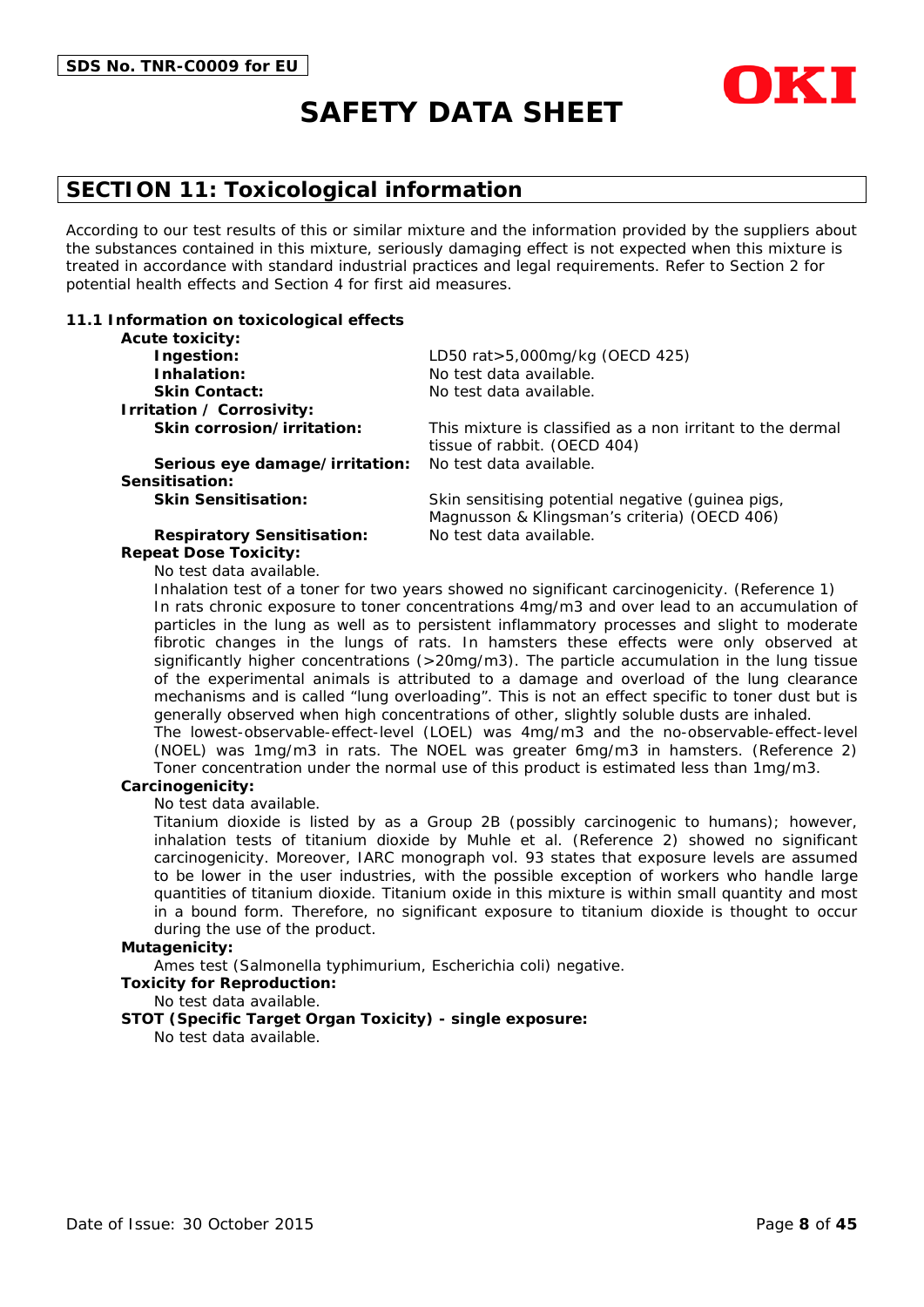## SECTION 11: Toxicological information

According to our test results of this or similar mixture and the information provided by the suppliers about the substances contained in this mixture, seriously damaging effect is not expected when this mixture is treated in accordance with standard industrial practices and legal requirements. Refer to Section 2 for potential health effects and Section 4 for first aid measures.

### 11.1 Information on toxicological effects

**Acute toxicity:**

| | |
|---|---|
| **Ingestion:** | LD50 rat>5,000mg/kg (OECD 425) |
| **Inhalation:** | No test data available. |
| **Skin Contact:** | No test data available. |

**Irritation / Corrosivity:**

| | |
|---|---|
| **Skin corrosion/irritation:** | This mixture is classified as a non irritant to the dermal tissue of rabbit. (OECD 404) |
| **Serious eye damage/irritation:** | No test data available. |

**Sensitisation:**

| | |
|---|---|
| **Skin Sensitisation:** | Skin sensitising potential negative (guinea pigs, Magnusson & Klingsman's criteria) (OECD 406) |
| **Respiratory Sensitisation:** | No test data available. |

**Repeat Dose Toxicity:**

No test data available.

Inhalation test of a toner for two years showed no significant carcinogenicity. (Reference 1) In rats chronic exposure to toner concentrations 4mg/m3 and over lead to an accumulation of particles in the lung as well as to persistent inflammatory processes and slight to moderate fibrotic changes in the lungs of rats. In hamsters these effects were only observed at significantly higher concentrations (>20mg/m3). The particle accumulation in the lung tissue of the experimental animals is attributed to a damage and overload of the lung clearance mechanisms and is called "lung overloading". This is not an effect specific to toner dust but is generally observed when high concentrations of other, slightly soluble dusts are inhaled.
The lowest-observable-effect-level (LOEL) was 4mg/m3 and the no-observable-effect-level (NOEL) was 1mg/m3 in rats. The NOEL was greater 6mg/m3 in hamsters. (Reference 2) Toner concentration under the normal use of this product is estimated less than 1mg/m3.

**Carcinogenicity:**

No test data available.

Titanium dioxide is listed by as a Group 2B (possibly carcinogenic to humans); however, inhalation tests of titanium dioxide by Muhle et al. (Reference 2) showed no significant carcinogenicity. Moreover, IARC monograph vol. 93 states that exposure levels are assumed to be lower in the user industries, with the possible exception of workers who handle large quantities of titanium dioxide. Titanium oxide in this mixture is within small quantity and most in a bound form. Therefore, no significant exposure to titanium dioxide is thought to occur during the use of the product.

**Mutagenicity:**

Ames test (Salmonella typhimurium, Escherichia coli) negative.

**Toxicity for Reproduction:**

No test data available.

**STOT (Specific Target Organ Toxicity) - single exposure:**

No test data available.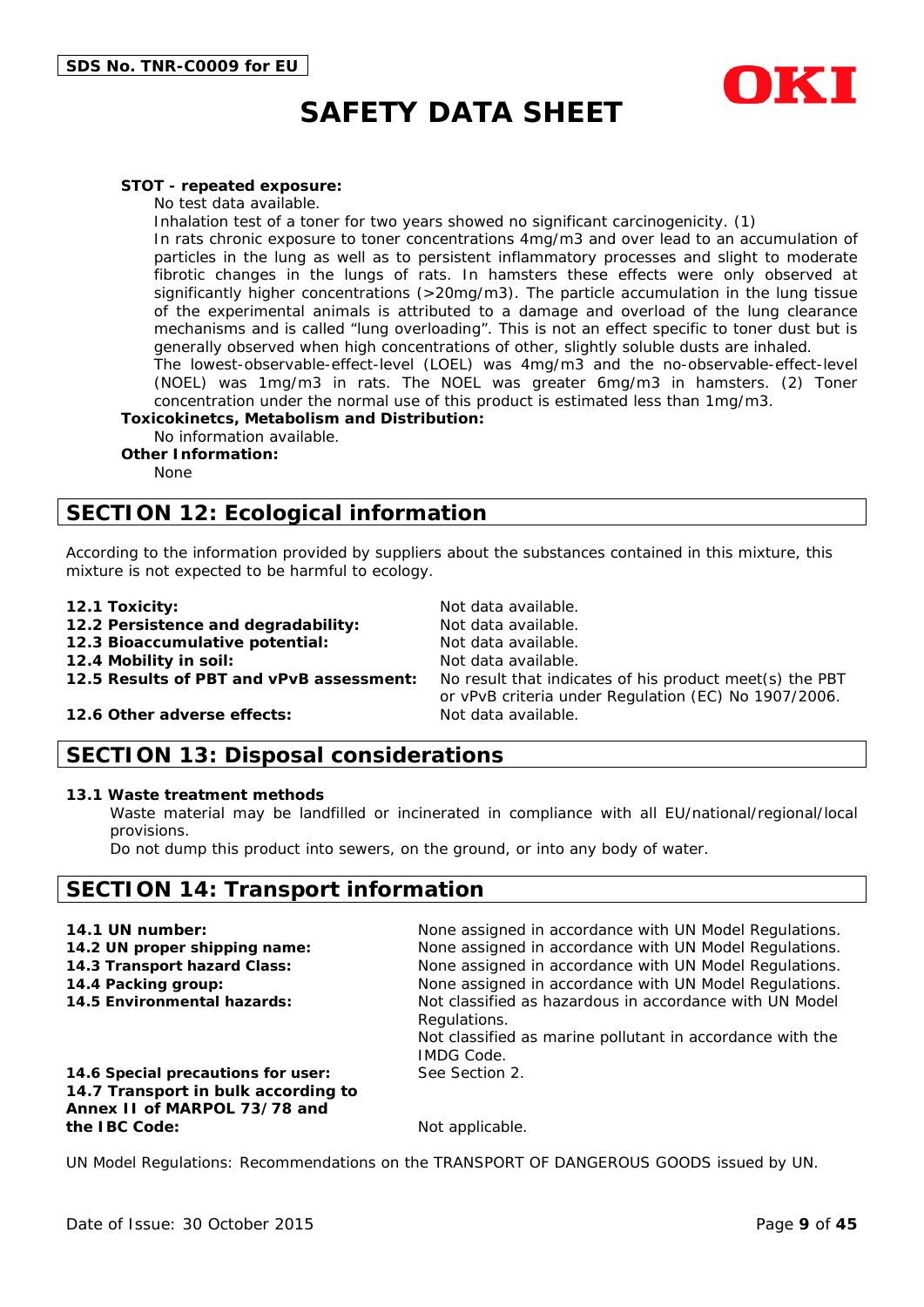**STOT - repeated exposure:**

No test data available.

Inhalation test of a toner for two years showed no significant carcinogenicity. (1)

In rats chronic exposure to toner concentrations 4mg/m3 and over lead to an accumulation of particles in the lung as well as to persistent inflammatory processes and slight to moderate fibrotic changes in the lungs of rats. In hamsters these effects were only observed at significantly higher concentrations (>20mg/m3). The particle accumulation in the lung tissue of the experimental animals is attributed to a damage and overload of the lung clearance mechanisms and is called “lung overloading”. This is not an effect specific to toner dust but is generally observed when high concentrations of other, slightly soluble dusts are inhaled.

The lowest-observable-effect-level (LOEL) was 4mg/m3 and the no-observable-effect-level (NOEL) was 1mg/m3 in rats. The NOEL was greater 6mg/m3 in hamsters. (2) Toner concentration under the normal use of this product is estimated less than 1mg/m3.

**Toxicokinetcs, Metabolism and Distribution:**

No information available.

**Other Information:**

None

## SECTION 12: Ecological information

According to the information provided by suppliers about the substances contained in this mixture, this mixture is not expected to be harmful to ecology.

| | |
|---|---|
| **12.1 Toxicity:** | Not data available. |
| **12.2 Persistence and degradability:** | Not data available. |
| **12.3 Bioaccumulative potential:** | Not data available. |
| **12.4 Mobility in soil:** | Not data available. |
| **12.5 Results of PBT and vPvB assessment:** | No result that indicates of his product meet(s) the PBT or vPvB criteria under Regulation (EC) No 1907/2006. |
| **12.6 Other adverse effects:** | Not data available. |

## SECTION 13: Disposal considerations

**13.1 Waste treatment methods**

Waste material may be landfilled or incinerated in compliance with all EU/national/regional/local provisions.

Do not dump this product into sewers, on the ground, or into any body of water.

## SECTION 14: Transport information

| | |
|---|---|
| **14.1 UN number:** | None assigned in accordance with UN Model Regulations. |
| **14.2 UN proper shipping name:** | None assigned in accordance with UN Model Regulations. |
| **14.3 Transport hazard Class:** | None assigned in accordance with UN Model Regulations. |
| **14.4 Packing group:** | None assigned in accordance with UN Model Regulations. |
| **14.5 Environmental hazards:** | Not classified as hazardous in accordance with UN Model Regulations. Not classified as marine pollutant in accordance with the IMDG Code. |
| **14.6 Special precautions for user:** | See Section 2. |
| **14.7 Transport in bulk according to Annex II of MARPOL 73/78 and the IBC Code:** | Not applicable. |

UN Model Regulations: Recommendations on the TRANSPORT OF DANGEROUS GOODS issued by UN.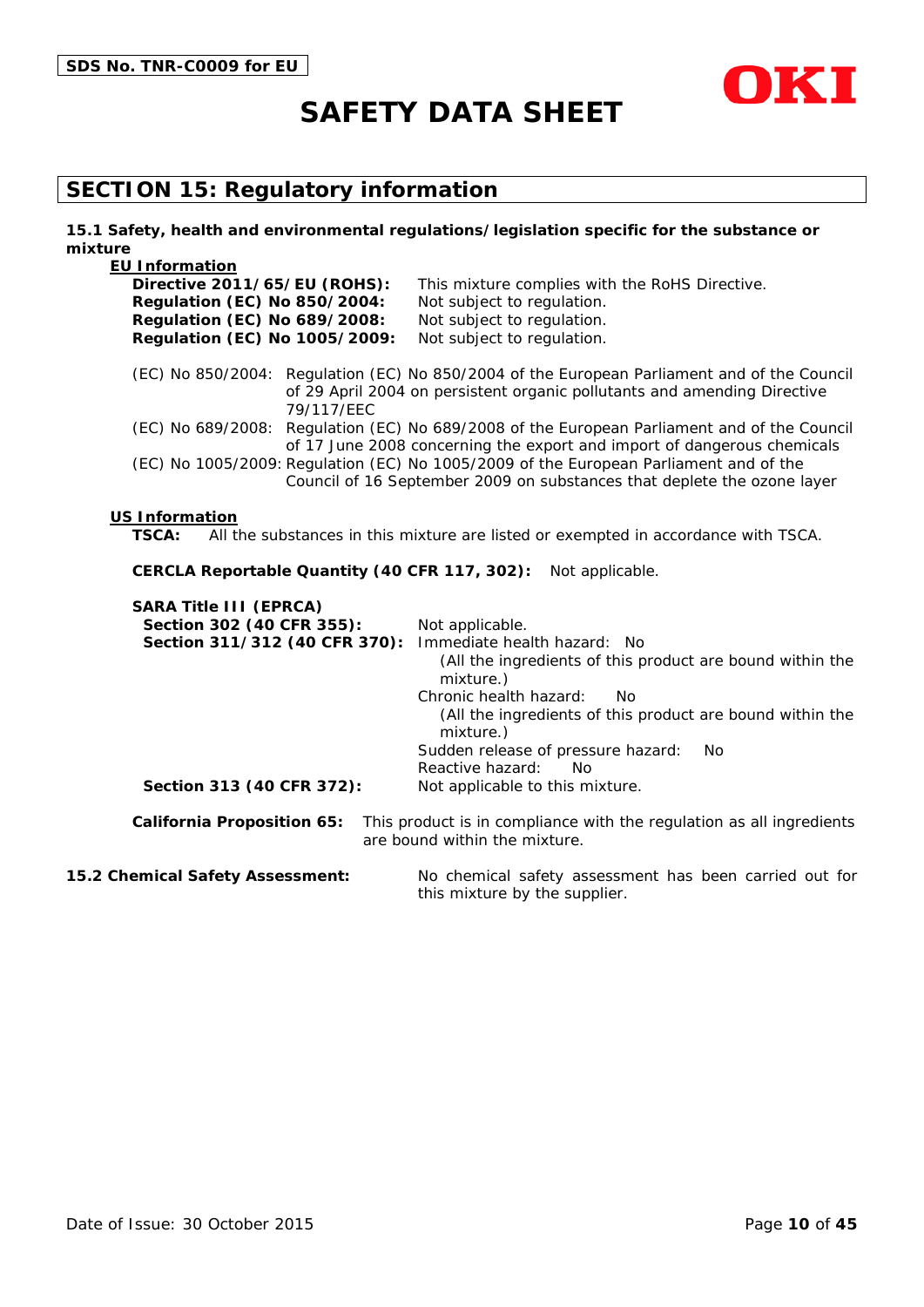## SECTION 15: Regulatory information

### 15.1 Safety, health and environmental regulations/legislation specific for the substance or mixture

**EU Information**

**Directive 2011/65/EU (ROHS):** This mixture complies with the RoHS Directive.
**Regulation (EC) No 850/2004:** Not subject to regulation.
**Regulation (EC) No 689/2008:** Not subject to regulation.
**Regulation (EC) No 1005/2009:** Not subject to regulation.

(EC) No 850/2004: Regulation (EC) No 850/2004 of the European Parliament and of the Council of 29 April 2004 on persistent organic pollutants and amending Directive 79/117/EEC

(EC) No 689/2008: Regulation (EC) No 689/2008 of the European Parliament and of the Council of 17 June 2008 concerning the export and import of dangerous chemicals

(EC) No 1005/2009: Regulation (EC) No 1005/2009 of the European Parliament and of the Council of 16 September 2009 on substances that deplete the ozone layer

**US Information**

**TSCA:** All the substances in this mixture are listed or exempted in accordance with TSCA.

**CERCLA Reportable Quantity (40 CFR 117, 302):** Not applicable.

**SARA Title III (EPRCA)**

**Section 302 (40 CFR 355):** Not applicable.

**Section 311/312 (40 CFR 370):**
Immediate health hazard: No
(All the ingredients of this product are bound within the mixture.)
Chronic health hazard: No
(All the ingredients of this product are bound within the mixture.)
Sudden release of pressure hazard: No
Reactive hazard: No

**Section 313 (40 CFR 372):** Not applicable to this mixture.

**California Proposition 65:** This product is in compliance with the regulation as all ingredients are bound within the mixture.

### 15.2 Chemical Safety Assessment:

No chemical safety assessment has been carried out for this mixture by the supplier.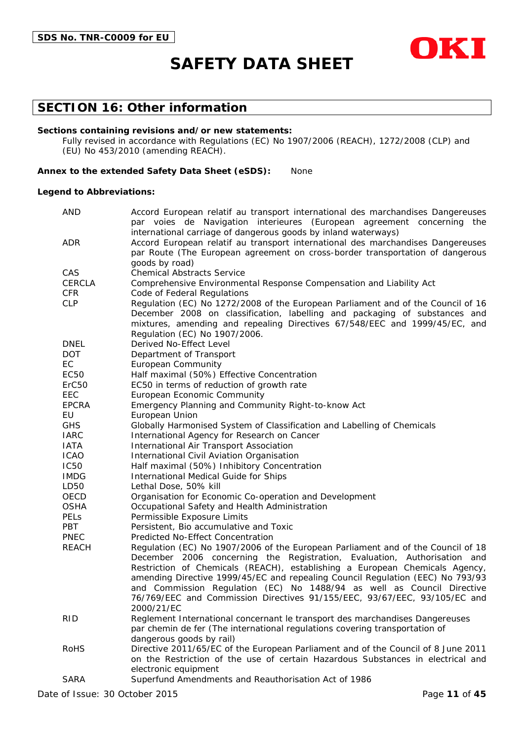## SECTION 16: Other information

**Sections containing revisions and/or new statements:**

Fully revised in accordance with Regulations (EC) No 1907/2006 (REACH), 1272/2008 (CLP) and (EU) No 453/2010 (amending REACH).

**Annex to the extended Safety Data Sheet (eSDS):** None

**Legend to Abbreviations:**

| | |
|---|---|
| AND | Accord European relatif au transport international des marchandises Dangereuses par voies de Navigation interieures (European agreement concerning the international carriage of dangerous goods by inland waterways) |
| ADR | Accord European relatif au transport international des marchandises Dangereuses par Route (The European agreement on cross-border transportation of dangerous goods by road) |
| CAS | Chemical Abstracts Service |
| CERCLA | Comprehensive Environmental Response Compensation and Liability Act |
| CFR | Code of Federal Regulations |
| CLP | Regulation (EC) No 1272/2008 of the European Parliament and of the Council of 16 December 2008 on classification, labelling and packaging of substances and mixtures, amending and repealing Directives 67/548/EEC and 1999/45/EC, and Regulation (EC) No 1907/2006. |
| DNEL | Derived No-Effect Level |
| DOT | Department of Transport |
| EC | European Community |
| EC50 | Half maximal (50%) Effective Concentration |
| ErC50 | EC50 in terms of reduction of growth rate |
| EEC | European Economic Community |
| EPCRA | Emergency Planning and Community Right-to-know Act |
| EU | European Union |
| GHS | Globally Harmonised System of Classification and Labelling of Chemicals |
| IARC | International Agency for Research on Cancer |
| IATA | International Air Transport Association |
| ICAO | International Civil Aviation Organisation |
| IC50 | Half maximal (50%) Inhibitory Concentration |
| IMDG | International Medical Guide for Ships |
| LD50 | Lethal Dose, 50% kill |
| OECD | Organisation for Economic Co-operation and Development |
| OSHA | Occupational Safety and Health Administration |
| PELs | Permissible Exposure Limits |
| PBT | Persistent, Bio accumulative and Toxic |
| PNEC | Predicted No-Effect Concentration |
| REACH | Regulation (EC) No 1907/2006 of the European Parliament and of the Council of 18 December 2006 concerning the Registration, Evaluation, Authorisation and Restriction of Chemicals (REACH), establishing a European Chemicals Agency, amending Directive 1999/45/EC and repealing Council Regulation (EEC) No 793/93 and Commission Regulation (EC) No 1488/94 as well as Council Directive 76/769/EEC and Commission Directives 91/155/EEC, 93/67/EEC, 93/105/EC and 2000/21/EC |
| RID | Reglement International concernant le transport des marchandises Dangereuses par chemin de fer (The international regulations covering transportation of dangerous goods by rail) |
| RoHS | Directive 2011/65/EC of the European Parliament and of the Council of 8 June 2011 on the Restriction of the use of certain Hazardous Substances in electrical and electronic equipment |
| SARA | Superfund Amendments and Reauthorisation Act of 1986 |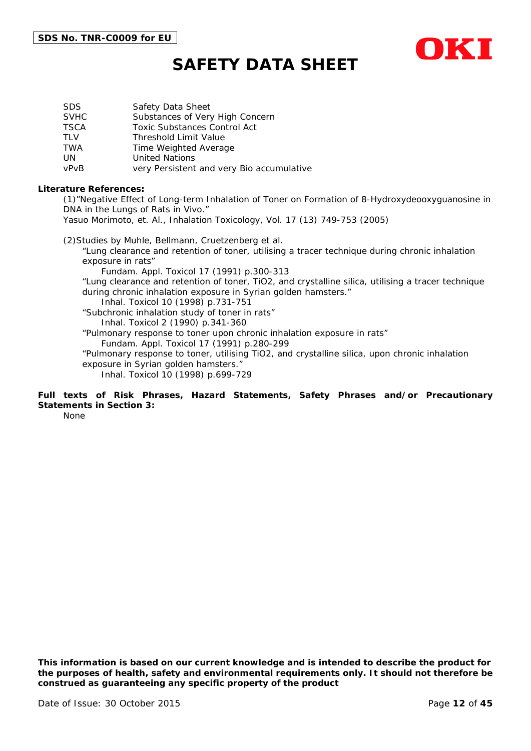| | |
|---|---|
| SDS | Safety Data Sheet |
| SVHC | Substances of Very High Concern |
| TSCA | Toxic Substances Control Act |
| TLV | Threshold Limit Value |
| TWA | Time Weighted Average |
| UN | United Nations |
| vPvB | very Persistent and very Bio accumulative |

**Literature References:**

(1)"Negative Effect of Long-term Inhalation of Toner on Formation of 8-Hydroxydeooxyguanosine in DNA in the Lungs of Rats in Vivo."
Yasuo Morimoto, et. Al., Inhalation Toxicology, Vol. 17 (13) 749-753 (2005)

(2)Studies by Muhle, Bellmann, Cruetzenberg et al.

"Lung clearance and retention of toner, utilising a tracer technique during chronic inhalation exposure in rats"
Fundam. Appl. Toxicol 17 (1991) p.300-313

"Lung clearance and retention of toner, $TiO_2$, and crystalline silica, utilising a tracer technique during chronic inhalation exposure in Syrian golden hamsters."
Inhal. Toxicol 10 (1998) p.731-751

"Subchronic inhalation study of toner in rats"
Inhal. Toxicol 2 (1990) p.341-360

"Pulmonary response to toner upon chronic inhalation exposure in rats"
Fundam. Appl. Toxicol 17 (1991) p.280-299

"Pulmonary response to toner, utilising $TiO_2$, and crystalline silica, upon chronic inhalation exposure in Syrian golden hamsters."
Inhal. Toxicol 10 (1998) p.699-729

**Full texts of Risk Phrases, Hazard Statements, Safety Phrases and/or Precautionary Statements in Section 3:**

None

**This information is based on our current knowledge and is intended to describe the product for the purposes of health, safety and environmental requirements only. It should not therefore be construed as guaranteeing any specific property of the product**

Date of Issue: 30 October 2015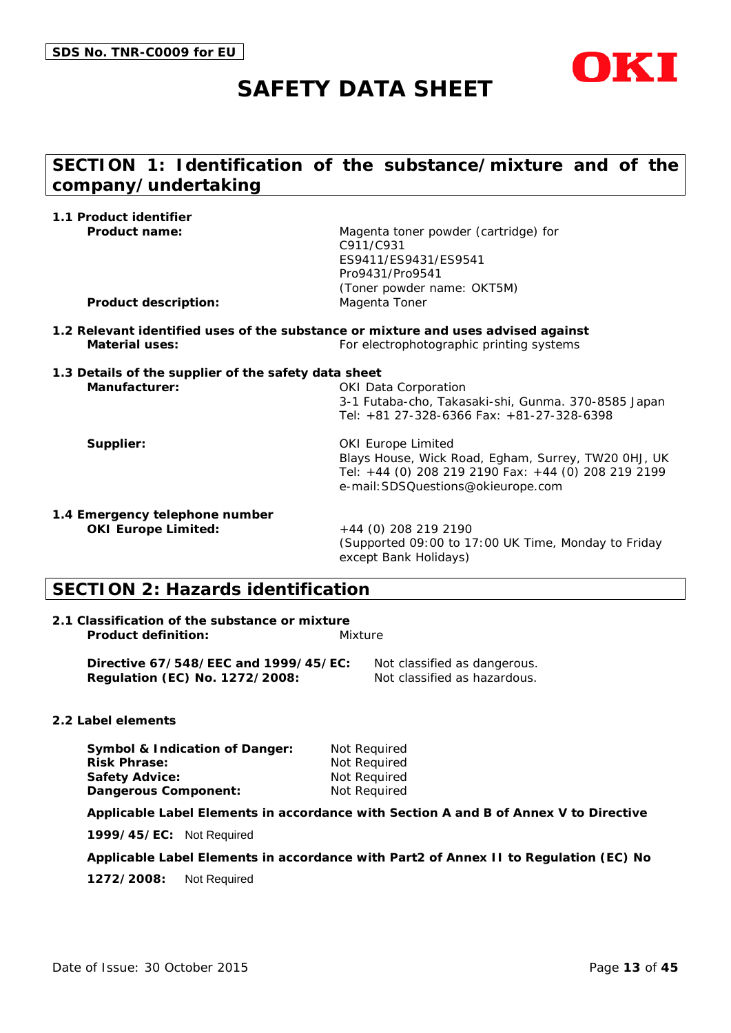SDS No. TNR-C0009 for EU

# SAFETY DATA SHEET

OKI

## SECTION 1: Identification of the substance/mixture and of the company/undertaking

### 1.1 Product identifier

**Product name:** Magenta toner powder (cartridge) for C911/C931 ES9411/ES9431/ES9541 Pro9431/Pro9541 (Toner powder name: OKT5M)

**Product description:** Magenta Toner

### 1.2 Relevant identified uses of the substance or mixture and uses advised against

**Material uses:** For electrophotographic printing systems

### 1.3 Details of the supplier of the safety data sheet

**Manufacturer:**
OKI Data Corporation
3-1 Futaba-cho, Takasaki-shi, Gunma. 370-8585 Japan
Tel: +81 27-328-6366 Fax: +81-27-328-6398

**Supplier:**
OKI Europe Limited
Blays House, Wick Road, Egham, Surrey, TW20 0HJ, UK
Tel: +44 (0) 208 219 2190 Fax: +44 (0) 208 219 2199
e-mail:SDSQuestions@okieurope.com

### 1.4 Emergency telephone number

**OKI Europe Limited:** +44 (0) 208 219 2190
(Supported 09:00 to 17:00 UK Time, Monday to Friday except Bank Holidays)

## SECTION 2: Hazards identification

### 2.1 Classification of the substance or mixture

**Product definition:** Mixture

**Directive 67/548/EEC and 1999/45/EC:** Not classified as dangerous.
**Regulation (EC) No. 1272/2008:** Not classified as hazardous.

### 2.2 Label elements

**Symbol & Indication of Danger:** Not Required
**Risk Phrase:** Not Required
**Safety Advice:** Not Required
**Dangerous Component:** Not Required

**Applicable Label Elements in accordance with Section A and B of Annex V to Directive 1999/45/EC:** Not Required

**Applicable Label Elements in accordance with Part2 of Annex II to Regulation (EC) No 1272/2008:** Not Required

Date of Issue: 30 October 2015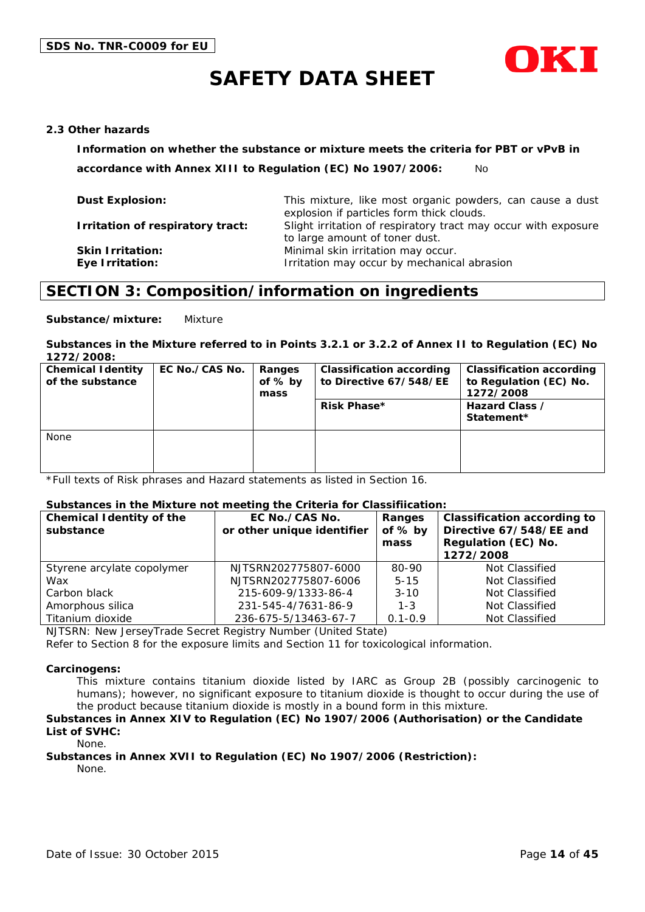#### 2.3 Other hazards

**Information on whether the substance or mixture meets the criteria for PBT or vPvB in accordance with Annex XIII to Regulation (EC) No 1907/2006:** No

**Dust Explosion:** This mixture, like most organic powders, can cause a dust explosion if particles form thick clouds.

**Irritation of respiratory tract:** Slight irritation of respiratory tract may occur with exposure to large amount of toner dust.

**Skin Irritation:** Minimal skin irritation may occur.

**Eye Irritation:** Irritation may occur by mechanical abrasion

## SECTION 3: Composition/information on ingredients

**Substance/mixture:** Mixture

**Substances in the Mixture referred to in Points 3.2.1 or 3.2.2 of Annex II to Regulation (EC) No 1272/2008:**

| Chemical Identity of the substance | EC No./CAS No. | Ranges of % by mass | Classification according to Directive 67/548/EE | Classification according to Regulation (EC) No. 1272/2008 |
|---|---|---|---|---|
| | | | Risk Phase* | Hazard Class / Statement* |
| None | | | | |

*Full texts of Risk phrases and Hazard statements as listed in Section 16.

**Substances in the Mixture not meeting the Criteria for Classifiication:**

| Chemical Identity of the substance | EC No./CAS No. or other unique identifier | Ranges of % by mass | Classification according to Directive 67/548/EE and Regulation (EC) No. 1272/2008 |
|---|---|---|---|
| Styrene acrylate copolymer | NJTSRN202775807-6000 | 80-90 | Not Classified |
| Wax | NJTSRN202775807-6006 | 5-15 | Not Classified |
| Carbon black | 215-609-9/1333-86-4 | 3-10 | Not Classified |
| Amorphous silica | 231-545-4/7631-86-9 | 1-3 | Not Classified |
| Titanium dioxide | 236-675-5/13463-67-7 | 0.1-0.9 | Not Classified |

NJTSRN: New JerseyTrade Secret Registry Number (United State)

Refer to Section 8 for the exposure limits and Section 11 for toxicological information.

**Carcinogens:**

This mixture contains titanium dioxide listed by IARC as Group 2B (possibly carcinogenic to humans); however, no significant exposure to titanium dioxide is thought to occur during the use of the product because titanium dioxide is mostly in a bound form in this mixture.

**Substances in Annex XIV to Regulation (EC) No 1907/2006 (Authorisation) or the Candidate List of SVHC:**

None.

**Substances in Annex XVII to Regulation (EC) No 1907/2006 (Restriction):**

None.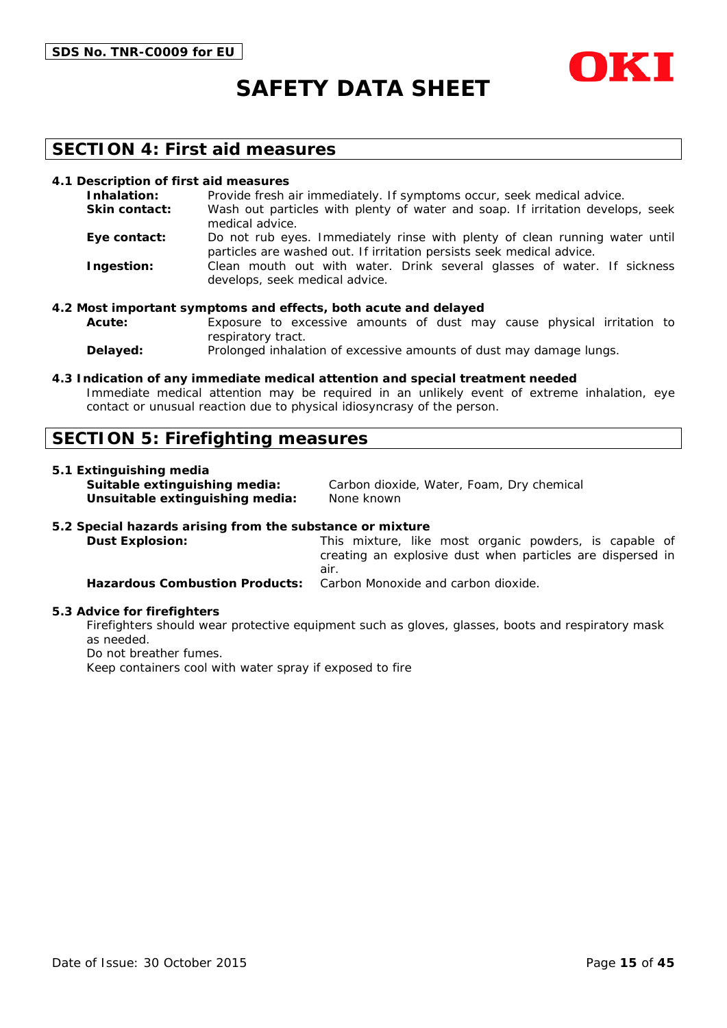## SECTION 4: First aid measures

### 4.1 Description of first aid measures

**Inhalation:** Provide fresh air immediately. If symptoms occur, seek medical advice.

**Skin contact:** Wash out particles with plenty of water and soap. If irritation develops, seek medical advice.

**Eye contact:** Do not rub eyes. Immediately rinse with plenty of clean running water until particles are washed out. If irritation persists seek medical advice.

**Ingestion:** Clean mouth out with water. Drink several glasses of water. If sickness develops, seek medical advice.

### 4.2 Most important symptoms and effects, both acute and delayed

**Acute:** Exposure to excessive amounts of dust may cause physical irritation to respiratory tract.

**Delayed:** Prolonged inhalation of excessive amounts of dust may damage lungs.

### 4.3 Indication of any immediate medical attention and special treatment needed

Immediate medical attention may be required in an unlikely event of extreme inhalation, eye contact or unusual reaction due to physical idiosyncrasy of the person.

## SECTION 5: Firefighting measures

### 5.1 Extinguishing media

**Suitable extinguishing media:** Carbon dioxide, Water, Foam, Dry chemical

**Unsuitable extinguishing media:** None known

### 5.2 Special hazards arising from the substance or mixture

**Dust Explosion:** This mixture, like most organic powders, is capable of creating an explosive dust when particles are dispersed in air.

**Hazardous Combustion Products:** Carbon Monoxide and carbon dioxide.

### 5.3 Advice for firefighters

Firefighters should wear protective equipment such as gloves, glasses, boots and respiratory mask as needed.

Do not breather fumes.

Keep containers cool with water spray if exposed to fire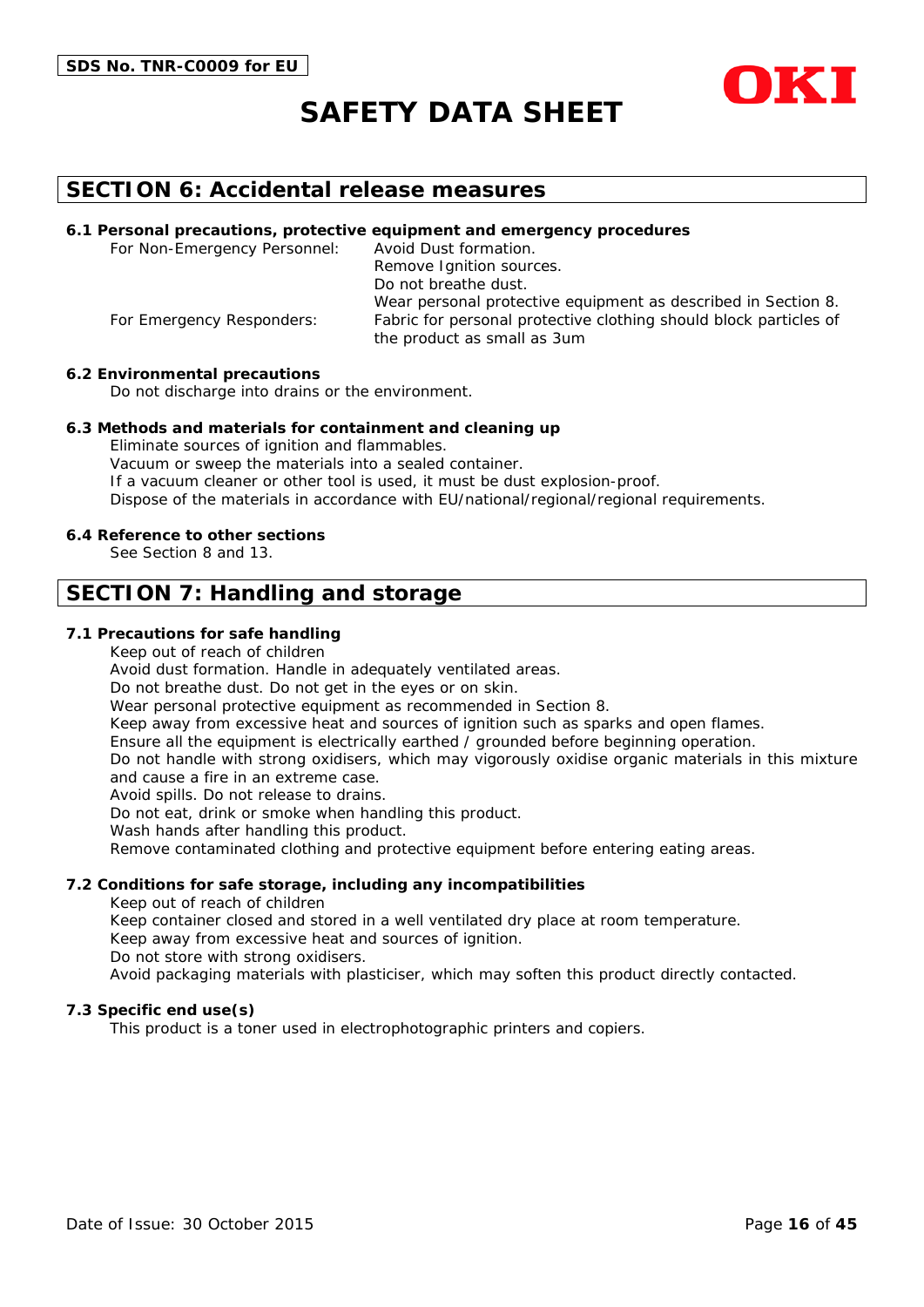## SECTION 6: Accidental release measures

### 6.1 Personal precautions, protective equipment and emergency procedures

For Non-Emergency Personnel:
- Avoid Dust formation.
- Remove Ignition sources.
- Do not breathe dust.
- Wear personal protective equipment as described in Section 8.

For Emergency Responders:
- Fabric for personal protective clothing should block particles of the product as small as 3um

### 6.2 Environmental precautions

Do not discharge into drains or the environment.

### 6.3 Methods and materials for containment and cleaning up

Eliminate sources of ignition and flammables.
Vacuum or sweep the materials into a sealed container.
If a vacuum cleaner or other tool is used, it must be dust explosion-proof.
Dispose of the materials in accordance with EU/national/regional/regional requirements.

### 6.4 Reference to other sections

See Section 8 and 13.

## SECTION 7: Handling and storage

### 7.1 Precautions for safe handling

Keep out of reach of children
Avoid dust formation. Handle in adequately ventilated areas.
Do not breathe dust. Do not get in the eyes or on skin.
Wear personal protective equipment as recommended in Section 8.
Keep away from excessive heat and sources of ignition such as sparks and open flames.
Ensure all the equipment is electrically earthed / grounded before beginning operation.
Do not handle with strong oxidisers, which may vigorously oxidise organic materials in this mixture and cause a fire in an extreme case.
Avoid spills. Do not release to drains.
Do not eat, drink or smoke when handling this product.
Wash hands after handling this product.
Remove contaminated clothing and protective equipment before entering eating areas.

### 7.2 Conditions for safe storage, including any incompatibilities

Keep out of reach of children
Keep container closed and stored in a well ventilated dry place at room temperature.
Keep away from excessive heat and sources of ignition.
Do not store with strong oxidisers.
Avoid packaging materials with plasticiser, which may soften this product directly contacted.

### 7.3 Specific end use(s)

This product is a toner used in electrophotographic printers and copiers.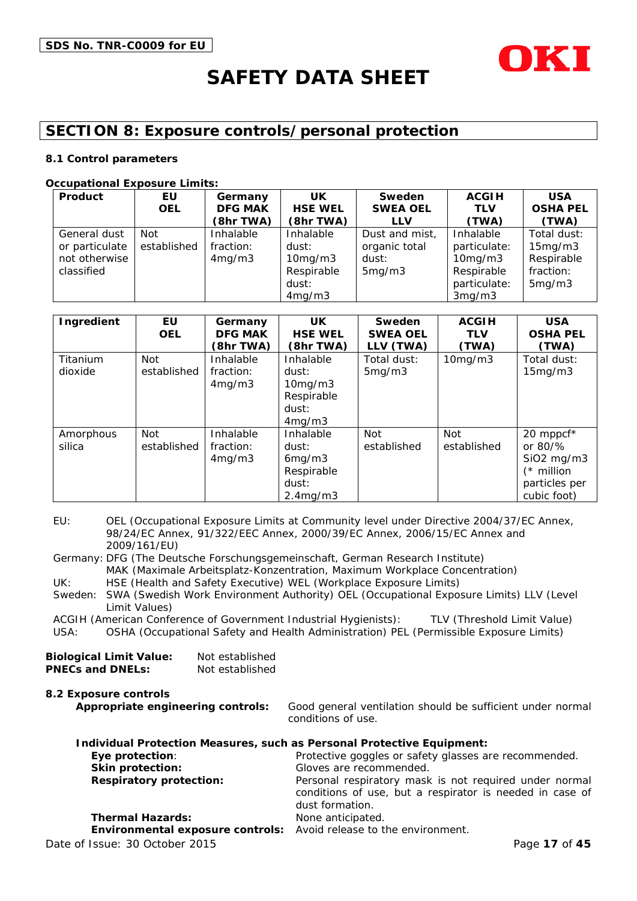## SECTION 8: Exposure controls/personal protection

### 8.1 Control parameters

**Occupational Exposure Limits:**

| Product | EU OEL | Germany DFG MAK (8hr TWA) | UK HSE WEL (8hr TWA) | Sweden SWEA OEL LLV | ACGIH TLV (TWA) | USA OSHA PEL (TWA) |
|---|---|---|---|---|---|---|
| General dust or particulate not otherwise classified | Not established | Inhalable fraction: 4mg/m3 | Inhalable dust: 10mg/m3 Respirable dust: 4mg/m3 | Dust and mist, organic total dust: 5mg/m3 | Inhalable particulate: 10mg/m3 Respirable particulate: 3mg/m3 | Total dust: 15mg/m3 Respirable fraction: 5mg/m3 |

| Ingredient | EU OEL | Germany DFG MAK (8hr TWA) | UK HSE WEL (8hr TWA) | Sweden SWEA OEL LLV (TWA) | ACGIH TLV (TWA) | USA OSHA PEL (TWA) |
|---|---|---|---|---|---|---|
| Titanium dioxide | Not established | Inhalable fraction: 4mg/m3 | Inhalable dust: 10mg/m3 Respirable dust: 4mg/m3 | Total dust: 5mg/m3 | 10mg/m3 | Total dust: 15mg/m3 |
| Amorphous silica | Not established | Inhalable fraction: 4mg/m3 | Inhalable dust: 6mg/m3 Respirable dust: 2.4mg/m3 | Not established | Not established | 20 mppcf* or 80/% SiO2 mg/m3 (* million particles per cubic foot) |

EU: OEL (Occupational Exposure Limits at Community level under Directive 2004/37/EC Annex, 98/24/EC Annex, 91/322/EEC Annex, 2000/39/EC Annex, 2006/15/EC Annex and 2009/161/EU)

Germany: DFG (The Deutsche Forschungsgemeinschaft, German Research Institute) MAK (Maximale Arbeitsplatz-Konzentration, Maximum Workplace Concentration)

UK: HSE (Health and Safety Executive) WEL (Workplace Exposure Limits)

Sweden: SWA (Swedish Work Environment Authority) OEL (Occupational Exposure Limits) LLV (Level Limit Values)

ACGIH (American Conference of Government Industrial Hygienists): TLV (Threshold Limit Value)

USA: OSHA (Occupational Safety and Health Administration) PEL (Permissible Exposure Limits)

**Biological Limit Value:** Not established

**PNECs and DNELs:** Not established

### 8.2 Exposure controls

**Appropriate engineering controls:** Good general ventilation should be sufficient under normal conditions of use.

**Individual Protection Measures, such as Personal Protective Equipment:**

**Eye protection**: Protective goggles or safety glasses are recommended.

**Skin protection:** Gloves are recommended.

**Respiratory protection:** Personal respiratory mask is not required under normal conditions of use, but a respirator is needed in case of dust formation.

**Thermal Hazards:** None anticipated.

**Environmental exposure controls:** Avoid release to the environment.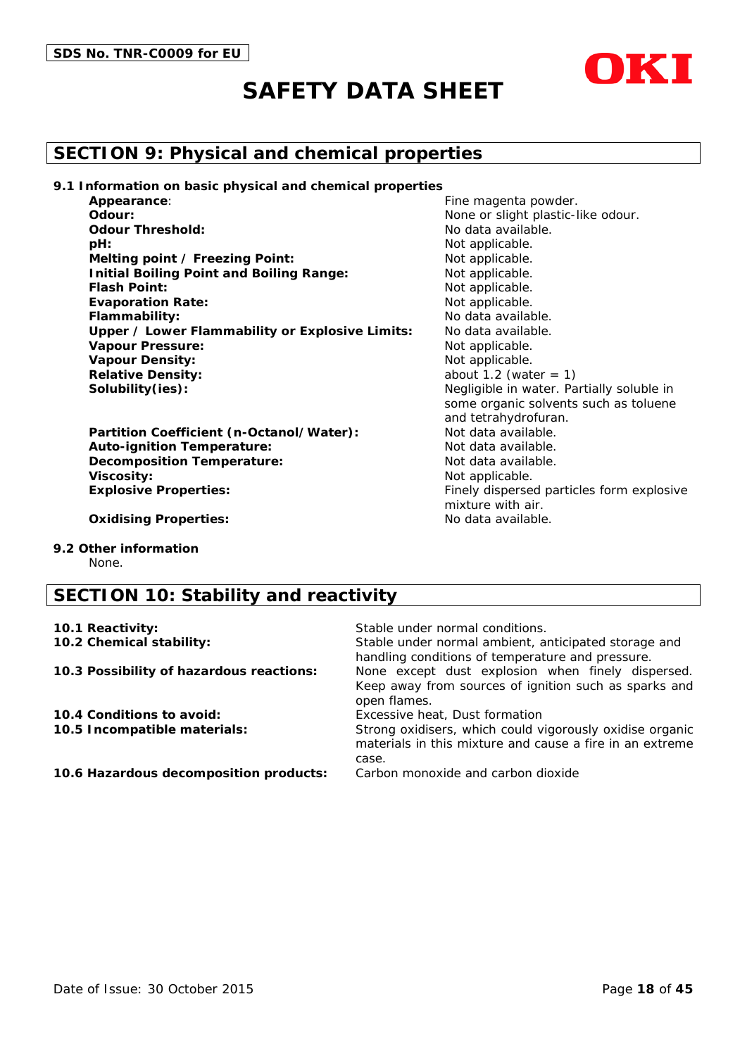## SECTION 9: Physical and chemical properties

### 9.1 Information on basic physical and chemical properties

| | |
|---|---|
| **Appearance**: | Fine magenta powder. |
| **Odour:** | None or slight plastic-like odour. |
| **Odour Threshold:** | No data available. |
| **pH:** | Not applicable. |
| **Melting point / Freezing Point:** | Not applicable. |
| **Initial Boiling Point and Boiling Range:** | Not applicable. |
| **Flash Point:** | Not applicable. |
| **Evaporation Rate:** | Not applicable. |
| **Flammability:** | No data available. |
| **Upper / Lower Flammability or Explosive Limits:** | No data available. |
| **Vapour Pressure:** | Not applicable. |
| **Vapour Density:** | Not applicable. |
| **Relative Density:** | about 1.2 (water = 1) |
| **Solubility(ies):** | Negligible in water. Partially soluble in some organic solvents such as toluene and tetrahydrofuran. |
| **Partition Coefficient (n-Octanol/Water):** | Not data available. |
| **Auto-ignition Temperature:** | Not data available. |
| **Decomposition Temperature:** | Not data available. |
| **Viscosity:** | Not applicable. |
| **Explosive Properties:** | Finely dispersed particles form explosive mixture with air. |
| **Oxidising Properties:** | No data available. |

### 9.2 Other information

None.

## SECTION 10: Stability and reactivity

| | |
|---|---|
| **10.1 Reactivity:** | Stable under normal conditions. |
| **10.2 Chemical stability:** | Stable under normal ambient, anticipated storage and handling conditions of temperature and pressure. |
| **10.3 Possibility of hazardous reactions:** | None except dust explosion when finely dispersed. Keep away from sources of ignition such as sparks and open flames. |
| **10.4 Conditions to avoid:** | Excessive heat, Dust formation |
| **10.5 Incompatible materials:** | Strong oxidisers, which could vigorously oxidise organic materials in this mixture and cause a fire in an extreme case. |
| **10.6 Hazardous decomposition products:** | Carbon monoxide and carbon dioxide |

Date of Issue: 30 October 2015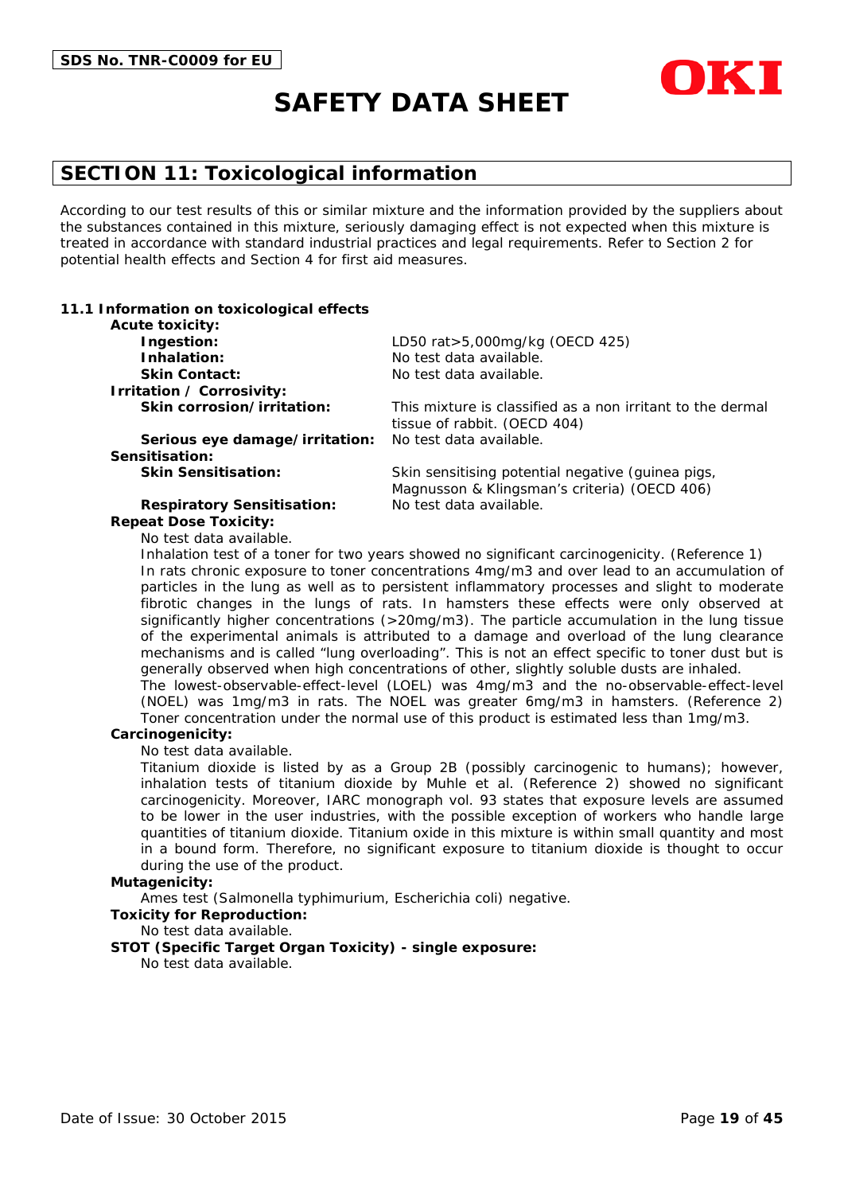# SAFETY DATA SHEET

## SECTION 11: Toxicological information

According to our test results of this or similar mixture and the information provided by the suppliers about the substances contained in this mixture, seriously damaging effect is not expected when this mixture is treated in accordance with standard industrial practices and legal requirements. Refer to Section 2 for potential health effects and Section 4 for first aid measures.

### 11.1 Information on toxicological effects

**Acute toxicity:**

| | |
|---|---|
| **Ingestion:** | LD50 rat>5,000mg/kg (OECD 425) |
| **Inhalation:** | No test data available. |
| **Skin Contact:** | No test data available. |

**Irritation / Corrosivity:**

| | |
|---|---|
| **Skin corrosion/irritation:** | This mixture is classified as a non irritant to the dermal tissue of rabbit. (OECD 404) |
| **Serious eye damage/irritation:** | No test data available. |

**Sensitisation:**

| | |
|---|---|
| **Skin Sensitisation:** | Skin sensitising potential negative (guinea pigs, Magnusson & Klingsman's criteria) (OECD 406) |
| **Respiratory Sensitisation:** | No test data available. |

**Repeat Dose Toxicity:**

No test data available.

Inhalation test of a toner for two years showed no significant carcinogenicity. (Reference 1) In rats chronic exposure to toner concentrations 4mg/m3 and over lead to an accumulation of particles in the lung as well as to persistent inflammatory processes and slight to moderate fibrotic changes in the lungs of rats. In hamsters these effects were only observed at significantly higher concentrations (>20mg/m3). The particle accumulation in the lung tissue of the experimental animals is attributed to a damage and overload of the lung clearance mechanisms and is called "lung overloading". This is not an effect specific to toner dust but is generally observed when high concentrations of other, slightly soluble dusts are inhaled.

The lowest-observable-effect-level (LOEL) was 4mg/m3 and the no-observable-effect-level (NOEL) was 1mg/m3 in rats. The NOEL was greater 6mg/m3 in hamsters. (Reference 2) Toner concentration under the normal use of this product is estimated less than 1mg/m3.

**Carcinogenicity:**

No test data available.

Titanium dioxide is listed by as a Group 2B (possibly carcinogenic to humans); however, inhalation tests of titanium dioxide by Muhle et al. (Reference 2) showed no significant carcinogenicity. Moreover, IARC monograph vol. 93 states that exposure levels are assumed to be lower in the user industries, with the possible exception of workers who handle large quantities of titanium dioxide. Titanium oxide in this mixture is within small quantity and most in a bound form. Therefore, no significant exposure to titanium dioxide is thought to occur during the use of the product.

**Mutagenicity:**

Ames test (Salmonella typhimurium, Escherichia coli) negative.

**Toxicity for Reproduction:**

No test data available.

**STOT (Specific Target Organ Toxicity) - single exposure:**

No test data available.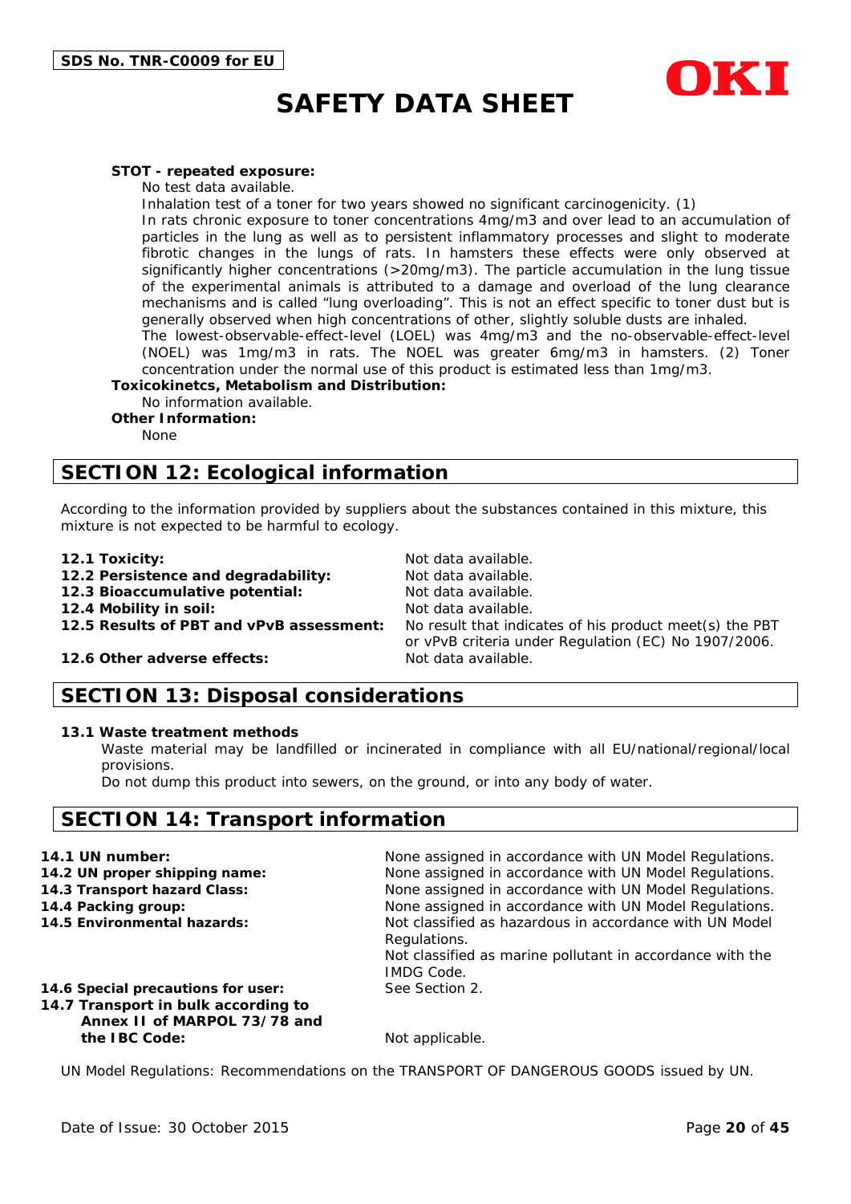**STOT - repeated exposure:**

No test data available.

Inhalation test of a toner for two years showed no significant carcinogenicity. (1)

In rats chronic exposure to toner concentrations 4mg/m3 and over lead to an accumulation of particles in the lung as well as to persistent inflammatory processes and slight to moderate fibrotic changes in the lungs of rats. In hamsters these effects were only observed at significantly higher concentrations (>20mg/m3). The particle accumulation in the lung tissue of the experimental animals is attributed to a damage and overload of the lung clearance mechanisms and is called "lung overloading". This is not an effect specific to toner dust but is generally observed when high concentrations of other, slightly soluble dusts are inhaled.

The lowest-observable-effect-level (LOEL) was 4mg/m3 and the no-observable-effect-level (NOEL) was 1mg/m3 in rats. The NOEL was greater 6mg/m3 in hamsters. (2) Toner concentration under the normal use of this product is estimated less than 1mg/m3.

**Toxicokinetcs, Metabolism and Distribution:**

No information available.

**Other Information:**

None

## SECTION 12: Ecological information

According to the information provided by suppliers about the substances contained in this mixture, this mixture is not expected to be harmful to ecology.

| | |
|---|---|
| **12.1 Toxicity:** | Not data available. |
| **12.2 Persistence and degradability:** | Not data available. |
| **12.3 Bioaccumulative potential:** | Not data available. |
| **12.4 Mobility in soil:** | Not data available. |
| **12.5 Results of PBT and vPvB assessment:** | No result that indicates of his product meet(s) the PBT or vPvB criteria under Regulation (EC) No 1907/2006. |
| **12.6 Other adverse effects:** | Not data available. |

## SECTION 13: Disposal considerations

**13.1 Waste treatment methods**

Waste material may be landfilled or incinerated in compliance with all EU/national/regional/local provisions.

Do not dump this product into sewers, on the ground, or into any body of water.

## SECTION 14: Transport information

| | |
|---|---|
| **14.1 UN number:** | None assigned in accordance with UN Model Regulations. |
| **14.2 UN proper shipping name:** | None assigned in accordance with UN Model Regulations. |
| **14.3 Transport hazard Class:** | None assigned in accordance with UN Model Regulations. |
| **14.4 Packing group:** | None assigned in accordance with UN Model Regulations. |
| **14.5 Environmental hazards:** | Not classified as hazardous in accordance with UN Model Regulations. Not classified as marine pollutant in accordance with the IMDG Code. |
| **14.6 Special precautions for user:** | See Section 2. |
| **14.7 Transport in bulk according to Annex II of MARPOL 73/78 and the IBC Code:** | Not applicable. |

UN Model Regulations: Recommendations on the TRANSPORT OF DANGEROUS GOODS issued by UN.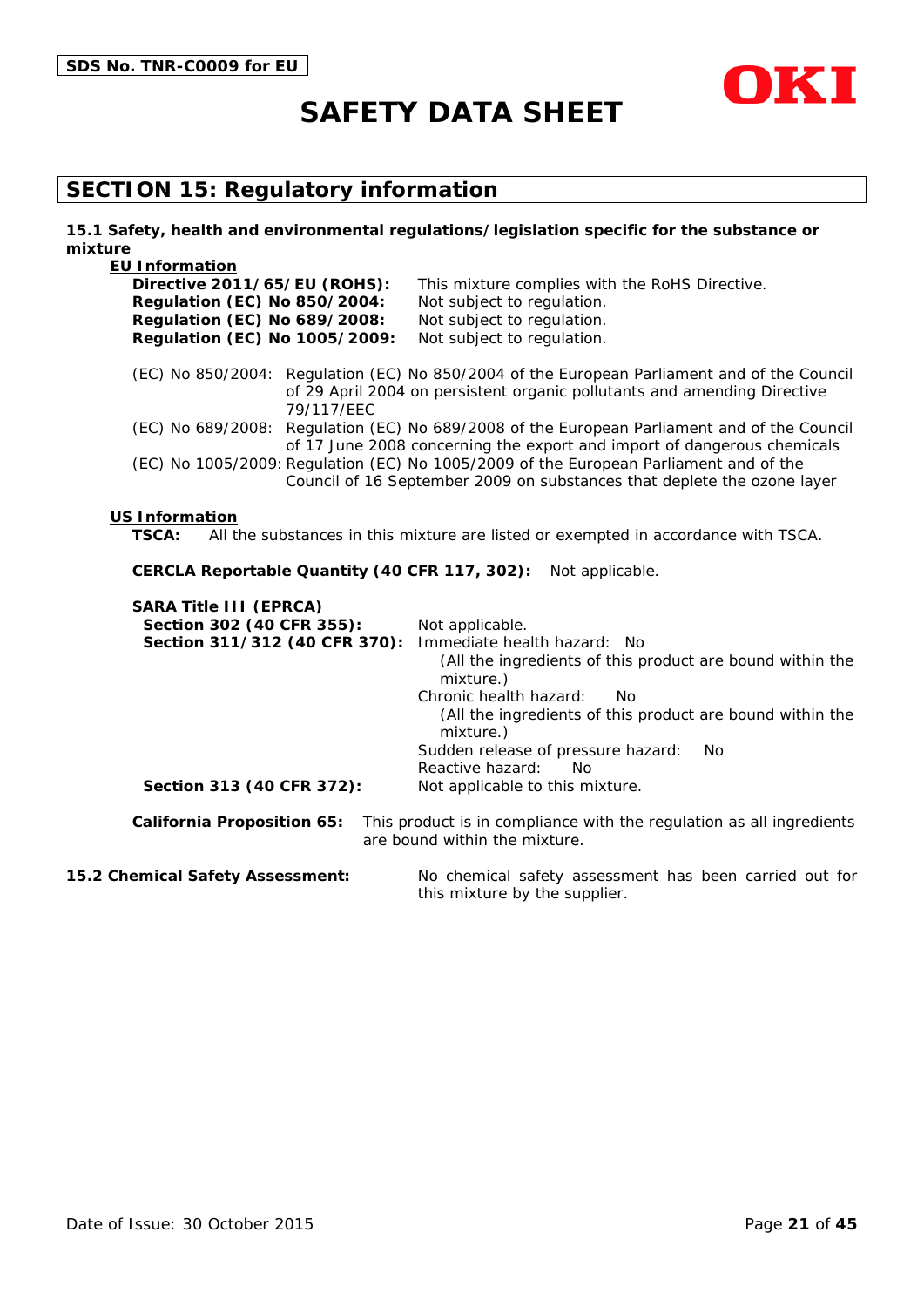## SECTION 15: Regulatory information

**15.1 Safety, health and environmental regulations/legislation specific for the substance or mixture**

**EU Information**

**Directive 2011/65/EU (ROHS):** This mixture complies with the RoHS Directive.
**Regulation (EC) No 850/2004:** Not subject to regulation.
**Regulation (EC) No 689/2008:** Not subject to regulation.
**Regulation (EC) No 1005/2009:** Not subject to regulation.

(EC) No 850/2004: Regulation (EC) No 850/2004 of the European Parliament and of the Council of 29 April 2004 on persistent organic pollutants and amending Directive 79/117/EEC

(EC) No 689/2008: Regulation (EC) No 689/2008 of the European Parliament and of the Council of 17 June 2008 concerning the export and import of dangerous chemicals

(EC) No 1005/2009: Regulation (EC) No 1005/2009 of the European Parliament and of the Council of 16 September 2009 on substances that deplete the ozone layer

**US Information**

**TSCA:** All the substances in this mixture are listed or exempted in accordance with TSCA.

**CERCLA Reportable Quantity (40 CFR 117, 302):** Not applicable.

**SARA Title III (EPRCA)**

**Section 302 (40 CFR 355):** Not applicable.

**Section 311/312 (40 CFR 370):**
Immediate health hazard: No
(All the ingredients of this product are bound within the mixture.)
Chronic health hazard: No
(All the ingredients of this product are bound within the mixture.)
Sudden release of pressure hazard: No
Reactive hazard: No

**Section 313 (40 CFR 372):** Not applicable to this mixture.

**California Proposition 65:** This product is in compliance with the regulation as all ingredients are bound within the mixture.

**15.2 Chemical Safety Assessment:** No chemical safety assessment has been carried out for this mixture by the supplier.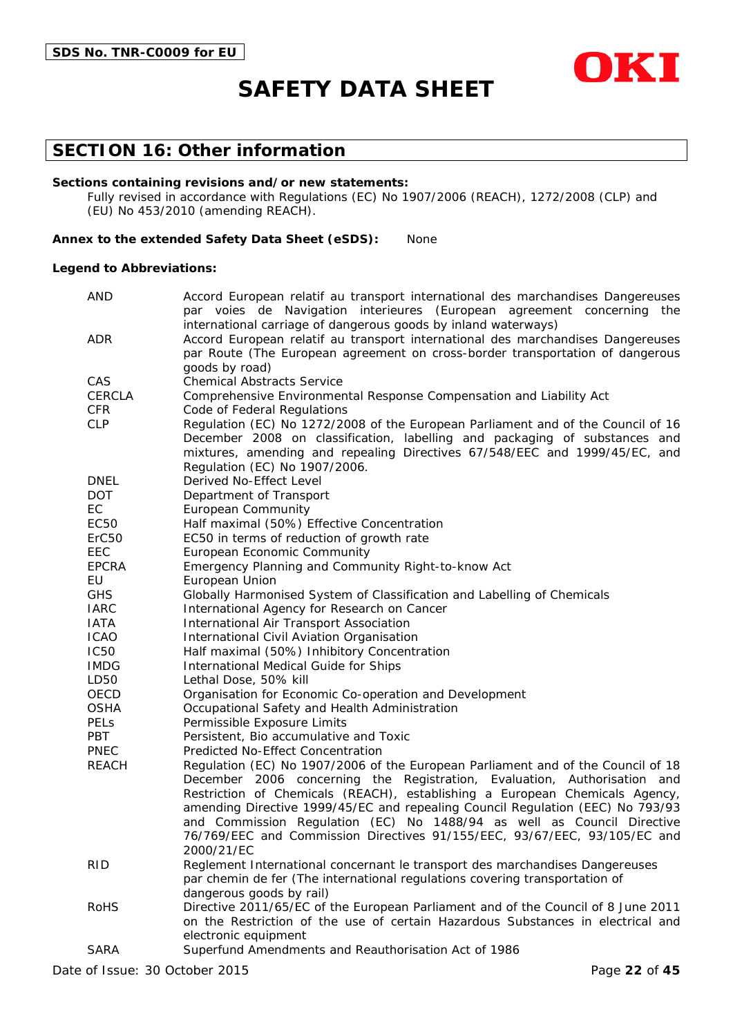SDS No. TNR-C0009 for EU

# SAFETY DATA SHEET

## SECTION 16: Other information

**Sections containing revisions and/or new statements:**

Fully revised in accordance with Regulations (EC) No 1907/2006 (REACH), 1272/2008 (CLP) and (EU) No 453/2010 (amending REACH).

**Annex to the extended Safety Data Sheet (eSDS):** None

**Legend to Abbreviations:**

| | |
|---|---|
| AND | Accord European relatif au transport international des marchandises Dangereuses par voies de Navigation interieures (European agreement concerning the international carriage of dangerous goods by inland waterways) |
| ADR | Accord European relatif au transport international des marchandises Dangereuses par Route (The European agreement on cross-border transportation of dangerous goods by road) |
| CAS | Chemical Abstracts Service |
| CERCLA | Comprehensive Environmental Response Compensation and Liability Act |
| CFR | Code of Federal Regulations |
| CLP | Regulation (EC) No 1272/2008 of the European Parliament and of the Council of 16 December 2008 on classification, labelling and packaging of substances and mixtures, amending and repealing Directives 67/548/EEC and 1999/45/EC, and Regulation (EC) No 1907/2006. |
| DNEL | Derived No-Effect Level |
| DOT | Department of Transport |
| EC | European Community |
| EC50 | Half maximal (50%) Effective Concentration |
| ErC50 | EC50 in terms of reduction of growth rate |
| EEC | European Economic Community |
| EPCRA | Emergency Planning and Community Right-to-know Act |
| EU | European Union |
| GHS | Globally Harmonised System of Classification and Labelling of Chemicals |
| IARC | International Agency for Research on Cancer |
| IATA | International Air Transport Association |
| ICAO | International Civil Aviation Organisation |
| IC50 | Half maximal (50%) Inhibitory Concentration |
| IMDG | International Medical Guide for Ships |
| LD50 | Lethal Dose, 50% kill |
| OECD | Organisation for Economic Co-operation and Development |
| OSHA | Occupational Safety and Health Administration |
| PELs | Permissible Exposure Limits |
| PBT | Persistent, Bio accumulative and Toxic |
| PNEC | Predicted No-Effect Concentration |
| REACH | Regulation (EC) No 1907/2006 of the European Parliament and of the Council of 18 December 2006 concerning the Registration, Evaluation, Authorisation and Restriction of Chemicals (REACH), establishing a European Chemicals Agency, amending Directive 1999/45/EC and repealing Council Regulation (EEC) No 793/93 and Commission Regulation (EC) No 1488/94 as well as Council Directive 76/769/EEC and Commission Directives 91/155/EEC, 93/67/EEC, 93/105/EC and 2000/21/EC |
| RID | Reglement International concernant le transport des marchandises Dangereuses par chemin de fer (The international regulations covering transportation of dangerous goods by rail) |
| RoHS | Directive 2011/65/EC of the European Parliament and of the Council of 8 June 2011 on the Restriction of the use of certain Hazardous Substances in electrical and electronic equipment |
| SARA | Superfund Amendments and Reauthorisation Act of 1986 |

Date of Issue: 30 October 2015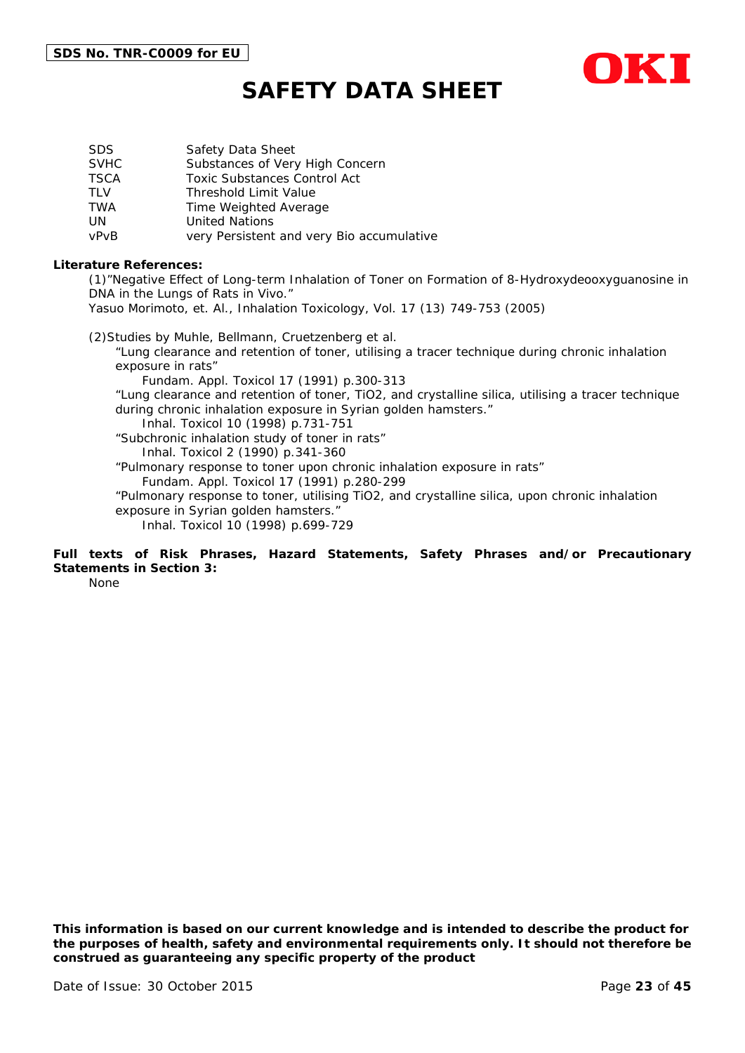| | |
|---|---|
| SDS | Safety Data Sheet |
| SVHC | Substances of Very High Concern |
| TSCA | Toxic Substances Control Act |
| TLV | Threshold Limit Value |
| TWA | Time Weighted Average |
| UN | United Nations |
| vPvB | very Persistent and very Bio accumulative |

**Literature References:**

(1)"Negative Effect of Long-term Inhalation of Toner on Formation of 8-Hydroxydeooxyguanosine in DNA in the Lungs of Rats in Vivo."
Yasuo Morimoto, et. Al., Inhalation Toxicology, Vol. 17 (13) 749-753 (2005)

(2)Studies by Muhle, Bellmann, Cruetzenberg et al.

"Lung clearance and retention of toner, utilising a tracer technique during chronic inhalation exposure in rats"
Fundam. Appl. Toxicol 17 (1991) p.300-313

"Lung clearance and retention of toner, $TiO_2$, and crystalline silica, utilising a tracer technique during chronic inhalation exposure in Syrian golden hamsters."
Inhal. Toxicol 10 (1998) p.731-751

"Subchronic inhalation study of toner in rats"
Inhal. Toxicol 2 (1990) p.341-360

"Pulmonary response to toner upon chronic inhalation exposure in rats"
Fundam. Appl. Toxicol 17 (1991) p.280-299

"Pulmonary response to toner, utilising $TiO_2$, and crystalline silica, upon chronic inhalation exposure in Syrian golden hamsters."
Inhal. Toxicol 10 (1998) p.699-729

**Full texts of Risk Phrases, Hazard Statements, Safety Phrases and/or Precautionary Statements in Section 3:**

None

**This information is based on our current knowledge and is intended to describe the product for the purposes of health, safety and environmental requirements only. It should not therefore be construed as guaranteeing any specific property of the product**

Date of Issue: 30 October 2015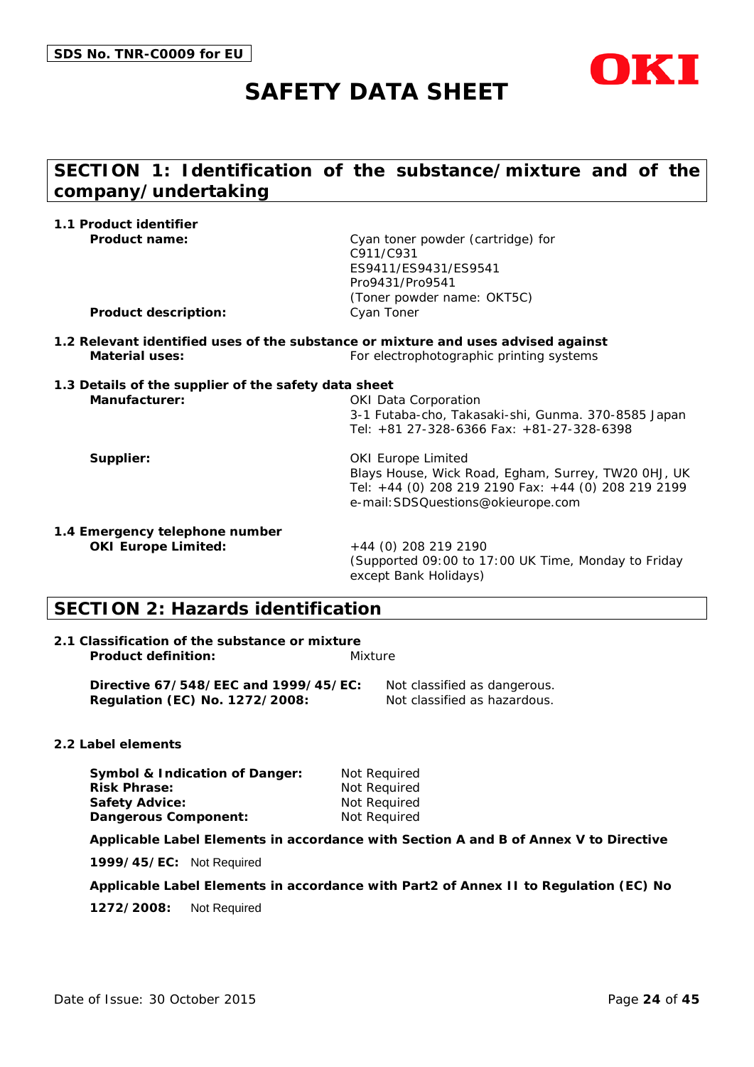SDS No. TNR-C0009 for EU

# SAFETY DATA SHEET

OKI

## SECTION 1: Identification of the substance/mixture and of the company/undertaking

**1.1 Product identifier**

**Product name:** Cyan toner powder (cartridge) for C911/C931 ES9411/ES9431/ES9541 Pro9431/Pro9541 (Toner powder name: OKT5C)

**Product description:** Cyan Toner

**1.2 Relevant identified uses of the substance or mixture and uses advised against**

**Material uses:** For electrophotographic printing systems

**1.3 Details of the supplier of the safety data sheet**

**Manufacturer:** OKI Data Corporation
3-1 Futaba-cho, Takasaki-shi, Gunma. 370-8585 Japan
Tel: +81 27-328-6366 Fax: +81-27-328-6398

**Supplier:** OKI Europe Limited
Blays House, Wick Road, Egham, Surrey, TW20 0HJ, UK
Tel: +44 (0) 208 219 2190 Fax: +44 (0) 208 219 2199
e-mail:SDSQuestions@okieurope.com

**1.4 Emergency telephone number**

**OKI Europe Limited:** +44 (0) 208 219 2190
(Supported 09:00 to 17:00 UK Time, Monday to Friday except Bank Holidays)

## SECTION 2: Hazards identification

**2.1 Classification of the substance or mixture**

**Product definition:** Mixture

**Directive 67/548/EEC and 1999/45/EC:** Not classified as dangerous.
**Regulation (EC) No. 1272/2008:** Not classified as hazardous.

**2.2 Label elements**

**Symbol & Indication of Danger:** Not Required
**Risk Phrase:** Not Required
**Safety Advice:** Not Required
**Dangerous Component:** Not Required

**Applicable Label Elements in accordance with Section A and B of Annex V to Directive 1999/45/EC:** Not Required

**Applicable Label Elements in accordance with Part2 of Annex II to Regulation (EC) No 1272/2008:** Not Required

Date of Issue: 30 October 2015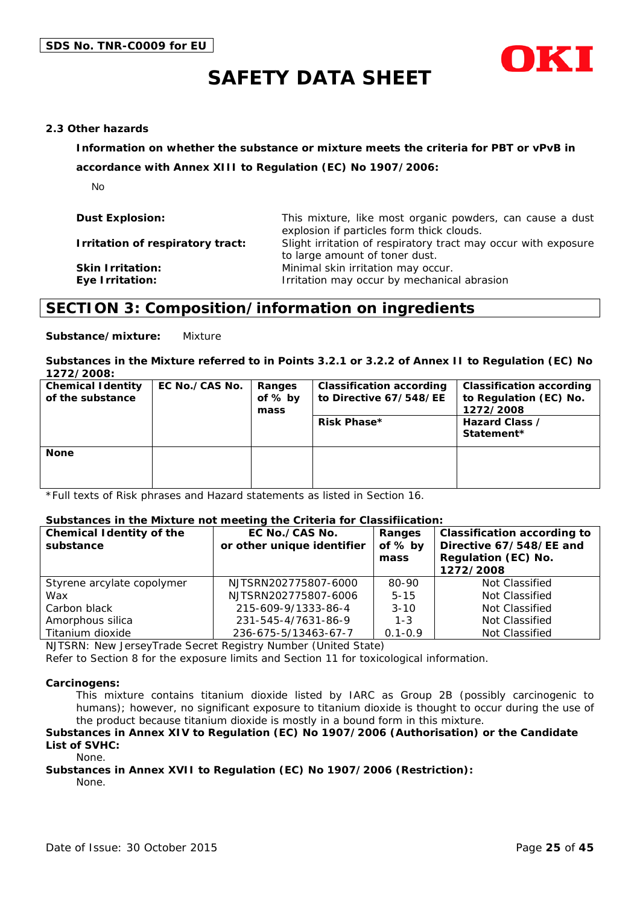### 2.3 Other hazards

**Information on whether the substance or mixture meets the criteria for PBT or vPvB in accordance with Annex XIII to Regulation (EC) No 1907/2006:**

No

**Dust Explosion:** This mixture, like most organic powders, can cause a dust explosion if particles form thick clouds.

**Irritation of respiratory tract:** Slight irritation of respiratory tract may occur with exposure to large amount of toner dust.

**Skin Irritation:** Minimal skin irritation may occur.

**Eye Irritation:** Irritation may occur by mechanical abrasion

## SECTION 3: Composition/information on ingredients

**Substance/mixture:** Mixture

**Substances in the Mixture referred to in Points 3.2.1 or 3.2.2 of Annex II to Regulation (EC) No 1272/2008:**

| Chemical Identity of the substance | EC No./CAS No. | Ranges of % by mass | Classification according to Directive 67/548/EE | Classification according to Regulation (EC) No. 1272/2008 |
|---|---|---|---|---|
| | | | Risk Phase* | Hazard Class / Statement* |
| None | | | | |

*Full texts of Risk phrases and Hazard statements as listed in Section 16.

**Substances in the Mixture not meeting the Criteria for Classifiication:**

| Chemical Identity of the substance | EC No./CAS No. or other unique identifier | Ranges of % by mass | Classification according to Directive 67/548/EE and Regulation (EC) No. 1272/2008 |
|---|---|---|---|
| Styrene acrylate copolymer | NJTSRN202775807-6000 | 80-90 | Not Classified |
| Wax | NJTSRN202775807-6006 | 5-15 | Not Classified |
| Carbon black | 215-609-9/1333-86-4 | 3-10 | Not Classified |
| Amorphous silica | 231-545-4/7631-86-9 | 1-3 | Not Classified |
| Titanium dioxide | 236-675-5/13463-67-7 | 0.1-0.9 | Not Classified |

NJTSRN: New JerseyTrade Secret Registry Number (United State)
Refer to Section 8 for the exposure limits and Section 11 for toxicological information.

**Carcinogens:**

This mixture contains titanium dioxide listed by IARC as Group 2B (possibly carcinogenic to humans); however, no significant exposure to titanium dioxide is thought to occur during the use of the product because titanium dioxide is mostly in a bound form in this mixture.

**Substances in Annex XIV to Regulation (EC) No 1907/2006 (Authorisation) or the Candidate List of SVHC:**

None.

**Substances in Annex XVII to Regulation (EC) No 1907/2006 (Restriction):**

None.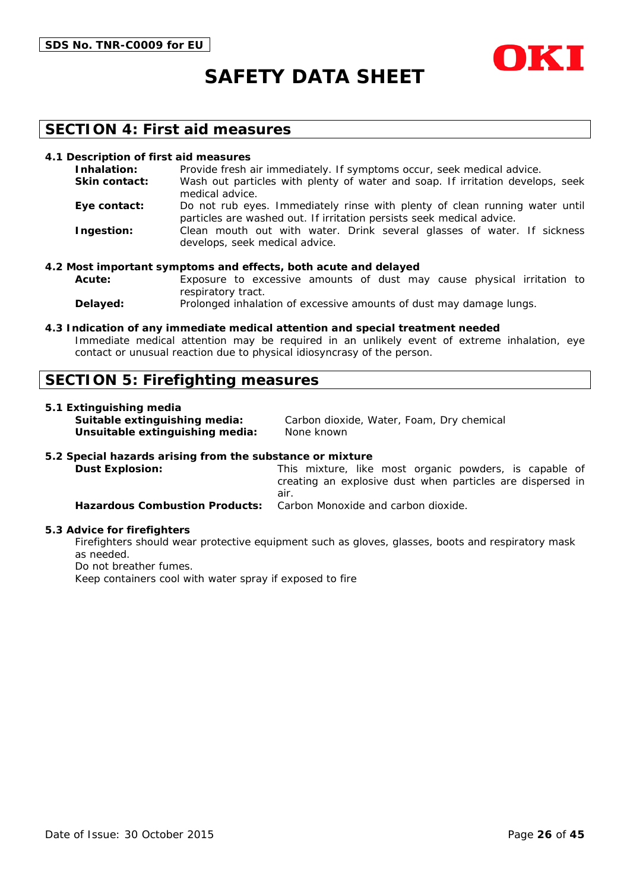## SECTION 4: First aid measures

### 4.1 Description of first aid measures

**Inhalation:** Provide fresh air immediately. If symptoms occur, seek medical advice.

**Skin contact:** Wash out particles with plenty of water and soap. If irritation develops, seek medical advice.

**Eye contact:** Do not rub eyes. Immediately rinse with plenty of clean running water until particles are washed out. If irritation persists seek medical advice.

**Ingestion:** Clean mouth out with water. Drink several glasses of water. If sickness develops, seek medical advice.

### 4.2 Most important symptoms and effects, both acute and delayed

**Acute:** Exposure to excessive amounts of dust may cause physical irritation to respiratory tract.

**Delayed:** Prolonged inhalation of excessive amounts of dust may damage lungs.

### 4.3 Indication of any immediate medical attention and special treatment needed

Immediate medical attention may be required in an unlikely event of extreme inhalation, eye contact or unusual reaction due to physical idiosyncrasy of the person.

## SECTION 5: Firefighting measures

### 5.1 Extinguishing media

**Suitable extinguishing media:** Carbon dioxide, Water, Foam, Dry chemical

**Unsuitable extinguishing media:** None known

### 5.2 Special hazards arising from the substance or mixture

**Dust Explosion:** This mixture, like most organic powders, is capable of creating an explosive dust when particles are dispersed in air.

**Hazardous Combustion Products:** Carbon Monoxide and carbon dioxide.

### 5.3 Advice for firefighters

Firefighters should wear protective equipment such as gloves, glasses, boots and respiratory mask as needed.

Do not breather fumes.

Keep containers cool with water spray if exposed to fire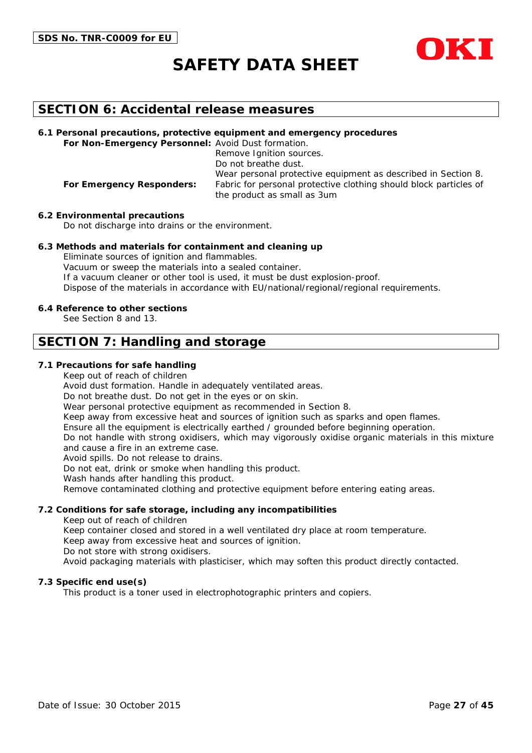## SECTION 6: Accidental release measures

### 6.1 Personal precautions, protective equipment and emergency procedures

**For Non-Emergency Personnel:** Avoid Dust formation.
Remove Ignition sources.
Do not breathe dust.
Wear personal protective equipment as described in Section 8.

**For Emergency Responders:** Fabric for personal protective clothing should block particles of the product as small as 3um

### 6.2 Environmental precautions

Do not discharge into drains or the environment.

### 6.3 Methods and materials for containment and cleaning up

Eliminate sources of ignition and flammables.
Vacuum or sweep the materials into a sealed container.
If a vacuum cleaner or other tool is used, it must be dust explosion-proof.
Dispose of the materials in accordance with EU/national/regional/regional requirements.

### 6.4 Reference to other sections

See Section 8 and 13.

## SECTION 7: Handling and storage

### 7.1 Precautions for safe handling

Keep out of reach of children
Avoid dust formation. Handle in adequately ventilated areas.
Do not breathe dust. Do not get in the eyes or on skin.
Wear personal protective equipment as recommended in Section 8.
Keep away from excessive heat and sources of ignition such as sparks and open flames.
Ensure all the equipment is electrically earthed / grounded before beginning operation.
Do not handle with strong oxidisers, which may vigorously oxidise organic materials in this mixture and cause a fire in an extreme case.
Avoid spills. Do not release to drains.
Do not eat, drink or smoke when handling this product.
Wash hands after handling this product.
Remove contaminated clothing and protective equipment before entering eating areas.

### 7.2 Conditions for safe storage, including any incompatibilities

Keep out of reach of children
Keep container closed and stored in a well ventilated dry place at room temperature.
Keep away from excessive heat and sources of ignition.
Do not store with strong oxidisers.
Avoid packaging materials with plasticiser, which may soften this product directly contacted.

### 7.3 Specific end use(s)

This product is a toner used in electrophotographic printers and copiers.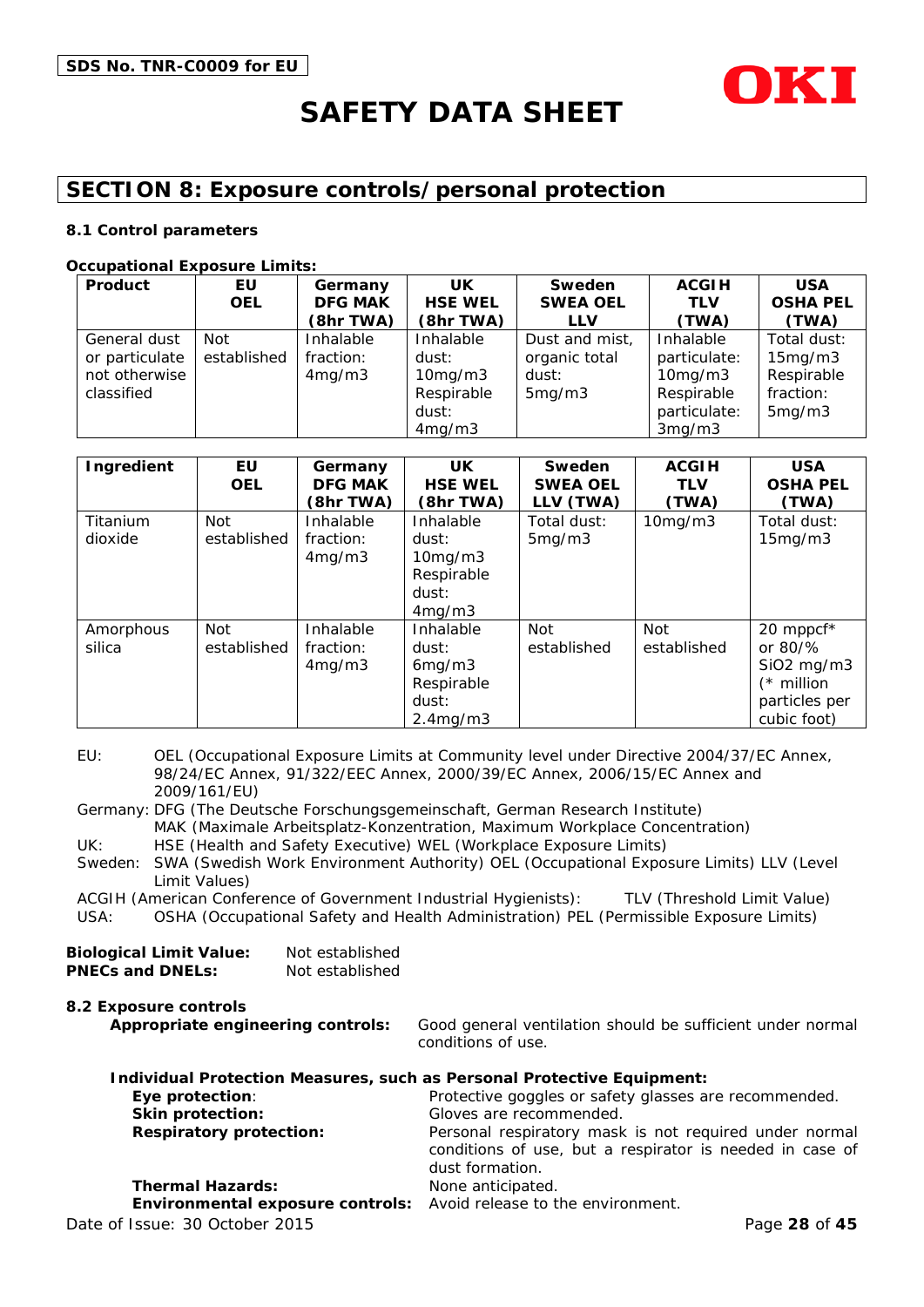SDS No. TNR-C0009 for EU

# SAFETY DATA SHEET

## SECTION 8: Exposure controls/personal protection

### 8.1 Control parameters

**Occupational Exposure Limits:**

| Product | EU OEL | Germany DFG MAK (8hr TWA) | UK HSE WEL (8hr TWA) | Sweden SWEA OEL LLV | ACGIH TLV (TWA) | USA OSHA PEL (TWA) |
|---|---|---|---|---|---|---|
| General dust or particulate not otherwise classified | Not established | Inhalable fraction: 4mg/m3 | Inhalable dust: 10mg/m3 Respirable dust: 4mg/m3 | Dust and mist, organic total dust: 5mg/m3 | Inhalable particulate: 10mg/m3 Respirable particulate: 3mg/m3 | Total dust: 15mg/m3 Respirable fraction: 5mg/m3 |

| Ingredient | EU OEL | Germany DFG MAK (8hr TWA) | UK HSE WEL (8hr TWA) | Sweden SWEA OEL LLV (TWA) | ACGIH TLV (TWA) | USA OSHA PEL (TWA) |
|---|---|---|---|---|---|---|
| Titanium dioxide | Not established | Inhalable fraction: 4mg/m3 | Inhalable dust: 10mg/m3 Respirable dust: 4mg/m3 | Total dust: 5mg/m3 | 10mg/m3 | Total dust: 15mg/m3 |
| Amorphous silica | Not established | Inhalable fraction: 4mg/m3 | Inhalable dust: 6mg/m3 Respirable dust: 2.4mg/m3 | Not established | Not established | 20 mppcf* or 80/% SiO2 mg/m3 (* million particles per cubic foot) |

EU: OEL (Occupational Exposure Limits at Community level under Directive 2004/37/EC Annex, 98/24/EC Annex, 91/322/EEC Annex, 2000/39/EC Annex, 2006/15/EC Annex and 2009/161/EU)

Germany: DFG (The Deutsche Forschungsgemeinschaft, German Research Institute)
MAK (Maximale Arbeitsplatz-Konzentration, Maximum Workplace Concentration)

UK: HSE (Health and Safety Executive) WEL (Workplace Exposure Limits)

Sweden: SWA (Swedish Work Environment Authority) OEL (Occupational Exposure Limits) LLV (Level Limit Values)

ACGIH (American Conference of Government Industrial Hygienists): TLV (Threshold Limit Value)

USA: OSHA (Occupational Safety and Health Administration) PEL (Permissible Exposure Limits)

**Biological Limit Value:** Not established
**PNECs and DNELs:** Not established

### 8.2 Exposure controls

**Appropriate engineering controls:** Good general ventilation should be sufficient under normal conditions of use.

**Individual Protection Measures, such as Personal Protective Equipment:**

**Eye protection**: Protective goggles or safety glasses are recommended.
**Skin protection:** Gloves are recommended.
**Respiratory protection:** Personal respiratory mask is not required under normal conditions of use, but a respirator is needed in case of dust formation.
**Thermal Hazards:** None anticipated.
**Environmental exposure controls:** Avoid release to the environment.

Date of Issue: 30 October 2015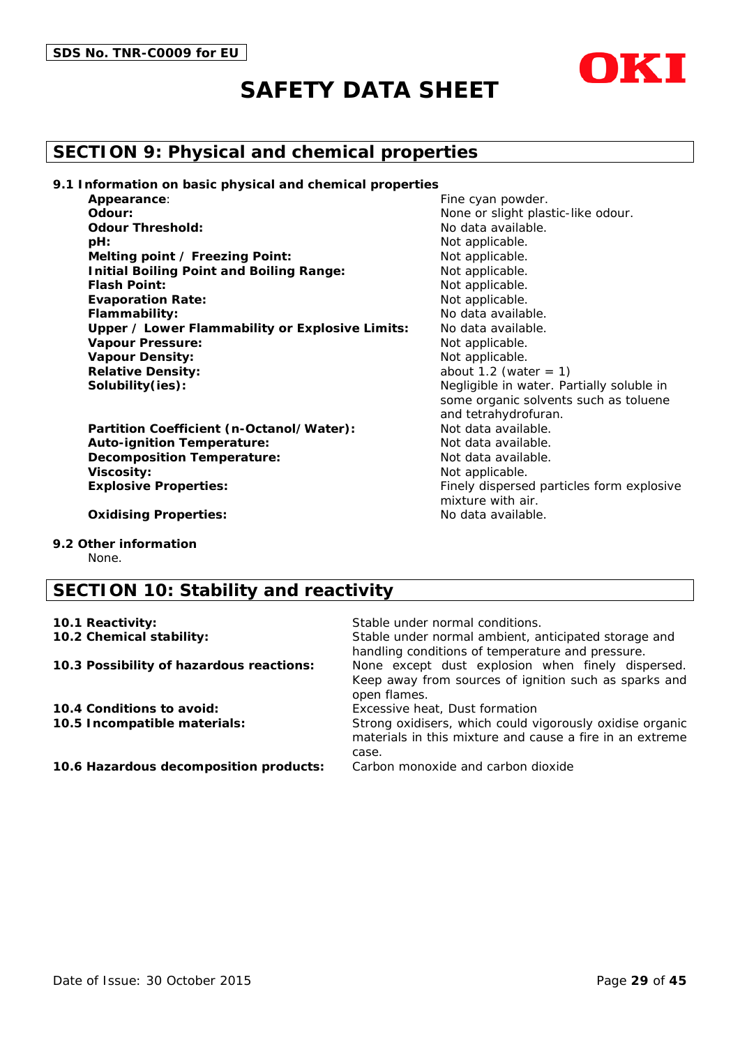## SECTION 9: Physical and chemical properties

### 9.1 Information on basic physical and chemical properties

| | |
|---|---|
| **Appearance**: | Fine cyan powder. |
| **Odour:** | None or slight plastic-like odour. |
| **Odour Threshold:** | No data available. |
| **pH:** | Not applicable. |
| **Melting point / Freezing Point:** | Not applicable. |
| **Initial Boiling Point and Boiling Range:** | Not applicable. |
| **Flash Point:** | Not applicable. |
| **Evaporation Rate:** | Not applicable. |
| **Flammability:** | No data available. |
| **Upper / Lower Flammability or Explosive Limits:** | No data available. |
| **Vapour Pressure:** | Not applicable. |
| **Vapour Density:** | Not applicable. |
| **Relative Density:** | about 1.2 (water = 1) |
| **Solubility(ies):** | Negligible in water. Partially soluble in some organic solvents such as toluene and tetrahydrofuran. |
| **Partition Coefficient (n-Octanol/Water):** | Not data available. |
| **Auto-ignition Temperature:** | Not data available. |
| **Decomposition Temperature:** | Not data available. |
| **Viscosity:** | Not applicable. |
| **Explosive Properties:** | Finely dispersed particles form explosive mixture with air. |
| **Oxidising Properties:** | No data available. |

### 9.2 Other information

None.

## SECTION 10: Stability and reactivity

| | |
|---|---|
| **10.1 Reactivity:** | Stable under normal conditions. |
| **10.2 Chemical stability:** | Stable under normal ambient, anticipated storage and handling conditions of temperature and pressure. |
| **10.3 Possibility of hazardous reactions:** | None except dust explosion when finely dispersed. Keep away from sources of ignition such as sparks and open flames. |
| **10.4 Conditions to avoid:** | Excessive heat, Dust formation |
| **10.5 Incompatible materials:** | Strong oxidisers, which could vigorously oxidise organic materials in this mixture and cause a fire in an extreme case. |
| **10.6 Hazardous decomposition products:** | Carbon monoxide and carbon dioxide |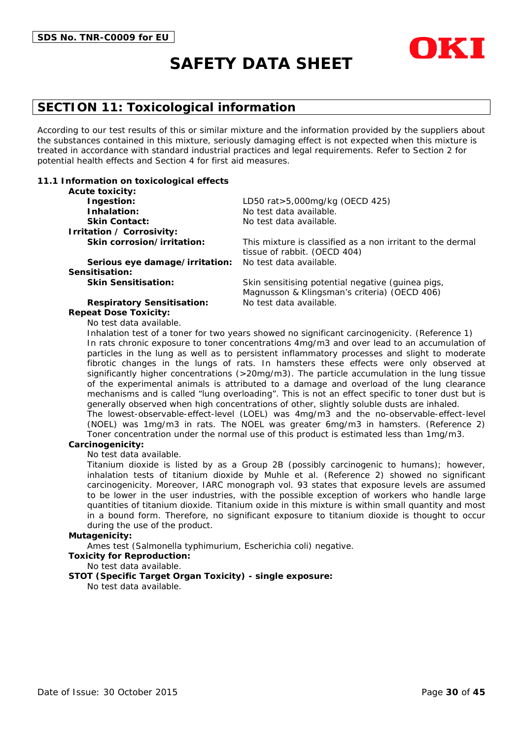## SECTION 11: Toxicological information

According to our test results of this or similar mixture and the information provided by the suppliers about the substances contained in this mixture, seriously damaging effect is not expected when this mixture is treated in accordance with standard industrial practices and legal requirements. Refer to Section 2 for potential health effects and Section 4 for first aid measures.

### 11.1 Information on toxicological effects

**Acute toxicity:**

- **Ingestion:** LD50 rat>5,000mg/kg (OECD 425)
- **Inhalation:** No test data available.
- **Skin Contact:** No test data available.

**Irritation / Corrosivity:**

- **Skin corrosion/irritation:** This mixture is classified as a non irritant to the dermal tissue of rabbit. (OECD 404)
- **Serious eye damage/irritation:** No test data available.

**Sensitisation:**

- **Skin Sensitisation:** Skin sensitising potential negative (guinea pigs, Magnusson & Klingsman's criteria) (OECD 406)
- **Respiratory Sensitisation:** No test data available.

**Repeat Dose Toxicity:**

No test data available.

Inhalation test of a toner for two years showed no significant carcinogenicity. (Reference 1) In rats chronic exposure to toner concentrations 4mg/m3 and over lead to an accumulation of particles in the lung as well as to persistent inflammatory processes and slight to moderate fibrotic changes in the lungs of rats. In hamsters these effects were only observed at significantly higher concentrations (>20mg/m3). The particle accumulation in the lung tissue of the experimental animals is attributed to a damage and overload of the lung clearance mechanisms and is called "lung overloading". This is not an effect specific to toner dust but is generally observed when high concentrations of other, slightly soluble dusts are inhaled.
The lowest-observable-effect-level (LOEL) was 4mg/m3 and the no-observable-effect-level (NOEL) was 1mg/m3 in rats. The NOEL was greater 6mg/m3 in hamsters. (Reference 2) Toner concentration under the normal use of this product is estimated less than 1mg/m3.

**Carcinogenicity:**

No test data available.

Titanium dioxide is listed by as a Group 2B (possibly carcinogenic to humans); however, inhalation tests of titanium dioxide by Muhle et al. (Reference 2) showed no significant carcinogenicity. Moreover, IARC monograph vol. 93 states that exposure levels are assumed to be lower in the user industries, with the possible exception of workers who handle large quantities of titanium dioxide. Titanium oxide in this mixture is within small quantity and most in a bound form. Therefore, no significant exposure to titanium dioxide is thought to occur during the use of the product.

**Mutagenicity:**

Ames test (Salmonella typhimurium, Escherichia coli) negative.

**Toxicity for Reproduction:**

No test data available.

**STOT (Specific Target Organ Toxicity) - single exposure:**

No test data available.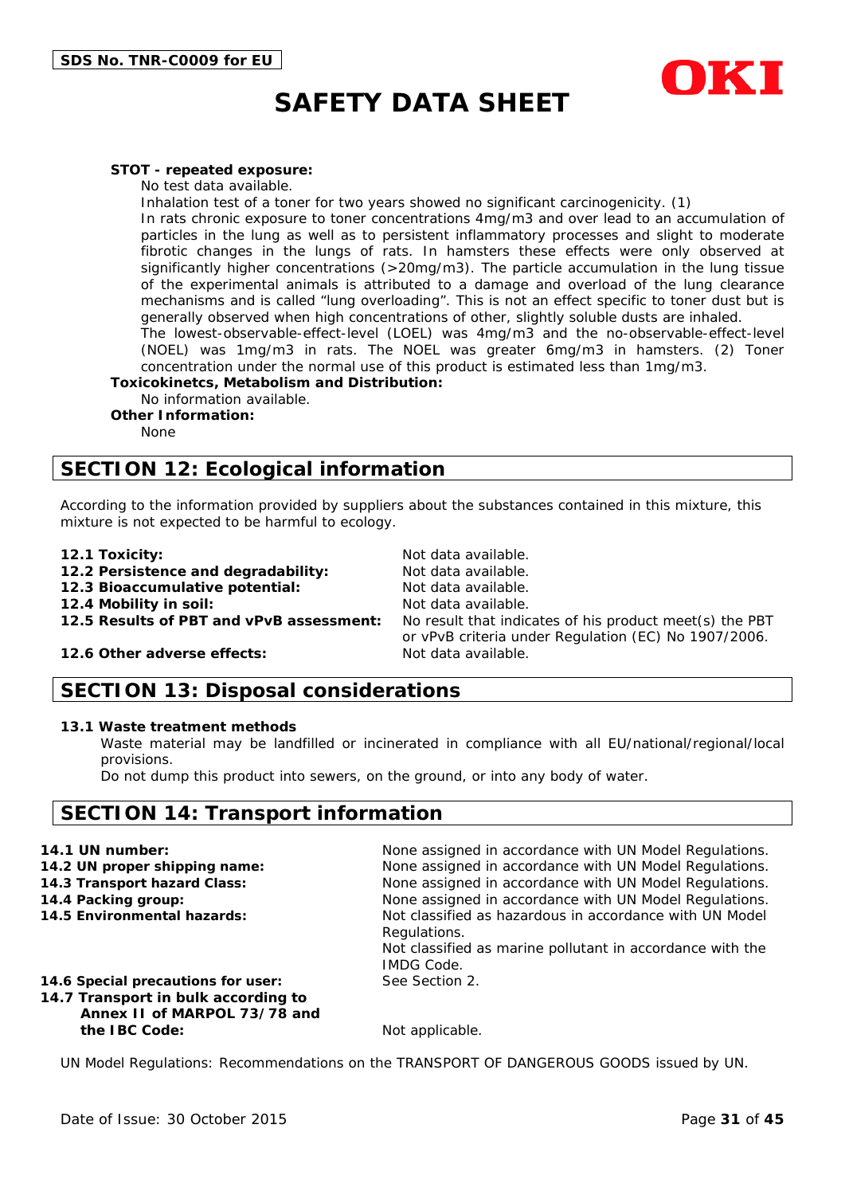**STOT - repeated exposure:**

No test data available.
Inhalation test of a toner for two years showed no significant carcinogenicity. (1)
In rats chronic exposure to toner concentrations 4mg/m3 and over lead to an accumulation of particles in the lung as well as to persistent inflammatory processes and slight to moderate fibrotic changes in the lungs of rats. In hamsters these effects were only observed at significantly higher concentrations (>20mg/m3). The particle accumulation in the lung tissue of the experimental animals is attributed to a damage and overload of the lung clearance mechanisms and is called "lung overloading". This is not an effect specific to toner dust but is generally observed when high concentrations of other, slightly soluble dusts are inhaled.
The lowest-observable-effect-level (LOEL) was 4mg/m3 and the no-observable-effect-level (NOEL) was 1mg/m3 in rats. The NOEL was greater 6mg/m3 in hamsters. (2) Toner concentration under the normal use of this product is estimated less than 1mg/m3.

**Toxicokinetcs, Metabolism and Distribution:**

No information available.

**Other Information:**

None

## SECTION 12: Ecological information

According to the information provided by suppliers about the substances contained in this mixture, this mixture is not expected to be harmful to ecology.

| | |
|---|---|
| **12.1 Toxicity:** | Not data available. |
| **12.2 Persistence and degradability:** | Not data available. |
| **12.3 Bioaccumulative potential:** | Not data available. |
| **12.4 Mobility in soil:** | Not data available. |
| **12.5 Results of PBT and vPvB assessment:** | No result that indicates of his product meet(s) the PBT or vPvB criteria under Regulation (EC) No 1907/2006. |
| **12.6 Other adverse effects:** | Not data available. |

## SECTION 13: Disposal considerations

**13.1 Waste treatment methods**

Waste material may be landfilled or incinerated in compliance with all EU/national/regional/local provisions.
Do not dump this product into sewers, on the ground, or into any body of water.

## SECTION 14: Transport information

| | |
|---|---|
| **14.1 UN number:** | None assigned in accordance with UN Model Regulations. |
| **14.2 UN proper shipping name:** | None assigned in accordance with UN Model Regulations. |
| **14.3 Transport hazard Class:** | None assigned in accordance with UN Model Regulations. |
| **14.4 Packing group:** | None assigned in accordance with UN Model Regulations. |
| **14.5 Environmental hazards:** | Not classified as hazardous in accordance with UN Model Regulations. Not classified as marine pollutant in accordance with the IMDG Code. |
| **14.6 Special precautions for user:** | See Section 2. |
| **14.7 Transport in bulk according to Annex II of MARPOL 73/78 and the IBC Code:** | Not applicable. |

UN Model Regulations: Recommendations on the TRANSPORT OF DANGEROUS GOODS issued by UN.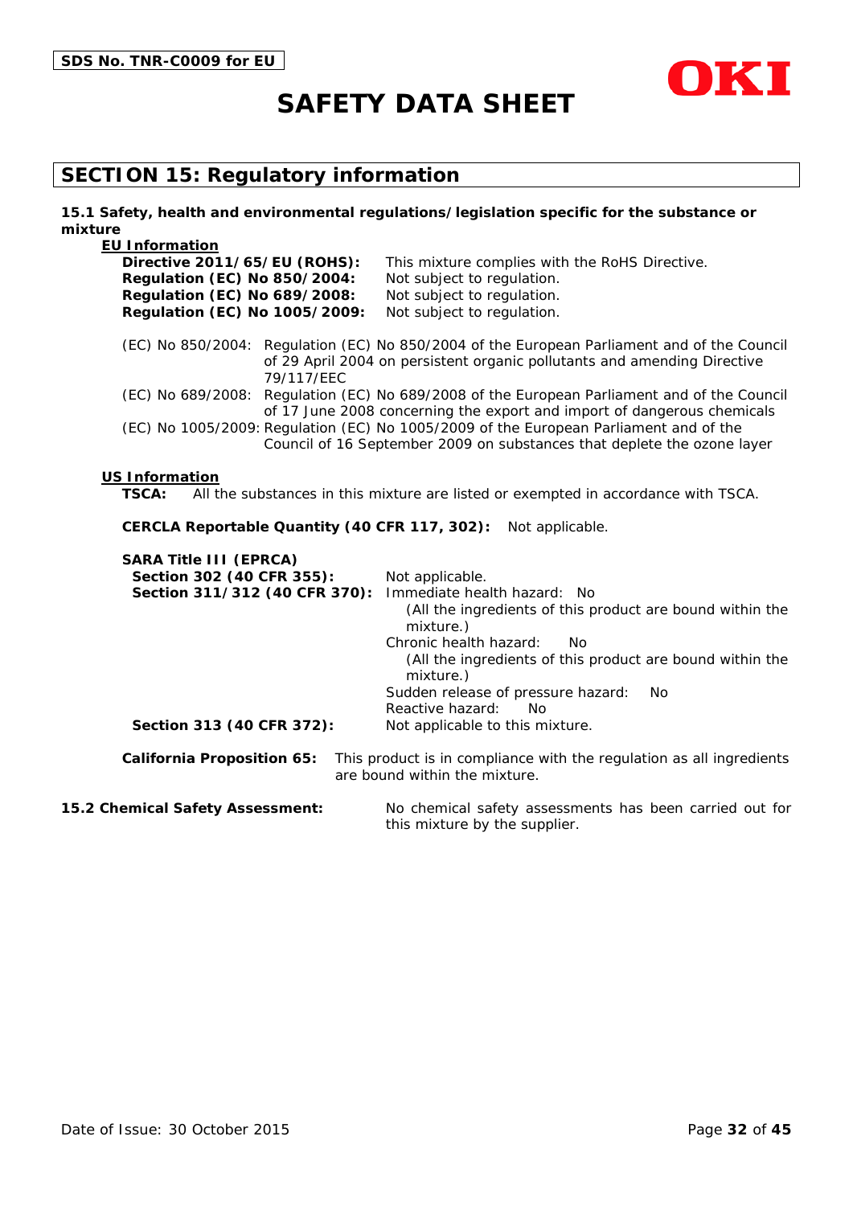## SECTION 15: Regulatory information

**15.1 Safety, health and environmental regulations/legislation specific for the substance or mixture**

**EU Information**

**Directive 2011/65/EU (ROHS):** This mixture complies with the RoHS Directive.
**Regulation (EC) No 850/2004:** Not subject to regulation.
**Regulation (EC) No 689/2008:** Not subject to regulation.
**Regulation (EC) No 1005/2009:** Not subject to regulation.

(EC) No 850/2004: Regulation (EC) No 850/2004 of the European Parliament and of the Council of 29 April 2004 on persistent organic pollutants and amending Directive 79/117/EEC

(EC) No 689/2008: Regulation (EC) No 689/2008 of the European Parliament and of the Council of 17 June 2008 concerning the export and import of dangerous chemicals

(EC) No 1005/2009: Regulation (EC) No 1005/2009 of the European Parliament and of the Council of 16 September 2009 on substances that deplete the ozone layer

**US Information**

**TSCA:** All the substances in this mixture are listed or exempted in accordance with TSCA.

**CERCLA Reportable Quantity (40 CFR 117, 302):** Not applicable.

**SARA Title III (EPRCA)**

**Section 302 (40 CFR 355):** Not applicable.

**Section 311/312 (40 CFR 370):**
Immediate health hazard: No
(All the ingredients of this product are bound within the mixture.)
Chronic health hazard: No
(All the ingredients of this product are bound within the mixture.)
Sudden release of pressure hazard: No
Reactive hazard: No

**Section 313 (40 CFR 372):** Not applicable to this mixture.

**California Proposition 65:** This product is in compliance with the regulation as all ingredients are bound within the mixture.

**15.2 Chemical Safety Assessment:** No chemical safety assessments has been carried out for this mixture by the supplier.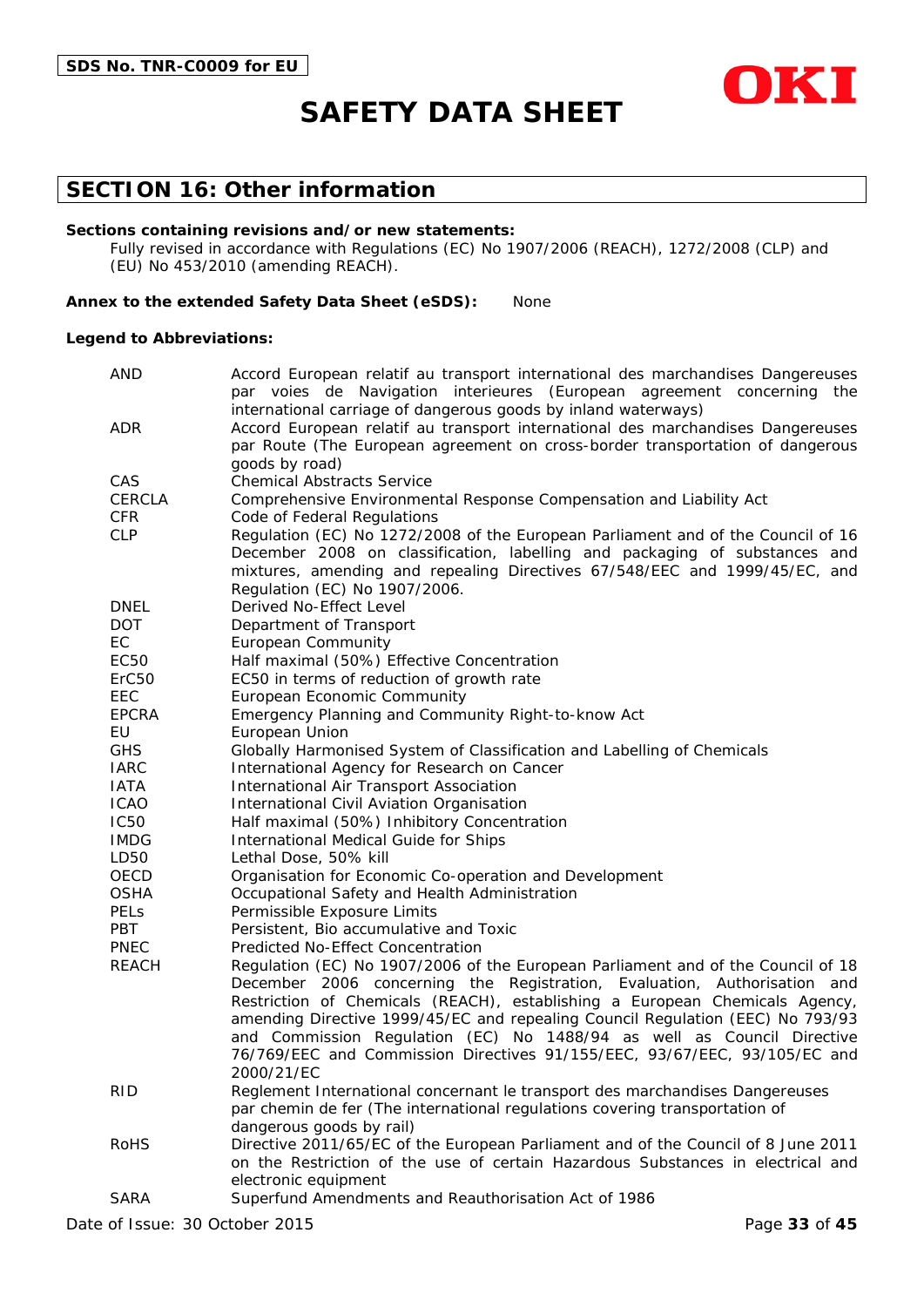## SECTION 16: Other information

**Sections containing revisions and/or new statements:**

Fully revised in accordance with Regulations (EC) No 1907/2006 (REACH), 1272/2008 (CLP) and (EU) No 453/2010 (amending REACH).

**Annex to the extended Safety Data Sheet (eSDS):** None

**Legend to Abbreviations:**

| | |
|---|---|
| AND | Accord European relatif au transport international des marchandises Dangereuses par voies de Navigation interieures (European agreement concerning the international carriage of dangerous goods by inland waterways) |
| ADR | Accord European relatif au transport international des marchandises Dangereuses par Route (The European agreement on cross-border transportation of dangerous goods by road) |
| CAS | Chemical Abstracts Service |
| CERCLA | Comprehensive Environmental Response Compensation and Liability Act |
| CFR | Code of Federal Regulations |
| CLP | Regulation (EC) No 1272/2008 of the European Parliament and of the Council of 16 December 2008 on classification, labelling and packaging of substances and mixtures, amending and repealing Directives 67/548/EEC and 1999/45/EC, and Regulation (EC) No 1907/2006. |
| DNEL | Derived No-Effect Level |
| DOT | Department of Transport |
| EC | European Community |
| EC50 | Half maximal (50%) Effective Concentration |
| ErC50 | EC50 in terms of reduction of growth rate |
| EEC | European Economic Community |
| EPCRA | Emergency Planning and Community Right-to-know Act |
| EU | European Union |
| GHS | Globally Harmonised System of Classification and Labelling of Chemicals |
| IARC | International Agency for Research on Cancer |
| IATA | International Air Transport Association |
| ICAO | International Civil Aviation Organisation |
| IC50 | Half maximal (50%) Inhibitory Concentration |
| IMDG | International Medical Guide for Ships |
| LD50 | Lethal Dose, 50% kill |
| OECD | Organisation for Economic Co-operation and Development |
| OSHA | Occupational Safety and Health Administration |
| PELs | Permissible Exposure Limits |
| PBT | Persistent, Bio accumulative and Toxic |
| PNEC | Predicted No-Effect Concentration |
| REACH | Regulation (EC) No 1907/2006 of the European Parliament and of the Council of 18 December 2006 concerning the Registration, Evaluation, Authorisation and Restriction of Chemicals (REACH), establishing a European Chemicals Agency, amending Directive 1999/45/EC and repealing Council Regulation (EEC) No 793/93 and Commission Regulation (EC) No 1488/94 as well as Council Directive 76/769/EEC and Commission Directives 91/155/EEC, 93/67/EEC, 93/105/EC and 2000/21/EC |
| RID | Reglement International concernant le transport des marchandises Dangereuses par chemin de fer (The international regulations covering transportation of dangerous goods by rail) |
| RoHS | Directive 2011/65/EC of the European Parliament and of the Council of 8 June 2011 on the Restriction of the use of certain Hazardous Substances in electrical and electronic equipment |
| SARA | Superfund Amendments and Reauthorisation Act of 1986 |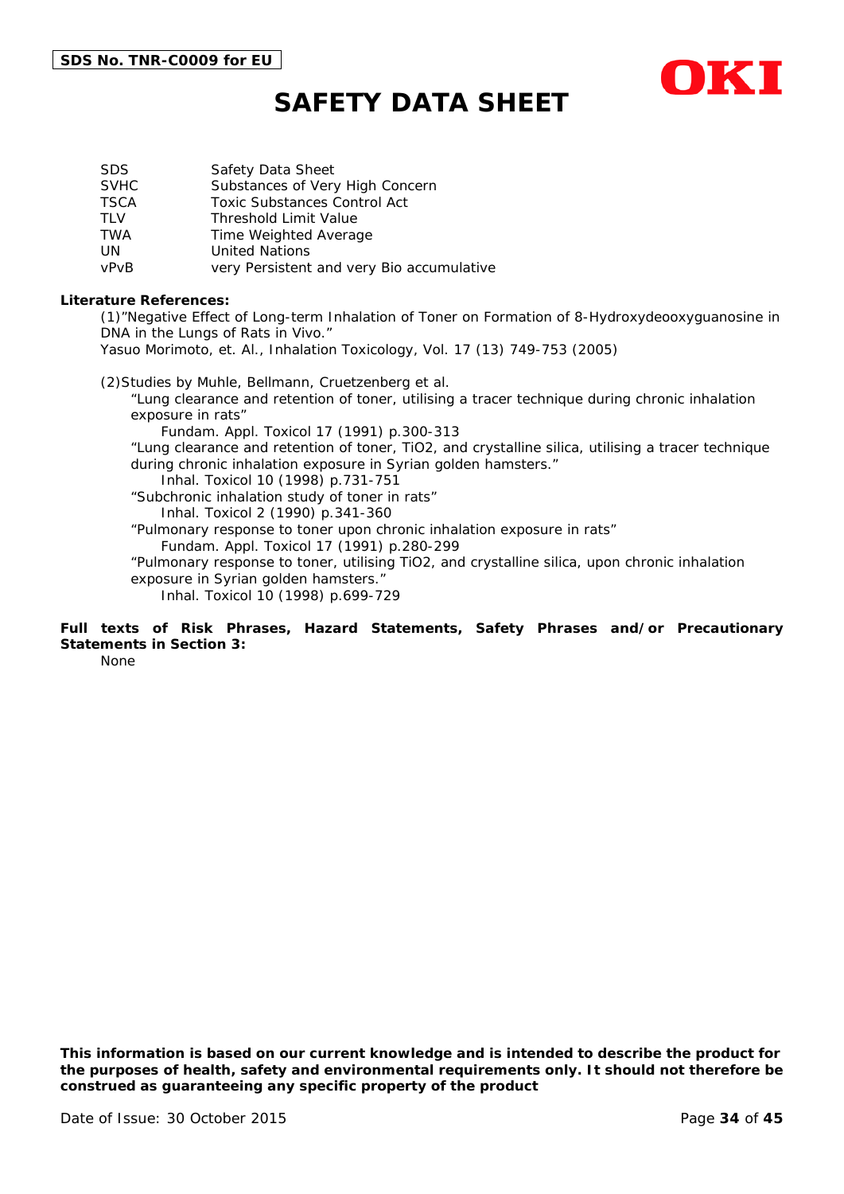| | |
|---|---|
| SDS | Safety Data Sheet |
| SVHC | Substances of Very High Concern |
| TSCA | Toxic Substances Control Act |
| TLV | Threshold Limit Value |
| TWA | Time Weighted Average |
| UN | United Nations |
| vPvB | very Persistent and very Bio accumulative |

**Literature References:**

(1)"Negative Effect of Long-term Inhalation of Toner on Formation of 8-Hydroxydeooxyguanosine in DNA in the Lungs of Rats in Vivo."
Yasuo Morimoto, et. Al., Inhalation Toxicology, Vol. 17 (13) 749-753 (2005)

(2)Studies by Muhle, Bellmann, Cruetzenberg et al.

"Lung clearance and retention of toner, utilising a tracer technique during chronic inhalation exposure in rats"
Fundam. Appl. Toxicol 17 (1991) p.300-313

"Lung clearance and retention of toner, $TiO_2$, and crystalline silica, utilising a tracer technique during chronic inhalation exposure in Syrian golden hamsters."
Inhal. Toxicol 10 (1998) p.731-751

"Subchronic inhalation study of toner in rats"
Inhal. Toxicol 2 (1990) p.341-360

"Pulmonary response to toner upon chronic inhalation exposure in rats"
Fundam. Appl. Toxicol 17 (1991) p.280-299

"Pulmonary response to toner, utilising $TiO_2$, and crystalline silica, upon chronic inhalation exposure in Syrian golden hamsters."
Inhal. Toxicol 10 (1998) p.699-729

**Full texts of Risk Phrases, Hazard Statements, Safety Phrases and/or Precautionary Statements in Section 3:**

None

**This information is based on our current knowledge and is intended to describe the product for the purposes of health, safety and environmental requirements only. It should not therefore be construed as guaranteeing any specific property of the product**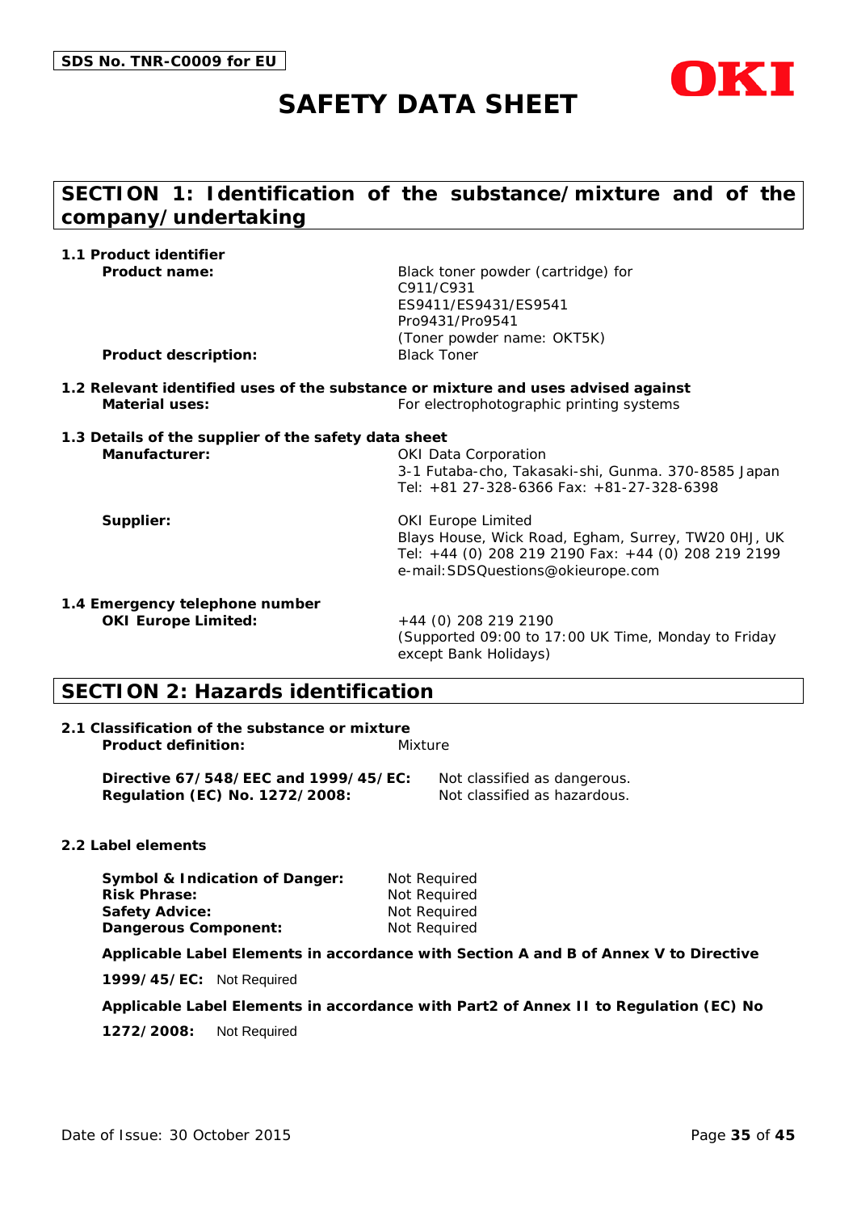SDS No. TNR-C0009 for EU

OKI

# SAFETY DATA SHEET

## SECTION 1: Identification of the substance/mixture and of the company/undertaking

### 1.1 Product identifier

**Product name:** Black toner powder (cartridge) for C911/C931 ES9411/ES9431/ES9541 Pro9431/Pro9541 (Toner powder name: OKT5K)

**Product description:** Black Toner

### 1.2 Relevant identified uses of the substance or mixture and uses advised against

**Material uses:** For electrophotographic printing systems

### 1.3 Details of the supplier of the safety data sheet

**Manufacturer:** OKI Data Corporation
3-1 Futaba-cho, Takasaki-shi, Gunma. 370-8585 Japan
Tel: +81 27-328-6366 Fax: +81-27-328-6398

**Supplier:** OKI Europe Limited
Blays House, Wick Road, Egham, Surrey, TW20 0HJ, UK
Tel: +44 (0) 208 219 2190 Fax: +44 (0) 208 219 2199
e-mail:SDSQuestions@okieurope.com

### 1.4 Emergency telephone number

**OKI Europe Limited:** +44 (0) 208 219 2190
(Supported 09:00 to 17:00 UK Time, Monday to Friday except Bank Holidays)

## SECTION 2: Hazards identification

### 2.1 Classification of the substance or mixture

**Product definition:** Mixture

**Directive 67/548/EEC and 1999/45/EC:** Not classified as dangerous.
**Regulation (EC) No. 1272/2008:** Not classified as hazardous.

### 2.2 Label elements

**Symbol & Indication of Danger:** Not Required
**Risk Phrase:** Not Required
**Safety Advice:** Not Required
**Dangerous Component:** Not Required

**Applicable Label Elements in accordance with Section A and B of Annex V to Directive 1999/45/EC:** Not Required

**Applicable Label Elements in accordance with Part2 of Annex II to Regulation (EC) No 1272/2008:** Not Required

Date of Issue: 30 October 2015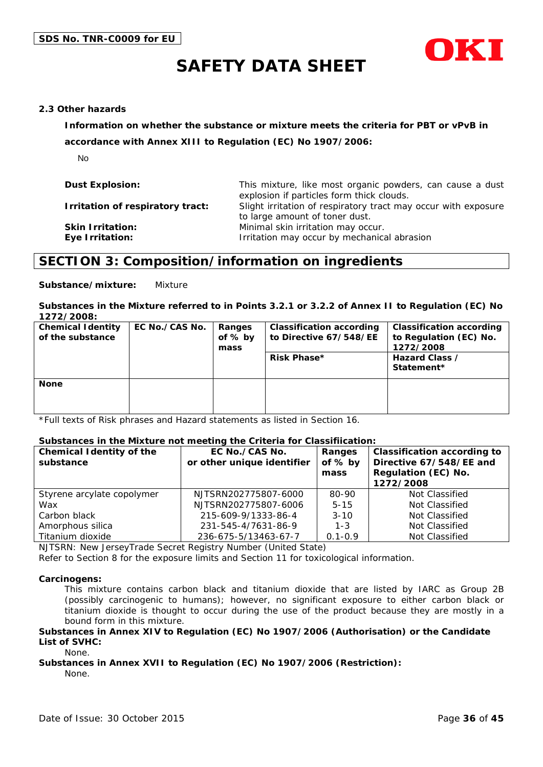### 2.3 Other hazards

**Information on whether the substance or mixture meets the criteria for PBT or vPvB in accordance with Annex XIII to Regulation (EC) No 1907/2006:**

No

**Dust Explosion:** This mixture, like most organic powders, can cause a dust explosion if particles form thick clouds.

**Irritation of respiratory tract:** Slight irritation of respiratory tract may occur with exposure to large amount of toner dust.

**Skin Irritation:** Minimal skin irritation may occur.

**Eye Irritation:** Irritation may occur by mechanical abrasion

## SECTION 3: Composition/information on ingredients

**Substance/mixture:** Mixture

**Substances in the Mixture referred to in Points 3.2.1 or 3.2.2 of Annex II to Regulation (EC) No 1272/2008:**

| Chemical Identity of the substance | EC No./CAS No. | Ranges of % by mass | Classification according to Directive 67/548/EE | Classification according to Regulation (EC) No. 1272/2008 |
|---|---|---|---|---|
| | | | Risk Phase* | Hazard Class / Statement* |
| None | | | | |

*Full texts of Risk phrases and Hazard statements as listed in Section 16.

**Substances in the Mixture not meeting the Criteria for Classifiication:**

| Chemical Identity of the substance | EC No./CAS No. or other unique identifier | Ranges of % by mass | Classification according to Directive 67/548/EE and Regulation (EC) No. 1272/2008 |
|---|---|---|---|
| Styrene acrylate copolymer | NJTSRN202775807-6000 | 80-90 | Not Classified |
| Wax | NJTSRN202775807-6006 | 5-15 | Not Classified |
| Carbon black | 215-609-9/1333-86-4 | 3-10 | Not Classified |
| Amorphous silica | 231-545-4/7631-86-9 | 1-3 | Not Classified |
| Titanium dioxide | 236-675-5/13463-67-7 | 0.1-0.9 | Not Classified |

NJTSRN: New JerseyTrade Secret Registry Number (United State)

Refer to Section 8 for the exposure limits and Section 11 for toxicological information.

**Carcinogens:**

This mixture contains carbon black and titanium dioxide that are listed by IARC as Group 2B (possibly carcinogenic to humans); however, no significant exposure to either carbon black or titanium dioxide is thought to occur during the use of the product because they are mostly in a bound form in this mixture.

**Substances in Annex XIV to Regulation (EC) No 1907/2006 (Authorisation) or the Candidate List of SVHC:**

None.

**Substances in Annex XVII to Regulation (EC) No 1907/2006 (Restriction):**

None.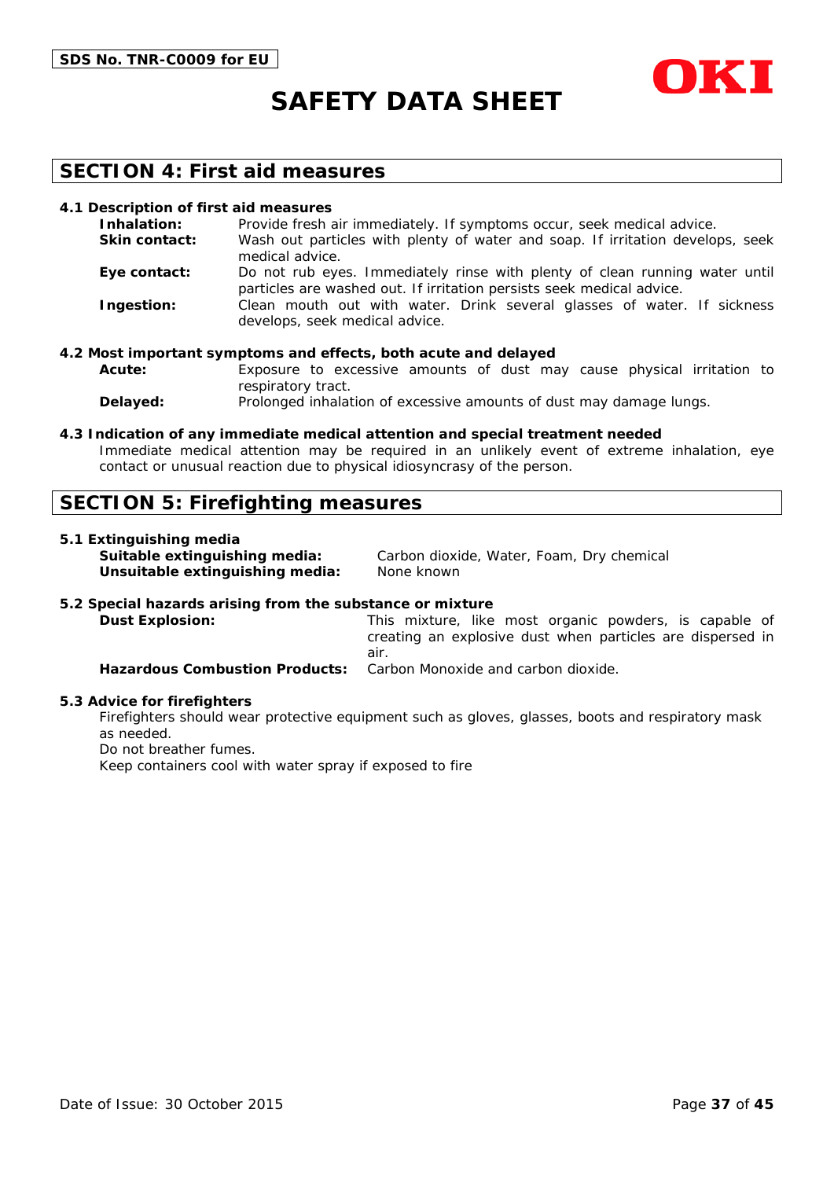## SECTION 4: First aid measures

### 4.1 Description of first aid measures

**Inhalation:** Provide fresh air immediately. If symptoms occur, seek medical advice.

**Skin contact:** Wash out particles with plenty of water and soap. If irritation develops, seek medical advice.

**Eye contact:** Do not rub eyes. Immediately rinse with plenty of clean running water until particles are washed out. If irritation persists seek medical advice.

**Ingestion:** Clean mouth out with water. Drink several glasses of water. If sickness develops, seek medical advice.

### 4.2 Most important symptoms and effects, both acute and delayed

**Acute:** Exposure to excessive amounts of dust may cause physical irritation to respiratory tract.

**Delayed:** Prolonged inhalation of excessive amounts of dust may damage lungs.

### 4.3 Indication of any immediate medical attention and special treatment needed

Immediate medical attention may be required in an unlikely event of extreme inhalation, eye contact or unusual reaction due to physical idiosyncrasy of the person.

## SECTION 5: Firefighting measures

### 5.1 Extinguishing media

**Suitable extinguishing media:** Carbon dioxide, Water, Foam, Dry chemical

**Unsuitable extinguishing media:** None known

### 5.2 Special hazards arising from the substance or mixture

**Dust Explosion:** This mixture, like most organic powders, is capable of creating an explosive dust when particles are dispersed in air.

**Hazardous Combustion Products:** Carbon Monoxide and carbon dioxide.

### 5.3 Advice for firefighters

Firefighters should wear protective equipment such as gloves, glasses, boots and respiratory mask as needed.

Do not breather fumes.

Keep containers cool with water spray if exposed to fire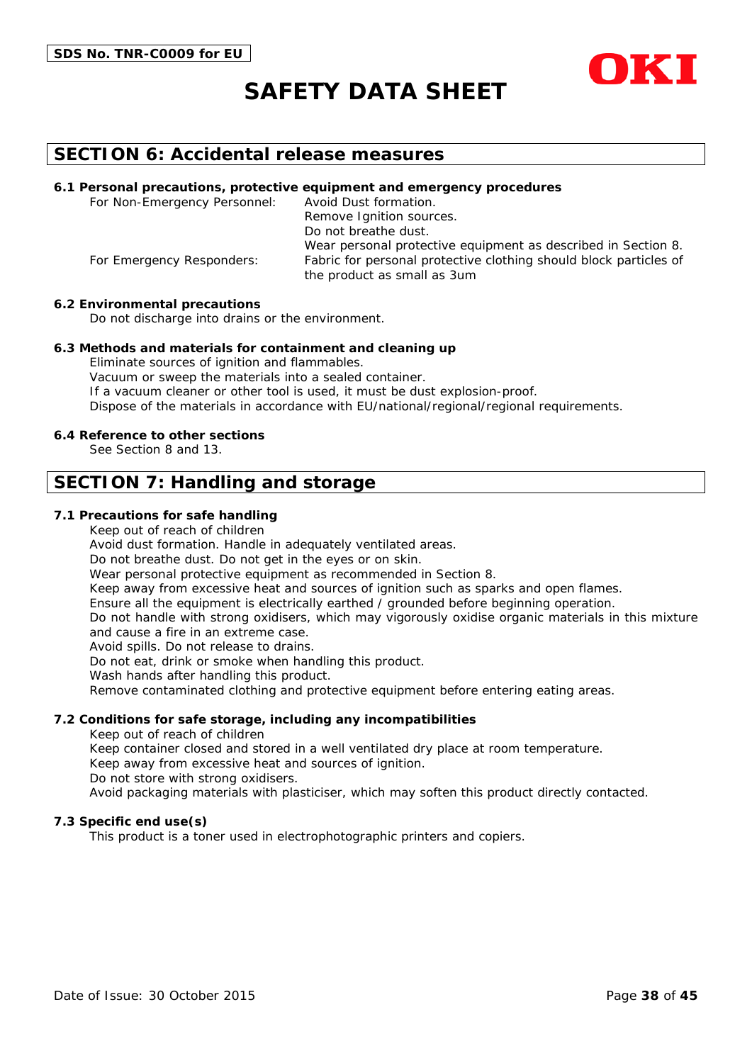## SECTION 6: Accidental release measures

### 6.1 Personal precautions, protective equipment and emergency procedures

For Non-Emergency Personnel:
- Avoid Dust formation.
- Remove Ignition sources.
- Do not breathe dust.
- Wear personal protective equipment as described in Section 8.

For Emergency Responders:
- Fabric for personal protective clothing should block particles of the product as small as 3um

### 6.2 Environmental precautions

Do not discharge into drains or the environment.

### 6.3 Methods and materials for containment and cleaning up

Eliminate sources of ignition and flammables.
Vacuum or sweep the materials into a sealed container.
If a vacuum cleaner or other tool is used, it must be dust explosion-proof.
Dispose of the materials in accordance with EU/national/regional/regional requirements.

### 6.4 Reference to other sections

See Section 8 and 13.

## SECTION 7: Handling and storage

### 7.1 Precautions for safe handling

Keep out of reach of children
Avoid dust formation. Handle in adequately ventilated areas.
Do not breathe dust. Do not get in the eyes or on skin.
Wear personal protective equipment as recommended in Section 8.
Keep away from excessive heat and sources of ignition such as sparks and open flames.
Ensure all the equipment is electrically earthed / grounded before beginning operation.
Do not handle with strong oxidisers, which may vigorously oxidise organic materials in this mixture and cause a fire in an extreme case.
Avoid spills. Do not release to drains.
Do not eat, drink or smoke when handling this product.
Wash hands after handling this product.
Remove contaminated clothing and protective equipment before entering eating areas.

### 7.2 Conditions for safe storage, including any incompatibilities

Keep out of reach of children
Keep container closed and stored in a well ventilated dry place at room temperature.
Keep away from excessive heat and sources of ignition.
Do not store with strong oxidisers.
Avoid packaging materials with plasticiser, which may soften this product directly contacted.

### 7.3 Specific end use(s)

This product is a toner used in electrophotographic printers and copiers.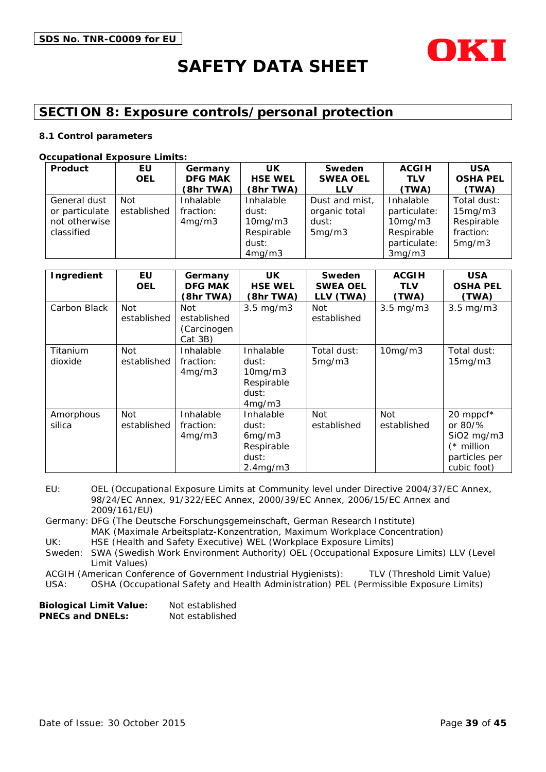SDS No. TNR-C0009 for EU

# SAFETY DATA SHEET

## SECTION 8: Exposure controls/personal protection

### 8.1 Control parameters

**Occupational Exposure Limits:**

| Product | EU OEL | Germany DFG MAK (8hr TWA) | UK HSE WEL (8hr TWA) | Sweden SWEA OEL LLV | ACGIH TLV (TWA) | USA OSHA PEL (TWA) |
|---|---|---|---|---|---|---|
| General dust or particulate not otherwise classified | Not established | Inhalable fraction: 4mg/m3 | Inhalable dust: 10mg/m3 Respirable dust: 4mg/m3 | Dust and mist, organic total dust: 5mg/m3 | Inhalable particulate: 10mg/m3 Respirable particulate: 3mg/m3 | Total dust: 15mg/m3 Respirable fraction: 5mg/m3 |

| Ingredient | EU OEL | Germany DFG MAK (8hr TWA) | UK HSE WEL (8hr TWA) | Sweden SWEA OEL LLV (TWA) | ACGIH TLV (TWA) | USA OSHA PEL (TWA) |
|---|---|---|---|---|---|---|
| Carbon Black | Not established | Not established (Carcinogen Cat 3B) | 3.5 mg/m3 | Not established | 3.5 mg/m3 | 3.5 mg/m3 |
| Titanium dioxide | Not established | Inhalable fraction: 4mg/m3 | Inhalable dust: 10mg/m3 Respirable dust: 4mg/m3 | Total dust: 5mg/m3 | 10mg/m3 | Total dust: 15mg/m3 |
| Amorphous silica | Not established | Inhalable fraction: 4mg/m3 | Inhalable dust: 6mg/m3 Respirable dust: 2.4mg/m3 | Not established | Not established | 20 mppcf* or 80/% SiO2 mg/m3 (* million particles per cubic foot) |

EU: OEL (Occupational Exposure Limits at Community level under Directive 2004/37/EC Annex, 98/24/EC Annex, 91/322/EEC Annex, 2000/39/EC Annex, 2006/15/EC Annex and 2009/161/EU)

Germany: DFG (The Deutsche Forschungsgemeinschaft, German Research Institute)
MAK (Maximale Arbeitsplatz-Konzentration, Maximum Workplace Concentration)

UK: HSE (Health and Safety Executive) WEL (Workplace Exposure Limits)

Sweden: SWA (Swedish Work Environment Authority) OEL (Occupational Exposure Limits) LLV (Level Limit Values)

ACGIH (American Conference of Government Industrial Hygienists): TLV (Threshold Limit Value)

USA: OSHA (Occupational Safety and Health Administration) PEL (Permissible Exposure Limits)

**Biological Limit Value:** Not established
**PNECs and DNELs:** Not established

Date of Issue: 30 October 2015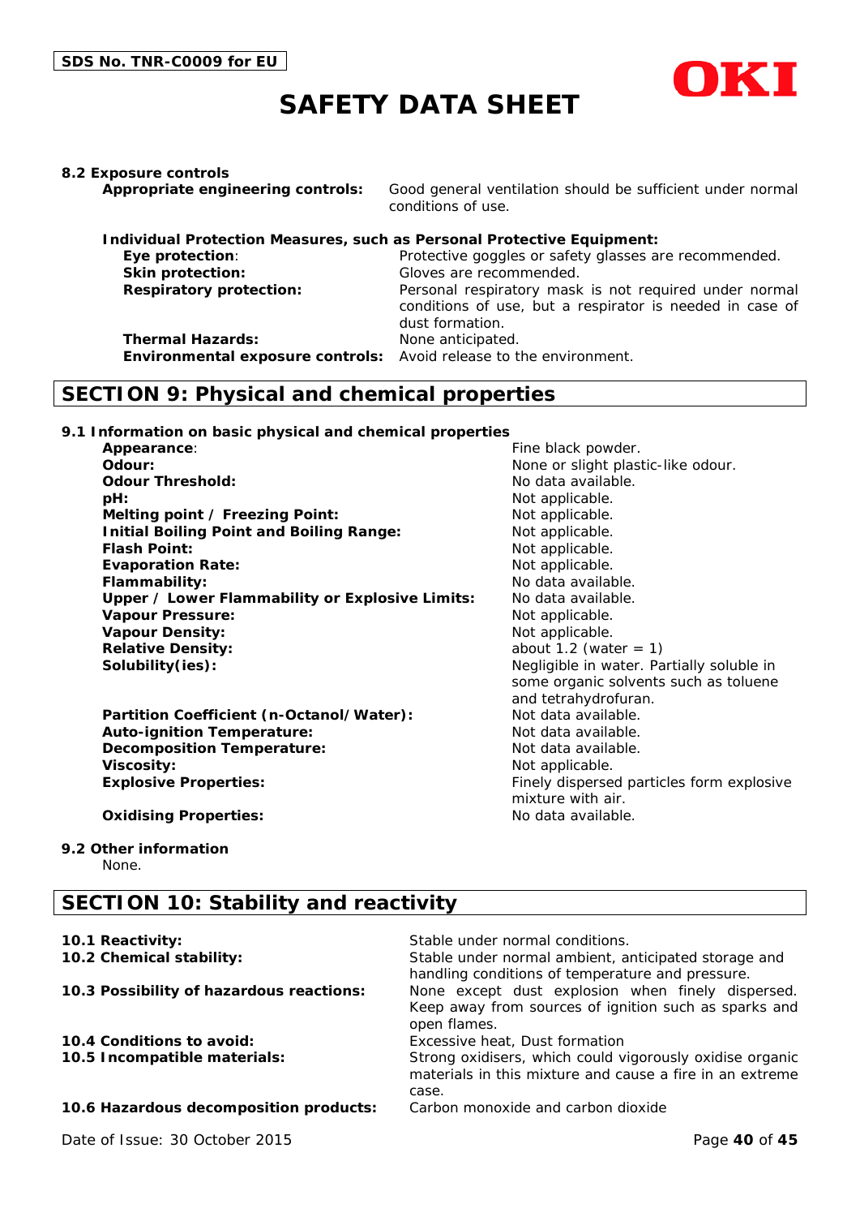**8.2 Exposure controls**

**Appropriate engineering controls:** Good general ventilation should be sufficient under normal conditions of use.

**Individual Protection Measures, such as Personal Protective Equipment:**

| | |
|---|---|
| **Eye protection**: | Protective goggles or safety glasses are recommended. |
| **Skin protection:** | Gloves are recommended. |
| **Respiratory protection:** | Personal respiratory mask is not required under normal conditions of use, but a respirator is needed in case of dust formation. |
| **Thermal Hazards:** | None anticipated. |
| **Environmental exposure controls:** | Avoid release to the environment. |

## SECTION 9: Physical and chemical properties

**9.1 Information on basic physical and chemical properties**

| | |
|---|---|
| **Appearance**: | Fine black powder. |
| **Odour:** | None or slight plastic-like odour. |
| **Odour Threshold:** | No data available. |
| **pH:** | Not applicable. |
| **Melting point / Freezing Point:** | Not applicable. |
| **Initial Boiling Point and Boiling Range:** | Not applicable. |
| **Flash Point:** | Not applicable. |
| **Evaporation Rate:** | Not applicable. |
| **Flammability:** | No data available. |
| **Upper / Lower Flammability or Explosive Limits:** | No data available. |
| **Vapour Pressure:** | Not applicable. |
| **Vapour Density:** | Not applicable. |
| **Relative Density:** | about 1.2 (water = 1) |
| **Solubility(ies):** | Negligible in water. Partially soluble in some organic solvents such as toluene and tetrahydrofuran. |
| **Partition Coefficient (n-Octanol/Water):** | Not data available. |
| **Auto-ignition Temperature:** | Not data available. |
| **Decomposition Temperature:** | Not data available. |
| **Viscosity:** | Not applicable. |
| **Explosive Properties:** | Finely dispersed particles form explosive mixture with air. |
| **Oxidising Properties:** | No data available. |

**9.2 Other information**

None.

## SECTION 10: Stability and reactivity

| | |
|---|---|
| **10.1 Reactivity:** | Stable under normal conditions. |
| **10.2 Chemical stability:** | Stable under normal ambient, anticipated storage and handling conditions of temperature and pressure. |
| **10.3 Possibility of hazardous reactions:** | None except dust explosion when finely dispersed. Keep away from sources of ignition such as sparks and open flames. |
| **10.4 Conditions to avoid:** | Excessive heat, Dust formation |
| **10.5 Incompatible materials:** | Strong oxidisers, which could vigorously oxidise organic materials in this mixture and cause a fire in an extreme case. |
| **10.6 Hazardous decomposition products:** | Carbon monoxide and carbon dioxide |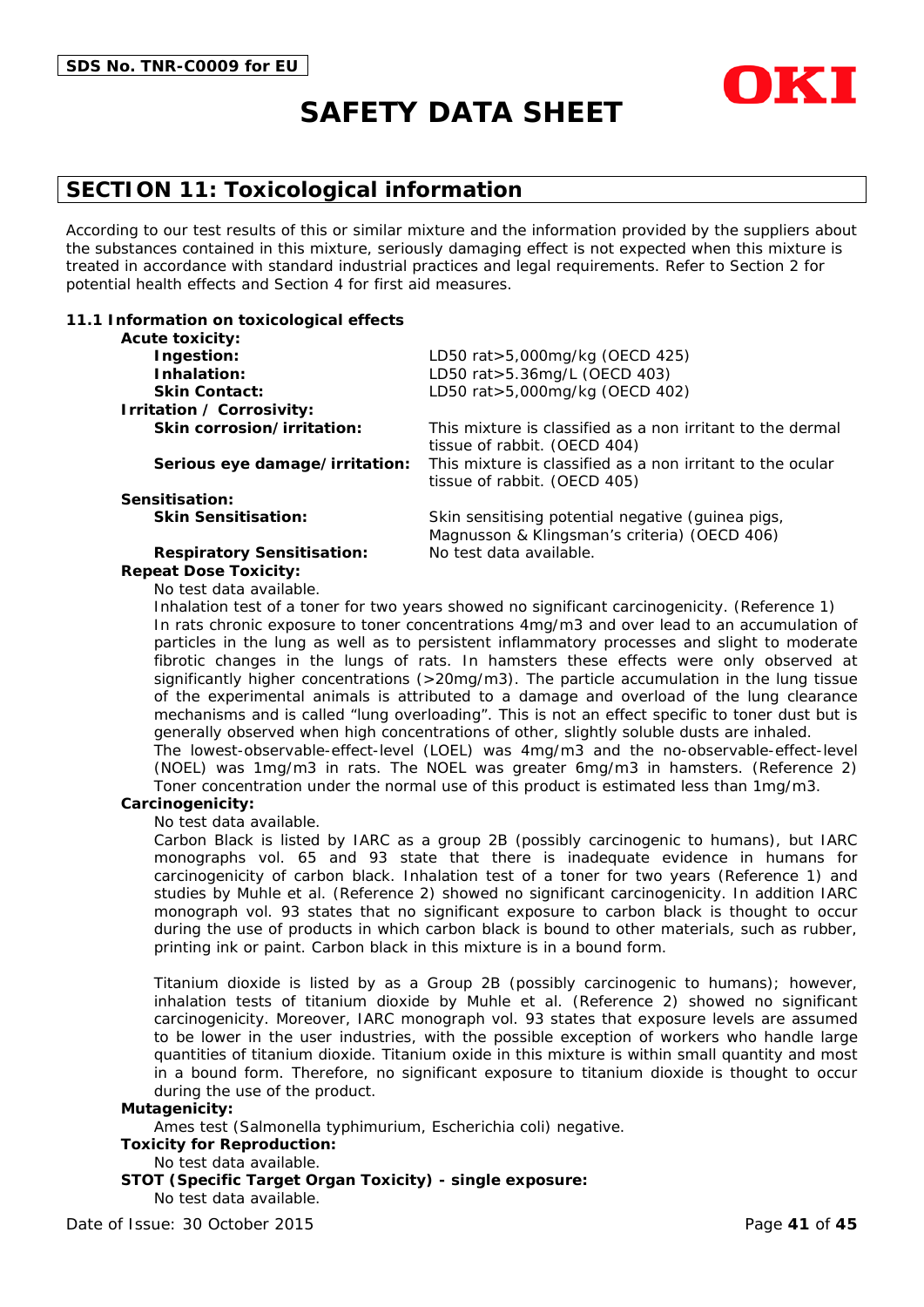## SECTION 11: Toxicological information

According to our test results of this or similar mixture and the information provided by the suppliers about the substances contained in this mixture, seriously damaging effect is not expected when this mixture is treated in accordance with standard industrial practices and legal requirements. Refer to Section 2 for potential health effects and Section 4 for first aid measures.

### 11.1 Information on toxicological effects

**Acute toxicity:**

| | |
|---|---|
| **Ingestion:** | LD50 rat>5,000mg/kg (OECD 425) |
| **Inhalation:** | LD50 rat>5.36mg/L (OECD 403) |
| **Skin Contact:** | LD50 rat>5,000mg/kg (OECD 402) |

**Irritation / Corrosivity:**

| | |
|---|---|
| **Skin corrosion/irritation:** | This mixture is classified as a non irritant to the dermal tissue of rabbit. (OECD 404) |
| **Serious eye damage/irritation:** | This mixture is classified as a non irritant to the ocular tissue of rabbit. (OECD 405) |

**Sensitisation:**

| | |
|---|---|
| **Skin Sensitisation:** | Skin sensitising potential negative (guinea pigs, Magnusson & Klingsman's criteria) (OECD 406) |
| **Respiratory Sensitisation:** | No test data available. |

**Repeat Dose Toxicity:**

No test data available.
Inhalation test of a toner for two years showed no significant carcinogenicity. (Reference 1)
In rats chronic exposure to toner concentrations 4mg/m3 and over lead to an accumulation of particles in the lung as well as to persistent inflammatory processes and slight to moderate fibrotic changes in the lungs of rats. In hamsters these effects were only observed at significantly higher concentrations (>20mg/m3). The particle accumulation in the lung tissue of the experimental animals is attributed to a damage and overload of the lung clearance mechanisms and is called "lung overloading". This is not an effect specific to toner dust but is generally observed when high concentrations of other, slightly soluble dusts are inhaled.
The lowest-observable-effect-level (LOEL) was 4mg/m3 and the no-observable-effect-level (NOEL) was 1mg/m3 in rats. The NOEL was greater 6mg/m3 in hamsters. (Reference 2)
Toner concentration under the normal use of this product is estimated less than 1mg/m3.

**Carcinogenicity:**

No test data available.
Carbon Black is listed by IARC as a group 2B (possibly carcinogenic to humans), but IARC monographs vol. 65 and 93 state that there is inadequate evidence in humans for carcinogenicity of carbon black. Inhalation test of a toner for two years (Reference 1) and studies by Muhle et al. (Reference 2) showed no significant carcinogenicity. In addition IARC monograph vol. 93 states that no significant exposure to carbon black is thought to occur during the use of products in which carbon black is bound to other materials, such as rubber, printing ink or paint. Carbon black in this mixture is in a bound form.

Titanium dioxide is listed by as a Group 2B (possibly carcinogenic to humans); however, inhalation tests of titanium dioxide by Muhle et al. (Reference 2) showed no significant carcinogenicity. Moreover, IARC monograph vol. 93 states that exposure levels are assumed to be lower in the user industries, with the possible exception of workers who handle large quantities of titanium dioxide. Titanium oxide in this mixture is within small quantity and most in a bound form. Therefore, no significant exposure to titanium dioxide is thought to occur during the use of the product.

**Mutagenicity:**

Ames test (Salmonella typhimurium, Escherichia coli) negative.

**Toxicity for Reproduction:**

No test data available.

**STOT (Specific Target Organ Toxicity) - single exposure:**

No test data available.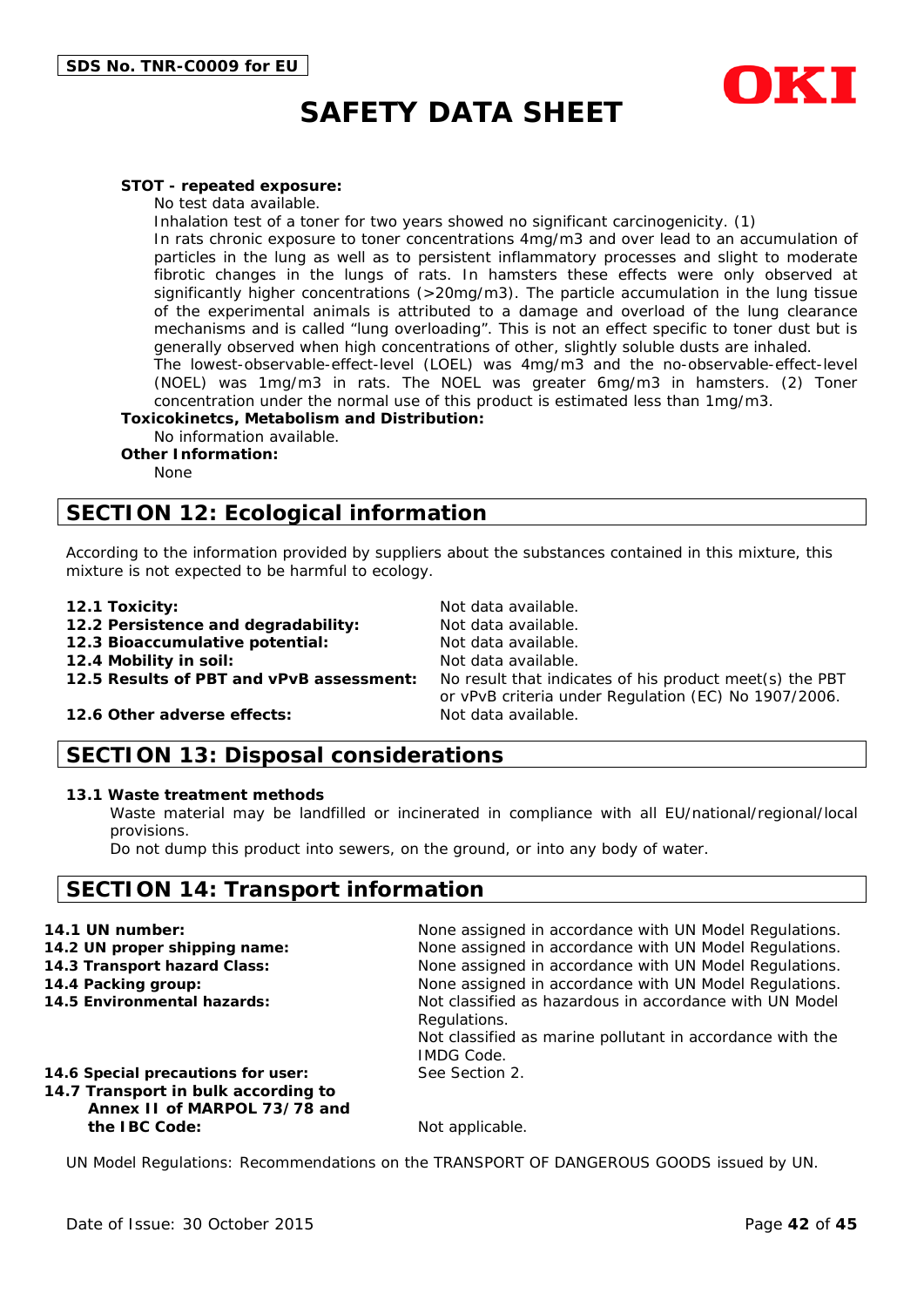**STOT - repeated exposure:**

No test data available.

Inhalation test of a toner for two years showed no significant carcinogenicity. (1)

In rats chronic exposure to toner concentrations 4mg/m3 and over lead to an accumulation of particles in the lung as well as to persistent inflammatory processes and slight to moderate fibrotic changes in the lungs of rats. In hamsters these effects were only observed at significantly higher concentrations (>20mg/m3). The particle accumulation in the lung tissue of the experimental animals is attributed to a damage and overload of the lung clearance mechanisms and is called “lung overloading”. This is not an effect specific to toner dust but is generally observed when high concentrations of other, slightly soluble dusts are inhaled.

The lowest-observable-effect-level (LOEL) was 4mg/m3 and the no-observable-effect-level (NOEL) was 1mg/m3 in rats. The NOEL was greater 6mg/m3 in hamsters. (2) Toner concentration under the normal use of this product is estimated less than 1mg/m3.

**Toxicokinetcs, Metabolism and Distribution:**

No information available.

**Other Information:**

None

## SECTION 12: Ecological information

According to the information provided by suppliers about the substances contained in this mixture, this mixture is not expected to be harmful to ecology.

| | |
|---|---|
| **12.1 Toxicity:** | Not data available. |
| **12.2 Persistence and degradability:** | Not data available. |
| **12.3 Bioaccumulative potential:** | Not data available. |
| **12.4 Mobility in soil:** | Not data available. |
| **12.5 Results of PBT and vPvB assessment:** | No result that indicates of his product meet(s) the PBT or vPvB criteria under Regulation (EC) No 1907/2006. |
| **12.6 Other adverse effects:** | Not data available. |

## SECTION 13: Disposal considerations

**13.1 Waste treatment methods**

Waste material may be landfilled or incinerated in compliance with all EU/national/regional/local provisions.

Do not dump this product into sewers, on the ground, or into any body of water.

## SECTION 14: Transport information

| | |
|---|---|
| **14.1 UN number:** | None assigned in accordance with UN Model Regulations. |
| **14.2 UN proper shipping name:** | None assigned in accordance with UN Model Regulations. |
| **14.3 Transport hazard Class:** | None assigned in accordance with UN Model Regulations. |
| **14.4 Packing group:** | None assigned in accordance with UN Model Regulations. |
| **14.5 Environmental hazards:** | Not classified as hazardous in accordance with UN Model Regulations. Not classified as marine pollutant in accordance with the IMDG Code. |
| **14.6 Special precautions for user:** | See Section 2. |
| **14.7 Transport in bulk according to Annex II of MARPOL 73/78 and the IBC Code:** | Not applicable. |

UN Model Regulations: Recommendations on the TRANSPORT OF DANGEROUS GOODS issued by UN.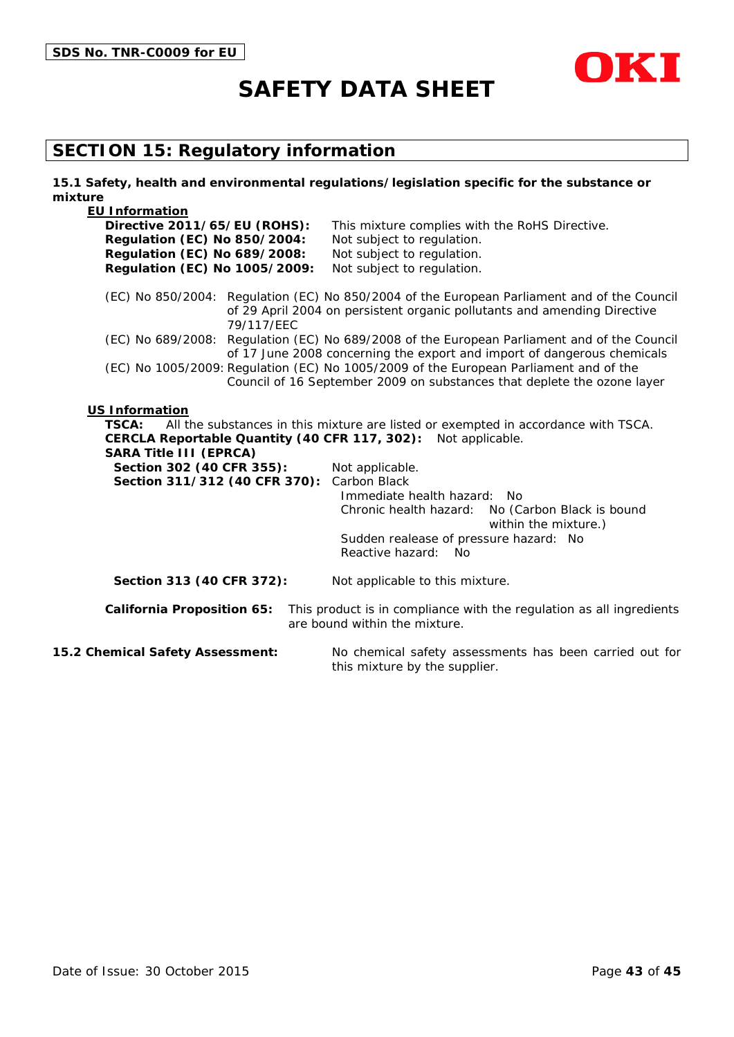## SECTION 15: Regulatory information

**15.1 Safety, health and environmental regulations/legislation specific for the substance or mixture**

**EU Information**

**Directive 2011/65/EU (ROHS):** This mixture complies with the RoHS Directive.
**Regulation (EC) No 850/2004:** Not subject to regulation.
**Regulation (EC) No 689/2008:** Not subject to regulation.
**Regulation (EC) No 1005/2009:** Not subject to regulation.

(EC) No 850/2004: Regulation (EC) No 850/2004 of the European Parliament and of the Council of 29 April 2004 on persistent organic pollutants and amending Directive 79/117/EEC
(EC) No 689/2008: Regulation (EC) No 689/2008 of the European Parliament and of the Council of 17 June 2008 concerning the export and import of dangerous chemicals
(EC) No 1005/2009: Regulation (EC) No 1005/2009 of the European Parliament and of the Council of 16 September 2009 on substances that deplete the ozone layer

**US Information**

**TSCA:** All the substances in this mixture are listed or exempted in accordance with TSCA.
**CERCLA Reportable Quantity (40 CFR 117, 302):** Not applicable.
**SARA Title III (EPRCA)**
**Section 302 (40 CFR 355):** Not applicable.
**Section 311/312 (40 CFR 370):** Carbon Black
Immediate health hazard: No
Chronic health hazard: No (Carbon Black is bound within the mixture.)
Sudden realease of pressure hazard: No
Reactive hazard: No

**Section 313 (40 CFR 372):** Not applicable to this mixture.

**California Proposition 65:** This product is in compliance with the regulation as all ingredients are bound within the mixture.

**15.2 Chemical Safety Assessment:** No chemical safety assessments has been carried out for this mixture by the supplier.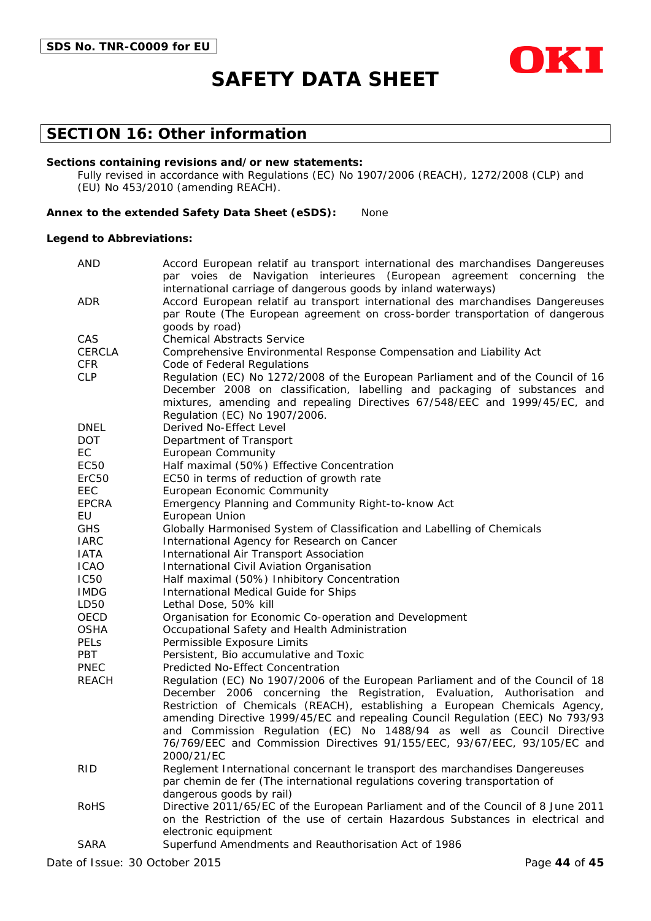# SAFETY DATA SHEET

## SECTION 16: Other information

**Sections containing revisions and/or new statements:**

Fully revised in accordance with Regulations (EC) No 1907/2006 (REACH), 1272/2008 (CLP) and (EU) No 453/2010 (amending REACH).

**Annex to the extended Safety Data Sheet (eSDS):** None

**Legend to Abbreviations:**

| | |
|---|---|
| AND | Accord European relatif au transport international des marchandises Dangereuses par voies de Navigation interieures (European agreement concerning the international carriage of dangerous goods by inland waterways) |
| ADR | Accord European relatif au transport international des marchandises Dangereuses par Route (The European agreement on cross-border transportation of dangerous goods by road) |
| CAS | Chemical Abstracts Service |
| CERCLA | Comprehensive Environmental Response Compensation and Liability Act |
| CFR | Code of Federal Regulations |
| CLP | Regulation (EC) No 1272/2008 of the European Parliament and of the Council of 16 December 2008 on classification, labelling and packaging of substances and mixtures, amending and repealing Directives 67/548/EEC and 1999/45/EC, and Regulation (EC) No 1907/2006. |
| DNEL | Derived No-Effect Level |
| DOT | Department of Transport |
| EC | European Community |
| EC50 | Half maximal (50%) Effective Concentration |
| ErC50 | EC50 in terms of reduction of growth rate |
| EEC | European Economic Community |
| EPCRA | Emergency Planning and Community Right-to-know Act |
| EU | European Union |
| GHS | Globally Harmonised System of Classification and Labelling of Chemicals |
| IARC | International Agency for Research on Cancer |
| IATA | International Air Transport Association |
| ICAO | International Civil Aviation Organisation |
| IC50 | Half maximal (50%) Inhibitory Concentration |
| IMDG | International Medical Guide for Ships |
| LD50 | Lethal Dose, 50% kill |
| OECD | Organisation for Economic Co-operation and Development |
| OSHA | Occupational Safety and Health Administration |
| PELs | Permissible Exposure Limits |
| PBT | Persistent, Bio accumulative and Toxic |
| PNEC | Predicted No-Effect Concentration |
| REACH | Regulation (EC) No 1907/2006 of the European Parliament and of the Council of 18 December 2006 concerning the Registration, Evaluation, Authorisation and Restriction of Chemicals (REACH), establishing a European Chemicals Agency, amending Directive 1999/45/EC and repealing Council Regulation (EEC) No 793/93 and Commission Regulation (EC) No 1488/94 as well as Council Directive 76/769/EEC and Commission Directives 91/155/EEC, 93/67/EEC, 93/105/EC and 2000/21/EC |
| RID | Reglement International concernant le transport des marchandises Dangereuses par chemin de fer (The international regulations covering transportation of dangerous goods by rail) |
| RoHS | Directive 2011/65/EC of the European Parliament and of the Council of 8 June 2011 on the Restriction of the use of certain Hazardous Substances in electrical and electronic equipment |
| SARA | Superfund Amendments and Reauthorisation Act of 1986 |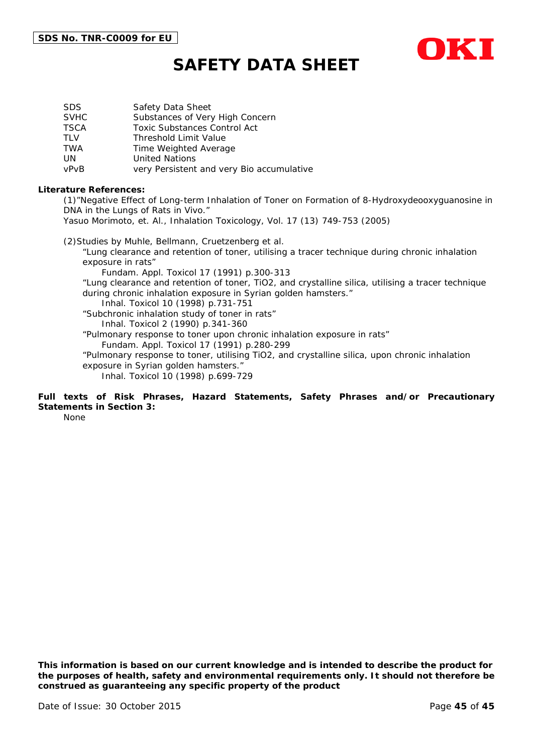| | |
|---|---|
| SDS | Safety Data Sheet |
| SVHC | Substances of Very High Concern |
| TSCA | Toxic Substances Control Act |
| TLV | Threshold Limit Value |
| TWA | Time Weighted Average |
| UN | United Nations |
| vPvB | very Persistent and very Bio accumulative |

**Literature References:**

(1)"Negative Effect of Long-term Inhalation of Toner on Formation of 8-Hydroxydeooxyguanosine in DNA in the Lungs of Rats in Vivo."
Yasuo Morimoto, et. Al., Inhalation Toxicology, Vol. 17 (13) 749-753 (2005)

(2)Studies by Muhle, Bellmann, Cruetzenberg et al.

"Lung clearance and retention of toner, utilising a tracer technique during chronic inhalation exposure in rats"
Fundam. Appl. Toxicol 17 (1991) p.300-313

"Lung clearance and retention of toner, $TiO_2$, and crystalline silica, utilising a tracer technique during chronic inhalation exposure in Syrian golden hamsters."
Inhal. Toxicol 10 (1998) p.731-751

"Subchronic inhalation study of toner in rats"
Inhal. Toxicol 2 (1990) p.341-360

"Pulmonary response to toner upon chronic inhalation exposure in rats"
Fundam. Appl. Toxicol 17 (1991) p.280-299

"Pulmonary response to toner, utilising $TiO_2$, and crystalline silica, upon chronic inhalation exposure in Syrian golden hamsters."
Inhal. Toxicol 10 (1998) p.699-729

**Full texts of Risk Phrases, Hazard Statements, Safety Phrases and/or Precautionary Statements in Section 3:**

None

**This information is based on our current knowledge and is intended to describe the product for the purposes of health, safety and environmental requirements only. It should not therefore be construed as guaranteeing any specific property of the product**

Date of Issue: 30 October 2015